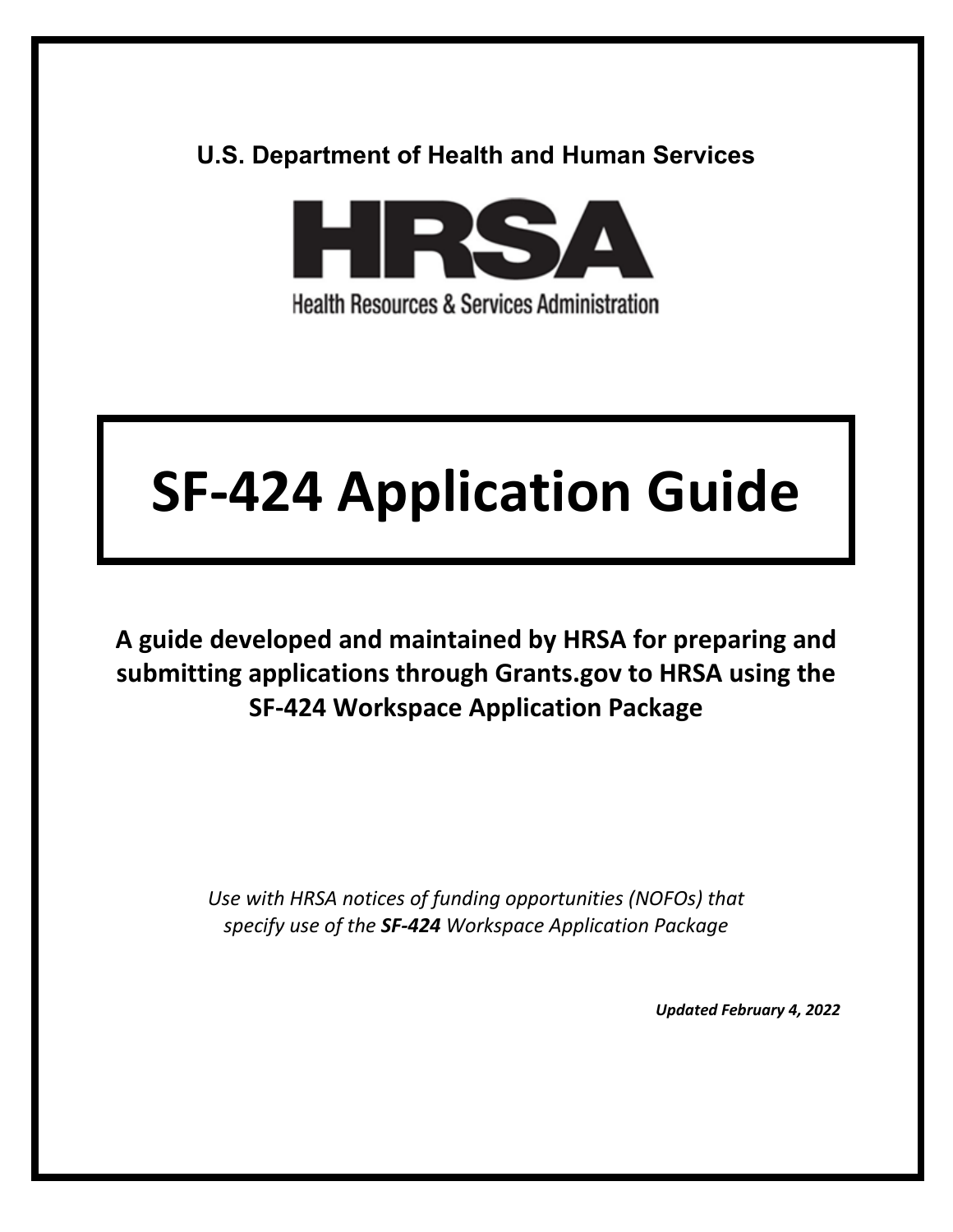U.S. Department of Health and Human Services

HRSA

Health Resources & Services Administration

# SF-424 Application Guide

**A guide developed and maintained by HRSA for preparing and submitting applications through Grants.gov to HRSA using the SF-424 Workspace Application Package**

*Use with HRSA notices of funding opportunities (NOFOs) that specify use of the **SF-424** Workspace Application Package*

***Updated February 4, 2022***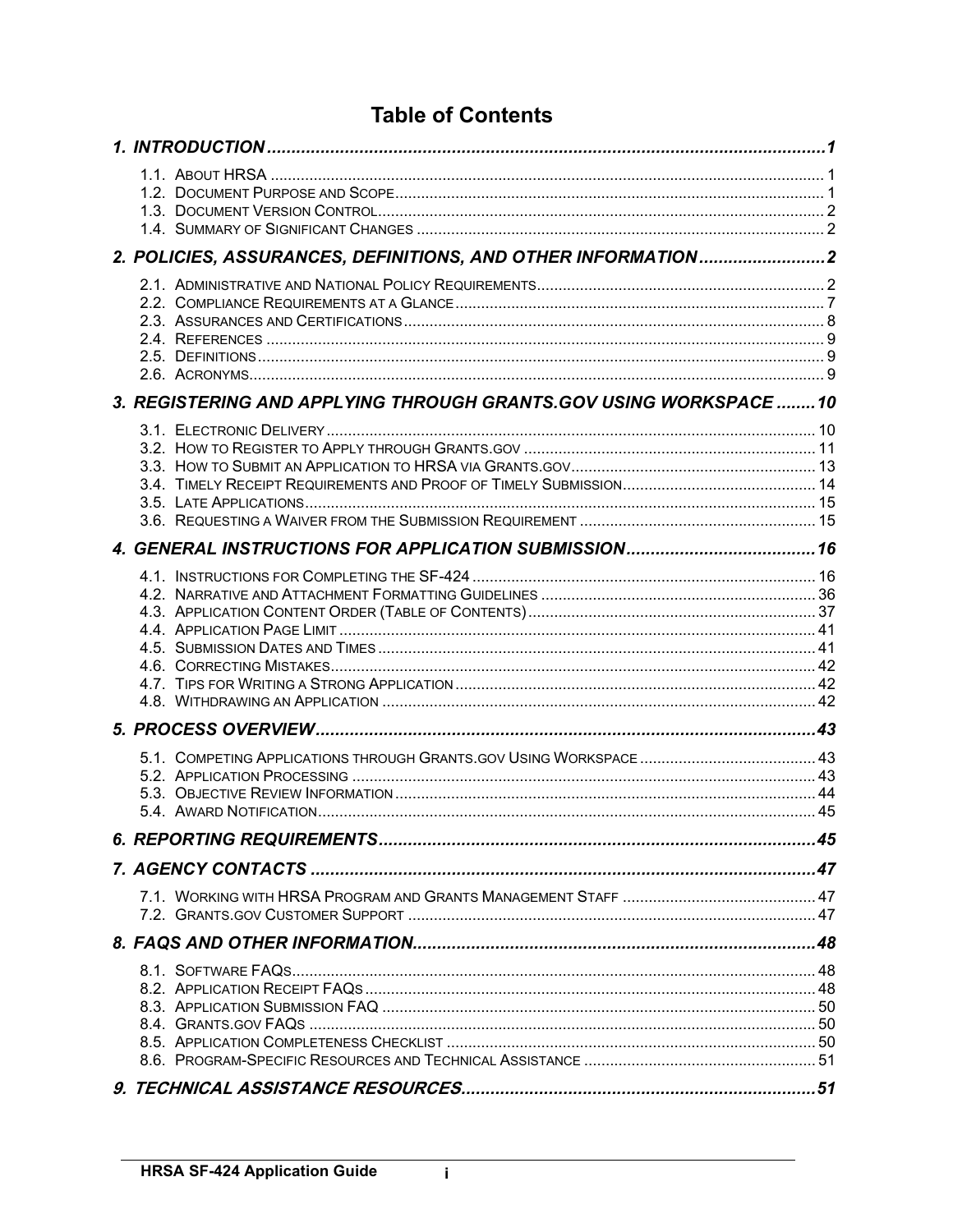# Table of Contents

**1. INTRODUCTION ... 1**

- 1.1. About HRSA ... 1
- 1.2. Document Purpose and Scope ... 1
- 1.3. Document Version Control ... 2
- 1.4. Summary of Significant Changes ... 2

**2. POLICIES, ASSURANCES, DEFINITIONS, AND OTHER INFORMATION ... 2**

- 2.1. Administrative and National Policy Requirements ... 2
- 2.2. Compliance Requirements at a Glance ... 7
- 2.3. Assurances and Certifications ... 8
- 2.4. References ... 9
- 2.5. Definitions ... 9
- 2.6. Acronyms ... 9

**3. REGISTERING AND APPLYING THROUGH GRANTS.GOV USING WORKSPACE ... 10**

- 3.1. Electronic Delivery ... 10
- 3.2. How to Register to Apply through Grants.gov ... 11
- 3.3. How to Submit an Application to HRSA via Grants.gov ... 13
- 3.4. Timely Receipt Requirements and Proof of Timely Submission ... 14
- 3.5. Late Applications ... 15
- 3.6. Requesting a Waiver from the Submission Requirement ... 15

**4. GENERAL INSTRUCTIONS FOR APPLICATION SUBMISSION ... 16**

- 4.1. Instructions for Completing the SF-424 ... 16
- 4.2. Narrative and Attachment Formatting Guidelines ... 36
- 4.3. Application Content Order (Table of Contents) ... 37
- 4.4. Application Page Limit ... 41
- 4.5. Submission Dates and Times ... 41
- 4.6. Correcting Mistakes ... 42
- 4.7. Tips for Writing a Strong Application ... 42
- 4.8. Withdrawing an Application ... 42

**5. PROCESS OVERVIEW ... 43**

- 5.1. Competing Applications through Grants.gov Using Workspace ... 43
- 5.2. Application Processing ... 43
- 5.3. Objective Review Information ... 44
- 5.4. Award Notification ... 45

**6. REPORTING REQUIREMENTS ... 45**

**7. AGENCY CONTACTS ... 47**

- 7.1. Working with HRSA Program and Grants Management Staff ... 47
- 7.2. Grants.gov Customer Support ... 47

**8. FAQS AND OTHER INFORMATION ... 48**

- 8.1. Software FAQs ... 48
- 8.2. Application Receipt FAQs ... 48
- 8.3. Application Submission FAQ ... 50
- 8.4. Grants.gov FAQs ... 50
- 8.5. Application Completeness Checklist ... 50
- 8.6. Program-Specific Resources and Technical Assistance ... 51

**9. TECHNICAL ASSISTANCE RESOURCES ... 51**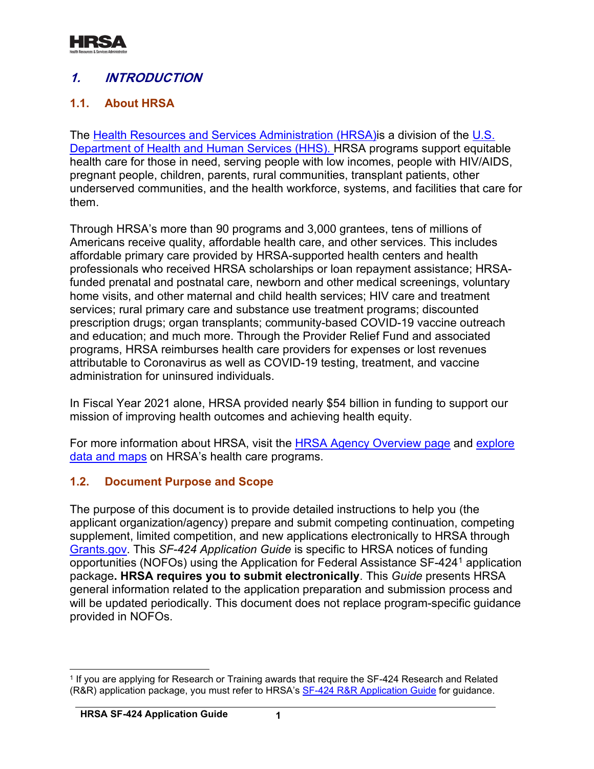# 1. INTRODUCTION

## 1.1. About HRSA

The Health Resources and Services Administration (HRSA)is a division of the U.S. Department of Health and Human Services (HHS). HRSA programs support equitable health care for those in need, serving people with low incomes, people with HIV/AIDS, pregnant people, children, parents, rural communities, transplant patients, other underserved communities, and the health workforce, systems, and facilities that care for them.

Through HRSA's more than 90 programs and 3,000 grantees, tens of millions of Americans receive quality, affordable health care, and other services. This includes affordable primary care provided by HRSA-supported health centers and health professionals who received HRSA scholarships or loan repayment assistance; HRSA-funded prenatal and postnatal care, newborn and other medical screenings, voluntary home visits, and other maternal and child health services; HIV care and treatment services; rural primary care and substance use treatment programs; discounted prescription drugs; organ transplants; community-based COVID-19 vaccine outreach and education; and much more. Through the Provider Relief Fund and associated programs, HRSA reimburses health care providers for expenses or lost revenues attributable to Coronavirus as well as COVID-19 testing, treatment, and vaccine administration for uninsured individuals.

In Fiscal Year 2021 alone, HRSA provided nearly $54 billion in funding to support our mission of improving health outcomes and achieving health equity.

For more information about HRSA, visit the HRSA Agency Overview page and explore data and maps on HRSA's health care programs.

## 1.2. Document Purpose and Scope

The purpose of this document is to provide detailed instructions to help you (the applicant organization/agency) prepare and submit competing continuation, competing supplement, limited competition, and new applications electronically to HRSA through Grants.gov. This *SF-424 Application Guide* is specific to HRSA notices of funding opportunities (NOFOs) using the Application for Federal Assistance SF-424[1] application package**. HRSA requires you to submit electronically**. This *Guide* presents HRSA general information related to the application preparation and submission process and will be updated periodically. This document does not replace program-specific guidance provided in NOFOs.

---

[1] If you are applying for Research or Training awards that require the SF-424 Research and Related (R&R) application package, you must refer to HRSA's SF-424 R&R Application Guide for guidance.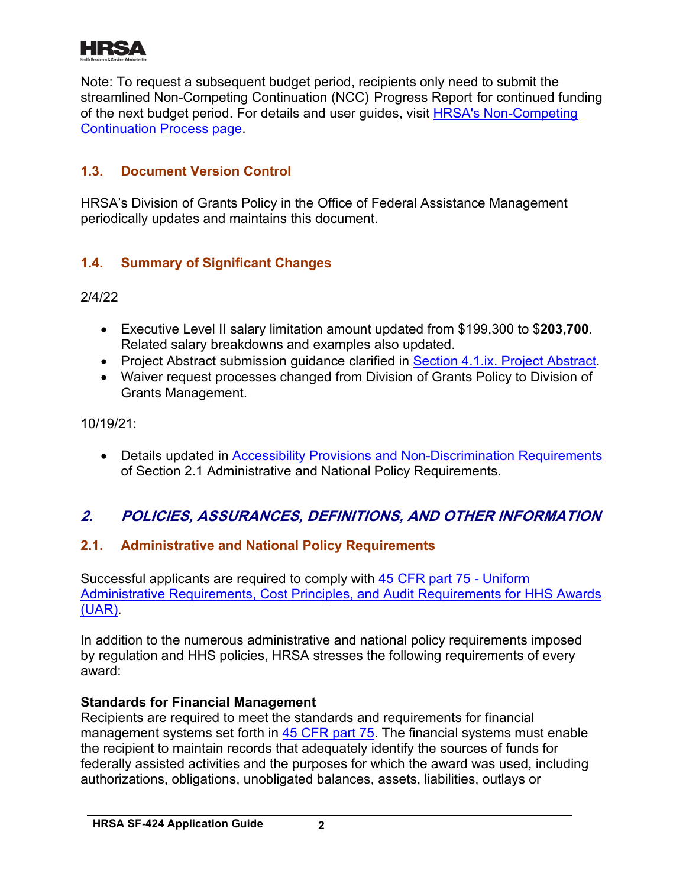Note: To request a subsequent budget period, recipients only need to submit the streamlined Non-Competing Continuation (NCC) Progress Report for continued funding of the next budget period. For details and user guides, visit [HRSA's Non-Competing Continuation Process page](#).

### 1.3. Document Version Control

HRSA's Division of Grants Policy in the Office of Federal Assistance Management periodically updates and maintains this document.

### 1.4. Summary of Significant Changes

2/4/22

- Executive Level II salary limitation amount updated from $199,300 to $**203,700**. Related salary breakdowns and examples also updated.
- Project Abstract submission guidance clarified in [Section 4.1.ix. Project Abstract](#).
- Waiver request processes changed from Division of Grants Policy to Division of Grants Management.

10/19/21:

- Details updated in [Accessibility Provisions and Non-Discrimination Requirements](#) of Section 2.1 Administrative and National Policy Requirements.

## *2. POLICIES, ASSURANCES, DEFINITIONS, AND OTHER INFORMATION*

### 2.1. Administrative and National Policy Requirements

Successful applicants are required to comply with [45 CFR part 75 - Uniform Administrative Requirements, Cost Principles, and Audit Requirements for HHS Awards (UAR)](#).

In addition to the numerous administrative and national policy requirements imposed by regulation and HHS policies, HRSA stresses the following requirements of every award:

**Standards for Financial Management**
Recipients are required to meet the standards and requirements for financial management systems set forth in [45 CFR part 75](#). The financial systems must enable the recipient to maintain records that adequately identify the sources of funds for federally assisted activities and the purposes for which the award was used, including authorizations, obligations, unobligated balances, assets, liabilities, outlays or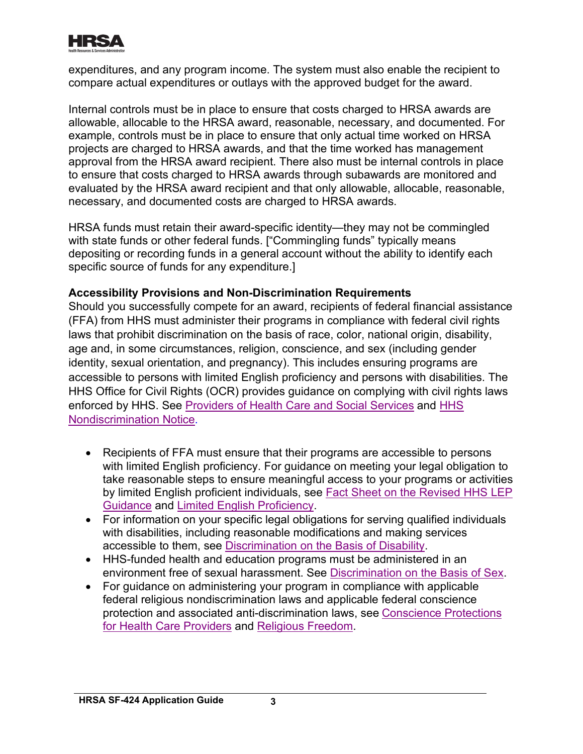expenditures, and any program income. The system must also enable the recipient to compare actual expenditures or outlays with the approved budget for the award.

Internal controls must be in place to ensure that costs charged to HRSA awards are allowable, allocable to the HRSA award, reasonable, necessary, and documented. For example, controls must be in place to ensure that only actual time worked on HRSA projects are charged to HRSA awards, and that the time worked has management approval from the HRSA award recipient. There also must be internal controls in place to ensure that costs charged to HRSA awards through subawards are monitored and evaluated by the HRSA award recipient and that only allowable, allocable, reasonable, necessary, and documented costs are charged to HRSA awards.

HRSA funds must retain their award-specific identity—they may not be commingled with state funds or other federal funds. ["Commingling funds" typically means depositing or recording funds in a general account without the ability to identify each specific source of funds for any expenditure.]

**Accessibility Provisions and Non-Discrimination Requirements**

Should you successfully compete for an award, recipients of federal financial assistance (FFA) from HHS must administer their programs in compliance with federal civil rights laws that prohibit discrimination on the basis of race, color, national origin, disability, age and, in some circumstances, religion, conscience, and sex (including gender identity, sexual orientation, and pregnancy). This includes ensuring programs are accessible to persons with limited English proficiency and persons with disabilities. The HHS Office for Civil Rights (OCR) provides guidance on complying with civil rights laws enforced by HHS. See Providers of Health Care and Social Services and HHS Nondiscrimination Notice.

- Recipients of FFA must ensure that their programs are accessible to persons with limited English proficiency. For guidance on meeting your legal obligation to take reasonable steps to ensure meaningful access to your programs or activities by limited English proficient individuals, see Fact Sheet on the Revised HHS LEP Guidance and Limited English Proficiency.
- For information on your specific legal obligations for serving qualified individuals with disabilities, including reasonable modifications and making services accessible to them, see Discrimination on the Basis of Disability.
- HHS-funded health and education programs must be administered in an environment free of sexual harassment. See Discrimination on the Basis of Sex.
- For guidance on administering your program in compliance with applicable federal religious nondiscrimination laws and applicable federal conscience protection and associated anti-discrimination laws, see Conscience Protections for Health Care Providers and Religious Freedom.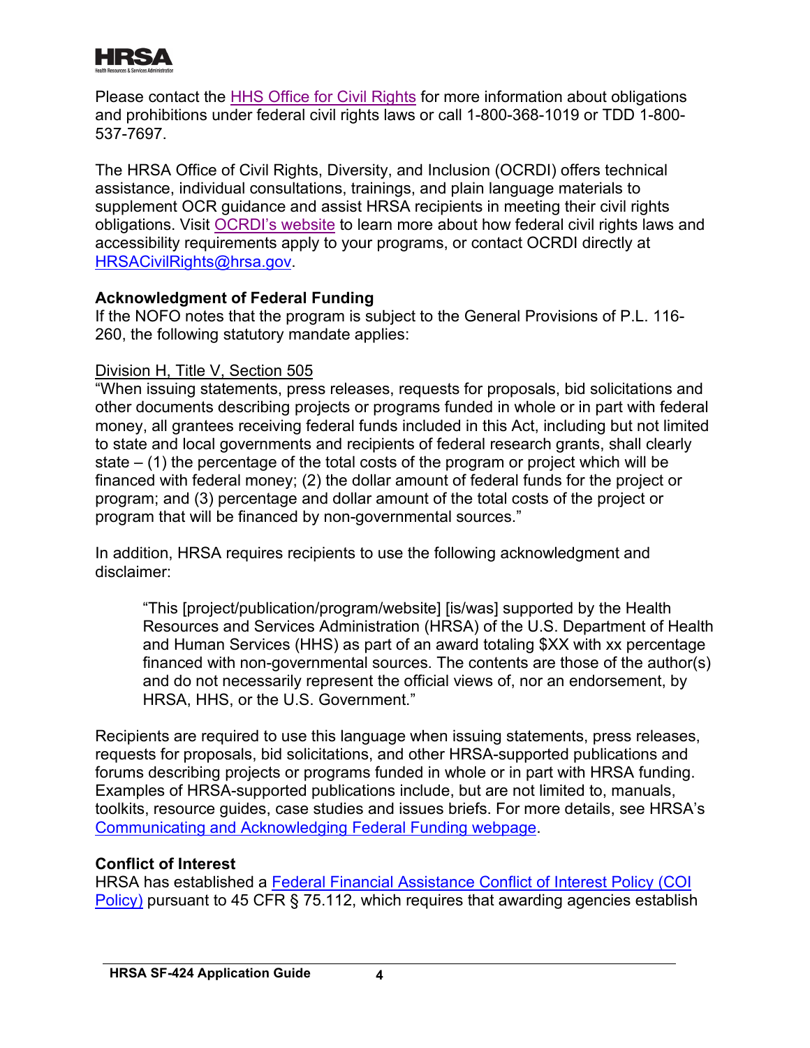Please contact the [HHS Office for Civil Rights](#) for more information about obligations and prohibitions under federal civil rights laws or call 1-800-368-1019 or TDD 1-800-537-7697.

The HRSA Office of Civil Rights, Diversity, and Inclusion (OCRDI) offers technical assistance, individual consultations, trainings, and plain language materials to supplement OCR guidance and assist HRSA recipients in meeting their civil rights obligations. Visit [OCRDI's website](#) to learn more about how federal civil rights laws and accessibility requirements apply to your programs, or contact OCRDI directly at [HRSACivilRights@hrsa.gov](mailto:HRSACivilRights@hrsa.gov).

**Acknowledgment of Federal Funding**

If the NOFO notes that the program is subject to the General Provisions of P.L. 116-260, the following statutory mandate applies:

<u>Division H, Title V, Section 505</u>

"When issuing statements, press releases, requests for proposals, bid solicitations and other documents describing projects or programs funded in whole or in part with federal money, all grantees receiving federal funds included in this Act, including but not limited to state and local governments and recipients of federal research grants, shall clearly state – (1) the percentage of the total costs of the program or project which will be financed with federal money; (2) the dollar amount of federal funds for the project or program; and (3) percentage and dollar amount of the total costs of the project or program that will be financed by non-governmental sources."

In addition, HRSA requires recipients to use the following acknowledgment and disclaimer:

> "This [project/publication/program/website] [is/was] supported by the Health Resources and Services Administration (HRSA) of the U.S. Department of Health and Human Services (HHS) as part of an award totaling $XX with xx percentage financed with non-governmental sources. The contents are those of the author(s) and do not necessarily represent the official views of, nor an endorsement, by HRSA, HHS, or the U.S. Government."

Recipients are required to use this language when issuing statements, press releases, requests for proposals, bid solicitations, and other HRSA-supported publications and forums describing projects or programs funded in whole or in part with HRSA funding. Examples of HRSA-supported publications include, but are not limited to, manuals, toolkits, resource guides, case studies and issues briefs. For more details, see HRSA's [Communicating and Acknowledging Federal Funding webpage](#).

**Conflict of Interest**

HRSA has established a [Federal Financial Assistance Conflict of Interest Policy (COI Policy)](#) pursuant to 45 CFR § 75.112, which requires that awarding agencies establish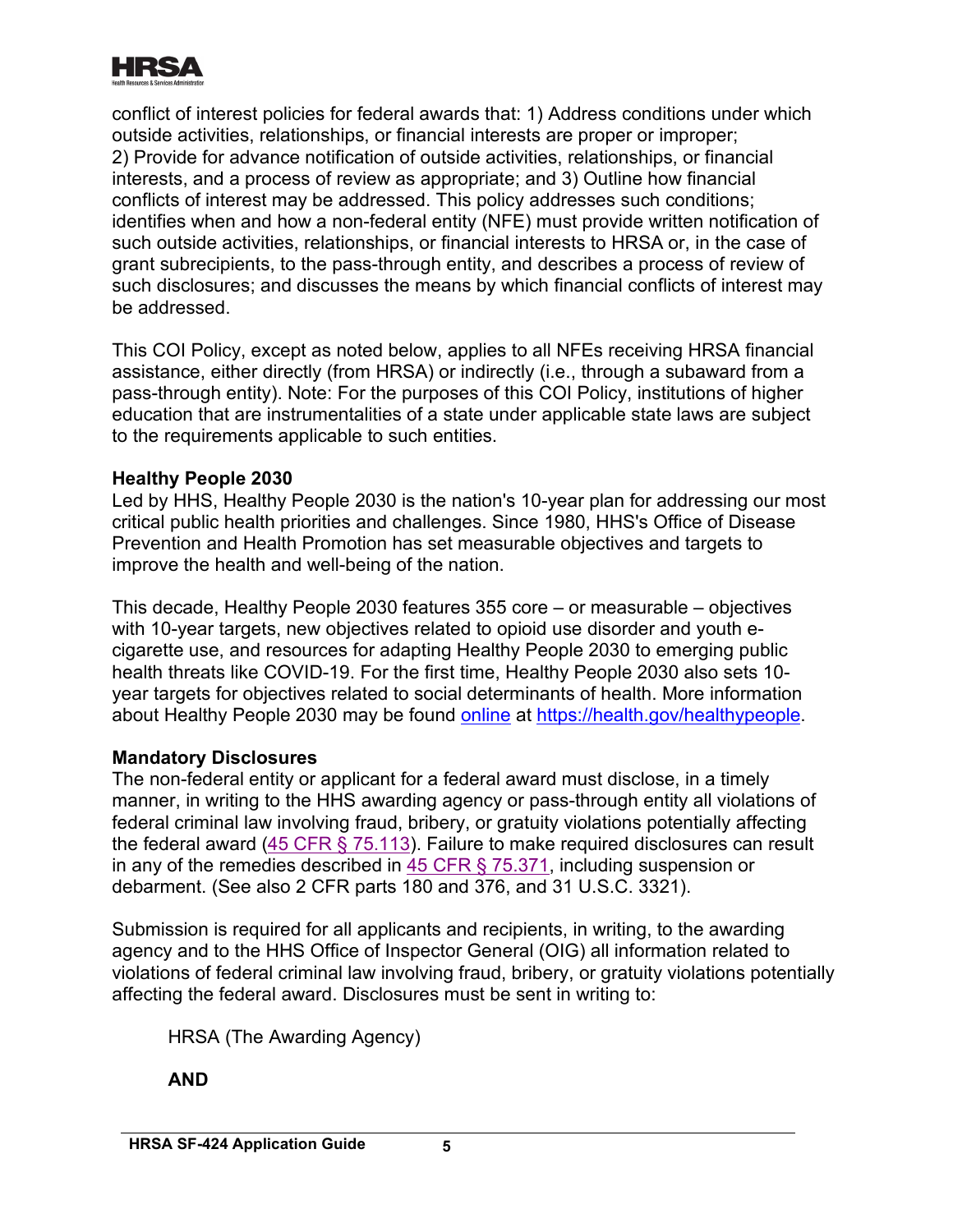conflict of interest policies for federal awards that: 1) Address conditions under which outside activities, relationships, or financial interests are proper or improper; 2) Provide for advance notification of outside activities, relationships, or financial interests, and a process of review as appropriate; and 3) Outline how financial conflicts of interest may be addressed. This policy addresses such conditions; identifies when and how a non-federal entity (NFE) must provide written notification of such outside activities, relationships, or financial interests to HRSA or, in the case of grant subrecipients, to the pass-through entity, and describes a process of review of such disclosures; and discusses the means by which financial conflicts of interest may be addressed.

This COI Policy, except as noted below, applies to all NFEs receiving HRSA financial assistance, either directly (from HRSA) or indirectly (i.e., through a subaward from a pass-through entity). Note: For the purposes of this COI Policy, institutions of higher education that are instrumentalities of a state under applicable state laws are subject to the requirements applicable to such entities.

**Healthy People 2030**

Led by HHS, Healthy People 2030 is the nation's 10-year plan for addressing our most critical public health priorities and challenges. Since 1980, HHS's Office of Disease Prevention and Health Promotion has set measurable objectives and targets to improve the health and well-being of the nation.

This decade, Healthy People 2030 features 355 core – or measurable – objectives with 10-year targets, new objectives related to opioid use disorder and youth e-cigarette use, and resources for adapting Healthy People 2030 to emerging public health threats like COVID-19. For the first time, Healthy People 2030 also sets 10-year targets for objectives related to social determinants of health. More information about Healthy People 2030 may be found [online](https://health.gov/healthypeople) at https://health.gov/healthypeople.

**Mandatory Disclosures**

The non-federal entity or applicant for a federal award must disclose, in a timely manner, in writing to the HHS awarding agency or pass-through entity all violations of federal criminal law involving fraud, bribery, or gratuity violations potentially affecting the federal award (45 CFR § 75.113). Failure to make required disclosures can result in any of the remedies described in 45 CFR § 75.371, including suspension or debarment. (See also 2 CFR parts 180 and 376, and 31 U.S.C. 3321).

Submission is required for all applicants and recipients, in writing, to the awarding agency and to the HHS Office of Inspector General (OIG) all information related to violations of federal criminal law involving fraud, bribery, or gratuity violations potentially affecting the federal award. Disclosures must be sent in writing to:

HRSA (The Awarding Agency)

**AND**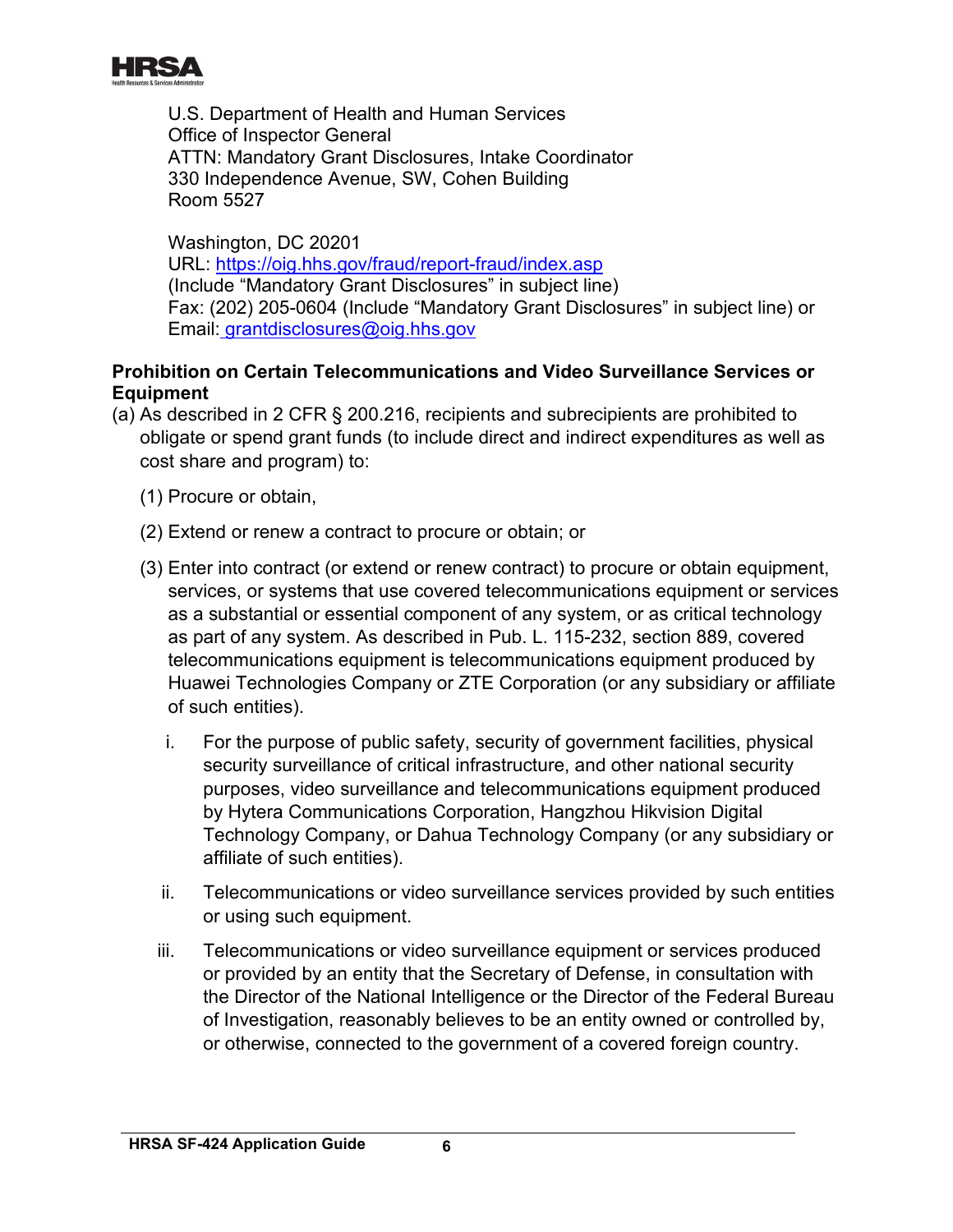U.S. Department of Health and Human Services
Office of Inspector General
ATTN: Mandatory Grant Disclosures, Intake Coordinator
330 Independence Avenue, SW, Cohen Building
Room 5527

Washington, DC 20201
URL: [https://oig.hhs.gov/fraud/report-fraud/index.asp](https://oig.hhs.gov/fraud/report-fraud/index.asp)
(Include "Mandatory Grant Disclosures" in subject line)
Fax: (202) 205-0604 (Include "Mandatory Grant Disclosures" in subject line) or
Email: [grantdisclosures@oig.hhs.gov](mailto:grantdisclosures@oig.hhs.gov)

**Prohibition on Certain Telecommunications and Video Surveillance Services or Equipment**

(a) As described in 2 CFR § 200.216, recipients and subrecipients are prohibited to obligate or spend grant funds (to include direct and indirect expenditures as well as cost share and program) to:

(1) Procure or obtain,

(2) Extend or renew a contract to procure or obtain; or

(3) Enter into contract (or extend or renew contract) to procure or obtain equipment, services, or systems that use covered telecommunications equipment or services as a substantial or essential component of any system, or as critical technology as part of any system. As described in Pub. L. 115-232, section 889, covered telecommunications equipment is telecommunications equipment produced by Huawei Technologies Company or ZTE Corporation (or any subsidiary or affiliate of such entities).

i. For the purpose of public safety, security of government facilities, physical security surveillance of critical infrastructure, and other national security purposes, video surveillance and telecommunications equipment produced by Hytera Communications Corporation, Hangzhou Hikvision Digital Technology Company, or Dahua Technology Company (or any subsidiary or affiliate of such entities).

ii. Telecommunications or video surveillance services provided by such entities or using such equipment.

iii. Telecommunications or video surveillance equipment or services produced or provided by an entity that the Secretary of Defense, in consultation with the Director of the National Intelligence or the Director of the Federal Bureau of Investigation, reasonably believes to be an entity owned or controlled by, or otherwise, connected to the government of a covered foreign country.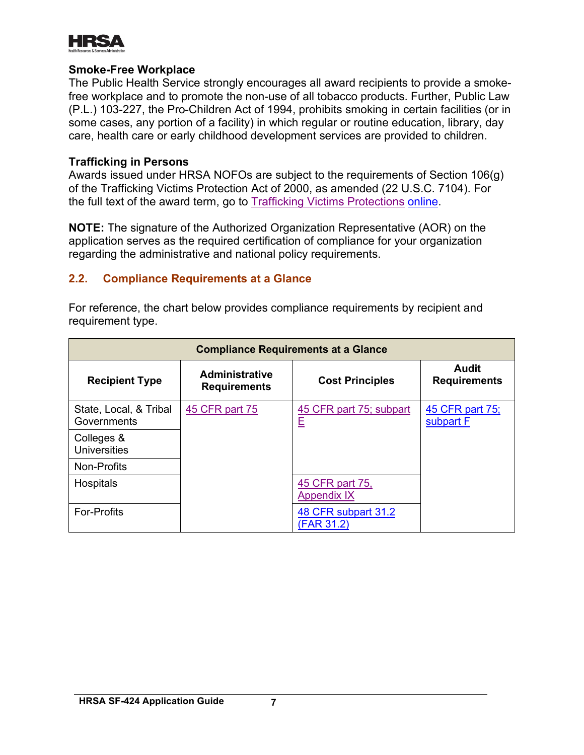**Smoke-Free Workplace**

The Public Health Service strongly encourages all award recipients to provide a smoke-free workplace and to promote the non-use of all tobacco products. Further, Public Law (P.L.) 103-227, the Pro-Children Act of 1994, prohibits smoking in certain facilities (or in some cases, any portion of a facility) in which regular or routine education, library, day care, health care or early childhood development services are provided to children.

**Trafficking in Persons**

Awards issued under HRSA NOFOs are subject to the requirements of Section 106(g) of the Trafficking Victims Protection Act of 2000, as amended (22 U.S.C. 7104). For the full text of the award term, go to Trafficking Victims Protections online.

**NOTE:** The signature of the Authorized Organization Representative (AOR) on the application serves as the required certification of compliance for your organization regarding the administrative and national policy requirements.

## 2.2. Compliance Requirements at a Glance

For reference, the chart below provides compliance requirements by recipient and requirement type.

| Compliance Requirements at a Glance | | | |
|---|---|---|---|
| **Recipient Type** | **Administrative Requirements** | **Cost Principles** | **Audit Requirements** |
| State, Local, & Tribal Governments | 45 CFR part 75 | 45 CFR part 75; subpart E | 45 CFR part 75; subpart F |
| Colleges & Universities | | | |
| Non-Profits | | | |
| Hospitals | | 45 CFR part 75, Appendix IX | |
| For-Profits | | 48 CFR subpart 31.2 (FAR 31.2) | |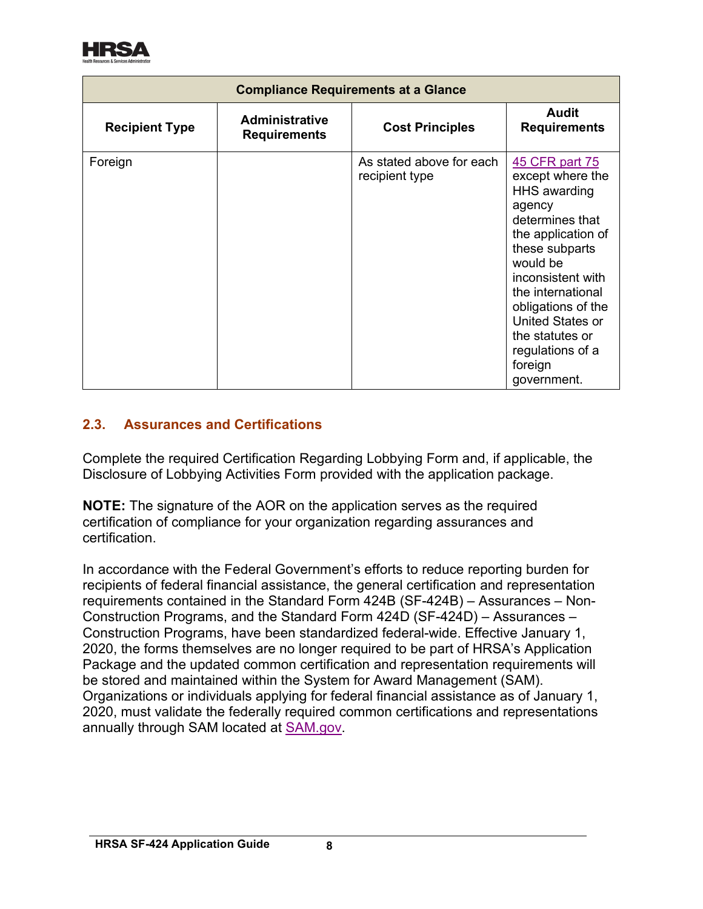| Compliance Requirements at a Glance | | | |
|---|---|---|---|
| **Recipient Type** | **Administrative Requirements** | **Cost Principles** | **Audit Requirements** |
| Foreign | | As stated above for each recipient type | 45 CFR part 75 except where the HHS awarding agency determines that the application of these subparts would be inconsistent with the international obligations of the United States or the statutes or regulations of a foreign government. |

## 2.3. Assurances and Certifications

Complete the required Certification Regarding Lobbying Form and, if applicable, the Disclosure of Lobbying Activities Form provided with the application package.

**NOTE:** The signature of the AOR on the application serves as the required certification of compliance for your organization regarding assurances and certification.

In accordance with the Federal Government's efforts to reduce reporting burden for recipients of federal financial assistance, the general certification and representation requirements contained in the Standard Form 424B (SF-424B) – Assurances – Non-Construction Programs, and the Standard Form 424D (SF-424D) – Assurances – Construction Programs, have been standardized federal-wide. Effective January 1, 2020, the forms themselves are no longer required to be part of HRSA's Application Package and the updated common certification and representation requirements will be stored and maintained within the System for Award Management (SAM). Organizations or individuals applying for federal financial assistance as of January 1, 2020, must validate the federally required common certifications and representations annually through SAM located at SAM.gov.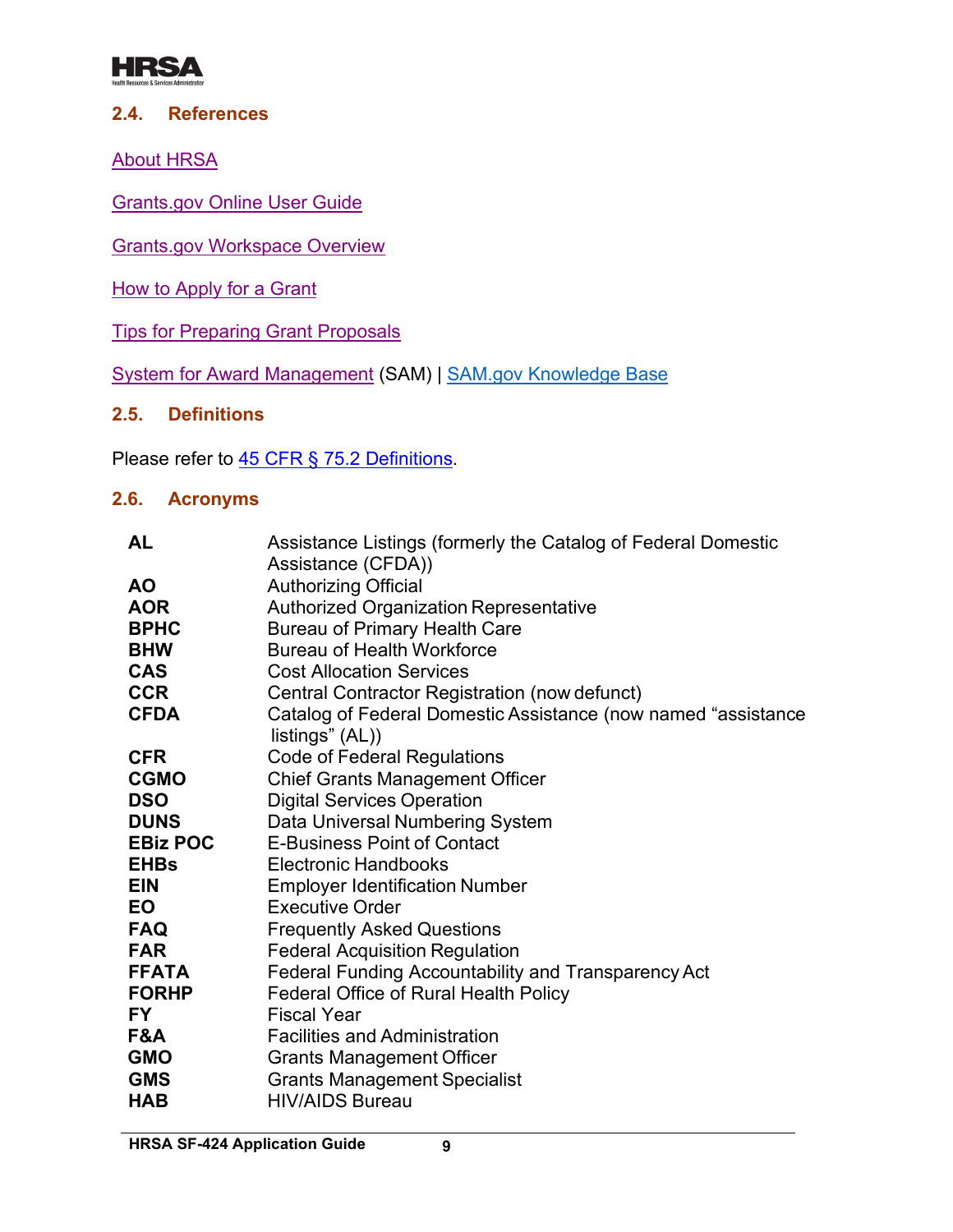## 2.4. References

About HRSA

Grants.gov Online User Guide

Grants.gov Workspace Overview

How to Apply for a Grant

Tips for Preparing Grant Proposals

System for Award Management (SAM) | SAM.gov Knowledge Base

## 2.5. Definitions

Please refer to 45 CFR § 75.2 Definitions.

## 2.6. Acronyms

| | |
|---|---|
| **AL** | Assistance Listings (formerly the Catalog of Federal Domestic Assistance (CFDA)) |
| **AO** | Authorizing Official |
| **AOR** | Authorized Organization Representative |
| **BPHC** | Bureau of Primary Health Care |
| **BHW** | Bureau of Health Workforce |
| **CAS** | Cost Allocation Services |
| **CCR** | Central Contractor Registration (now defunct) |
| **CFDA** | Catalog of Federal Domestic Assistance (now named "assistance listings" (AL)) |
| **CFR** | Code of Federal Regulations |
| **CGMO** | Chief Grants Management Officer |
| **DSO** | Digital Services Operation |
| **DUNS** | Data Universal Numbering System |
| **EBiz POC** | E-Business Point of Contact |
| **EHBs** | Electronic Handbooks |
| **EIN** | Employer Identification Number |
| **EO** | Executive Order |
| **FAQ** | Frequently Asked Questions |
| **FAR** | Federal Acquisition Regulation |
| **FFATA** | Federal Funding Accountability and Transparency Act |
| **FORHP** | Federal Office of Rural Health Policy |
| **FY** | Fiscal Year |
| **F&A** | Facilities and Administration |
| **GMO** | Grants Management Officer |
| **GMS** | Grants Management Specialist |
| **HAB** | HIV/AIDS Bureau |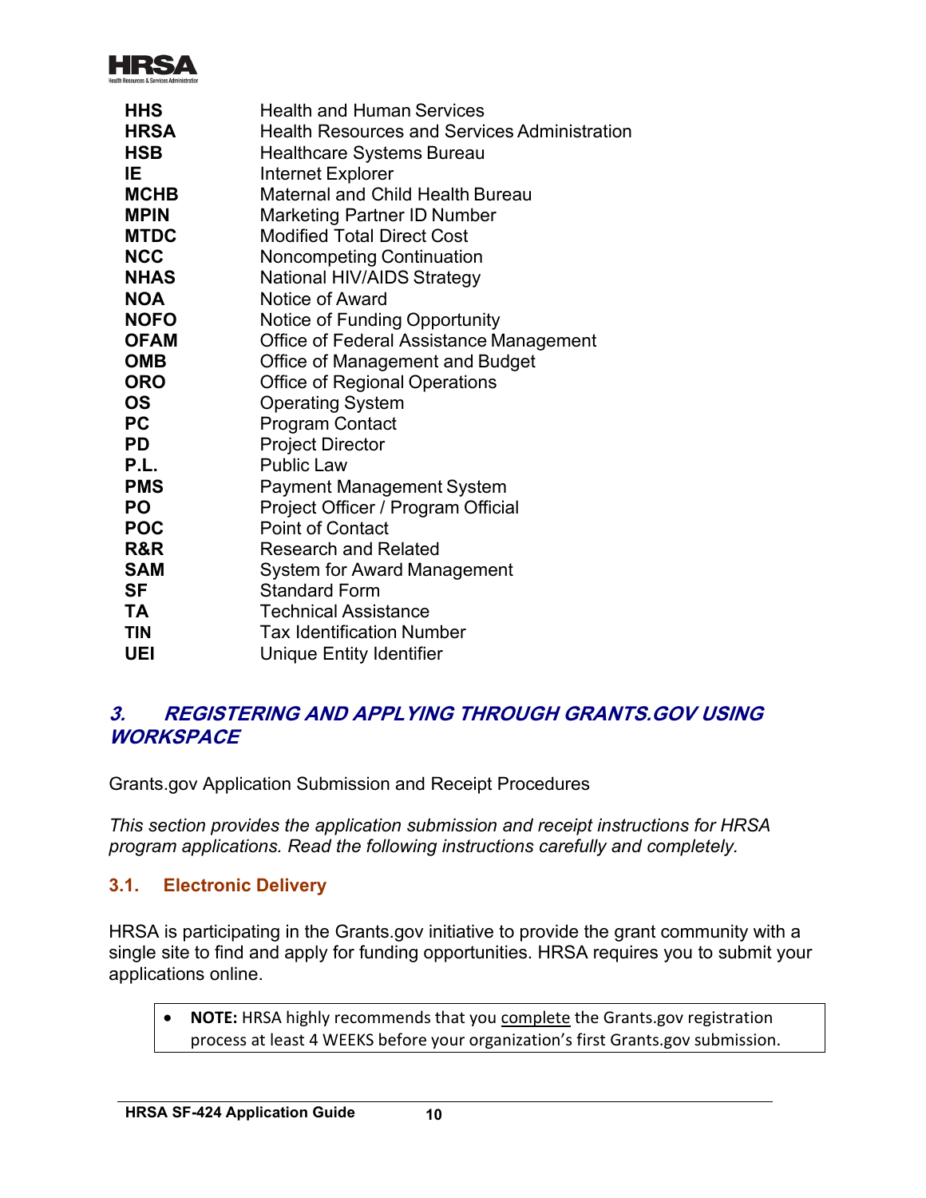| | |
|---|---|
| **HHS** | Health and Human Services |
| **HRSA** | Health Resources and Services Administration |
| **HSB** | Healthcare Systems Bureau |
| **IE** | Internet Explorer |
| **MCHB** | Maternal and Child Health Bureau |
| **MPIN** | Marketing Partner ID Number |
| **MTDC** | Modified Total Direct Cost |
| **NCC** | Noncompeting Continuation |
| **NHAS** | National HIV/AIDS Strategy |
| **NOA** | Notice of Award |
| **NOFO** | Notice of Funding Opportunity |
| **OFAM** | Office of Federal Assistance Management |
| **OMB** | Office of Management and Budget |
| **ORO** | Office of Regional Operations |
| **OS** | Operating System |
| **PC** | Program Contact |
| **PD** | Project Director |
| **P.L.** | Public Law |
| **PMS** | Payment Management System |
| **PO** | Project Officer / Program Official |
| **POC** | Point of Contact |
| **R&R** | Research and Related |
| **SAM** | System for Award Management |
| **SF** | Standard Form |
| **TA** | Technical Assistance |
| **TIN** | Tax Identification Number |
| **UEI** | Unique Entity Identifier |

## *3. REGISTERING AND APPLYING THROUGH GRANTS.GOV USING WORKSPACE*

Grants.gov Application Submission and Receipt Procedures

*This section provides the application submission and receipt instructions for HRSA program applications. Read the following instructions carefully and completely.*

### 3.1. Electronic Delivery

HRSA is participating in the Grants.gov initiative to provide the grant community with a single site to find and apply for funding opportunities. HRSA requires you to submit your applications online.

- **NOTE:** HRSA highly recommends that you complete the Grants.gov registration process at least 4 WEEKS before your organization's first Grants.gov submission.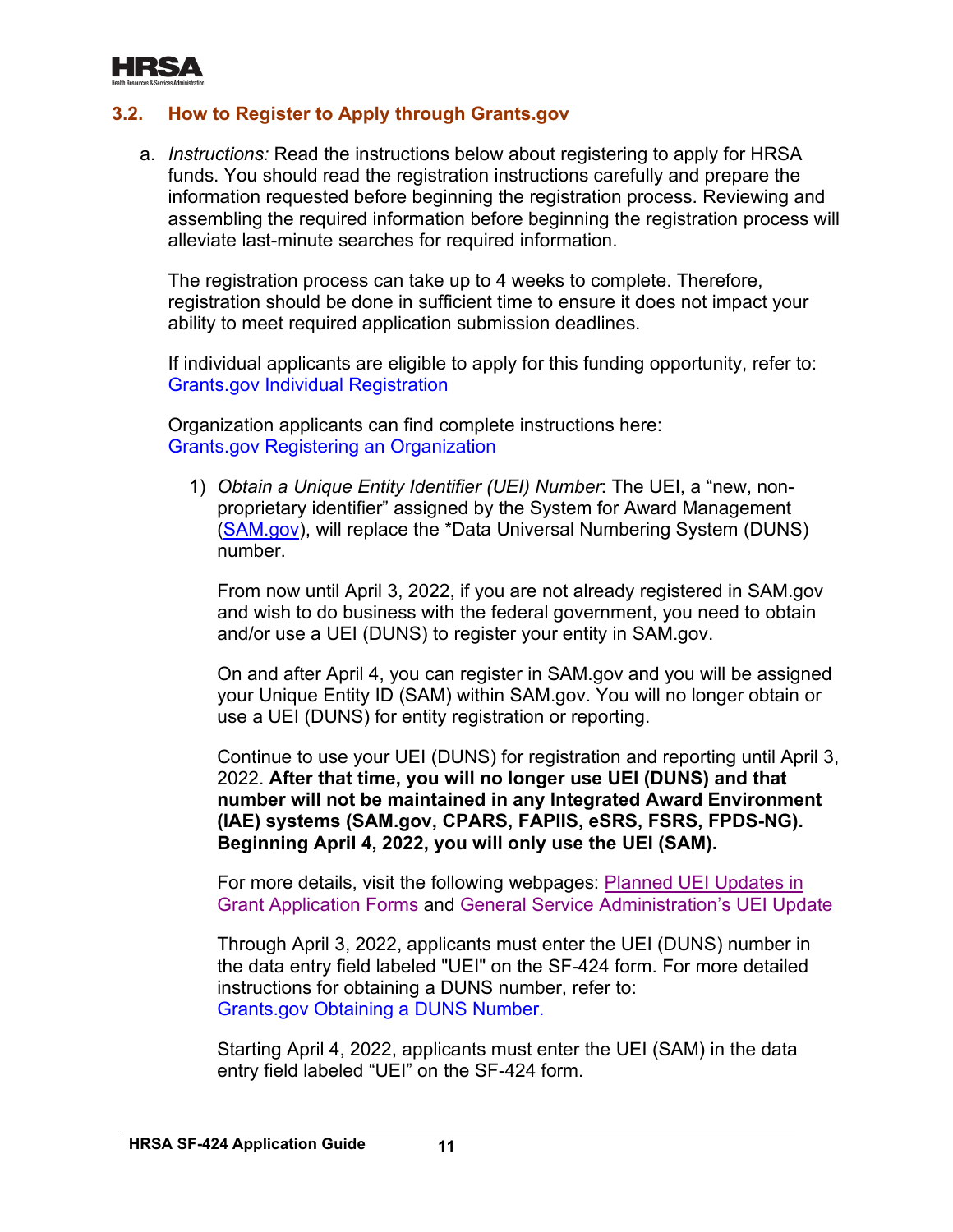### 3.2. How to Register to Apply through Grants.gov

a. *Instructions:* Read the instructions below about registering to apply for HRSA funds. You should read the registration instructions carefully and prepare the information requested before beginning the registration process. Reviewing and assembling the required information before beginning the registration process will alleviate last-minute searches for required information.

   The registration process can take up to 4 weeks to complete. Therefore, registration should be done in sufficient time to ensure it does not impact your ability to meet required application submission deadlines.

   If individual applicants are eligible to apply for this funding opportunity, refer to: Grants.gov Individual Registration

   Organization applicants can find complete instructions here: Grants.gov Registering an Organization

   1) *Obtain a Unique Entity Identifier (UEI) Number*: The UEI, a "new, non-proprietary identifier" assigned by the System for Award Management (SAM.gov), will replace the *Data Universal Numbering System (DUNS) number.

      From now until April 3, 2022, if you are not already registered in SAM.gov and wish to do business with the federal government, you need to obtain and/or use a UEI (DUNS) to register your entity in SAM.gov.

      On and after April 4, you can register in SAM.gov and you will be assigned your Unique Entity ID (SAM) within SAM.gov. You will no longer obtain or use a UEI (DUNS) for entity registration or reporting.

      Continue to use your UEI (DUNS) for registration and reporting until April 3, 2022. **After that time, you will no longer use UEI (DUNS) and that number will not be maintained in any Integrated Award Environment (IAE) systems (SAM.gov, CPARS, FAPIIS, eSRS, FSRS, FPDS-NG). Beginning April 4, 2022, you will only use the UEI (SAM).**

      For more details, visit the following webpages: Planned UEI Updates in Grant Application Forms and General Service Administration's UEI Update

      Through April 3, 2022, applicants must enter the UEI (DUNS) number in the data entry field labeled "UEI" on the SF-424 form. For more detailed instructions for obtaining a DUNS number, refer to: Grants.gov Obtaining a DUNS Number.

      Starting April 4, 2022, applicants must enter the UEI (SAM) in the data entry field labeled "UEI" on the SF-424 form.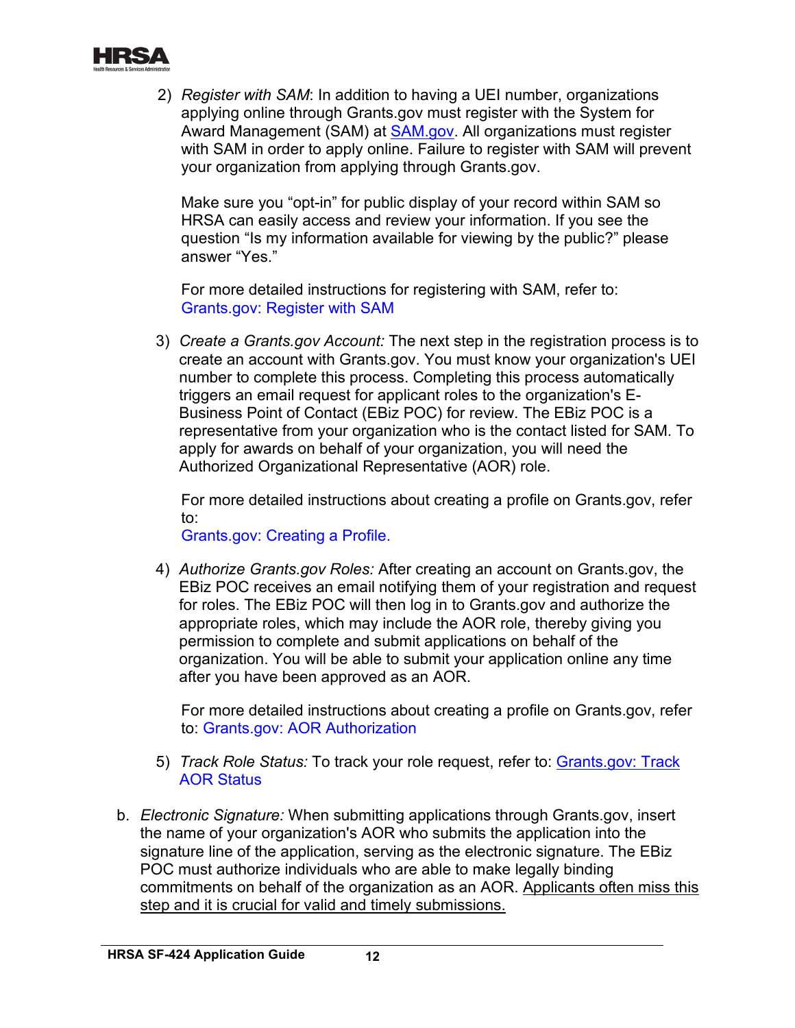2) *Register with SAM*: In addition to having a UEI number, organizations applying online through Grants.gov must register with the System for Award Management (SAM) at [SAM.gov](). All organizations must register with SAM in order to apply online. Failure to register with SAM will prevent your organization from applying through Grants.gov.

   Make sure you "opt-in" for public display of your record within SAM so HRSA can easily access and review your information. If you see the question "Is my information available for viewing by the public?" please answer "Yes."

   For more detailed instructions for registering with SAM, refer to: Grants.gov: Register with SAM

3) *Create a Grants.gov Account:* The next step in the registration process is to create an account with Grants.gov. You must know your organization's UEI number to complete this process. Completing this process automatically triggers an email request for applicant roles to the organization's E-Business Point of Contact (EBiz POC) for review. The EBiz POC is a representative from your organization who is the contact listed for SAM. To apply for awards on behalf of your organization, you will need the Authorized Organizational Representative (AOR) role.

   For more detailed instructions about creating a profile on Grants.gov, refer to:
   Grants.gov: Creating a Profile.

4) *Authorize Grants.gov Roles:* After creating an account on Grants.gov, the EBiz POC receives an email notifying them of your registration and request for roles. The EBiz POC will then log in to Grants.gov and authorize the appropriate roles, which may include the AOR role, thereby giving you permission to complete and submit applications on behalf of the organization. You will be able to submit your application online any time after you have been approved as an AOR.

   For more detailed instructions about creating a profile on Grants.gov, refer to: Grants.gov: AOR Authorization

5) *Track Role Status:* To track your role request, refer to: Grants.gov: Track AOR Status

b. *Electronic Signature:* When submitting applications through Grants.gov, insert the name of your organization's AOR who submits the application into the signature line of the application, serving as the electronic signature. The EBiz POC must authorize individuals who are able to make legally binding commitments on behalf of the organization as an AOR. Applicants often miss this step and it is crucial for valid and timely submissions.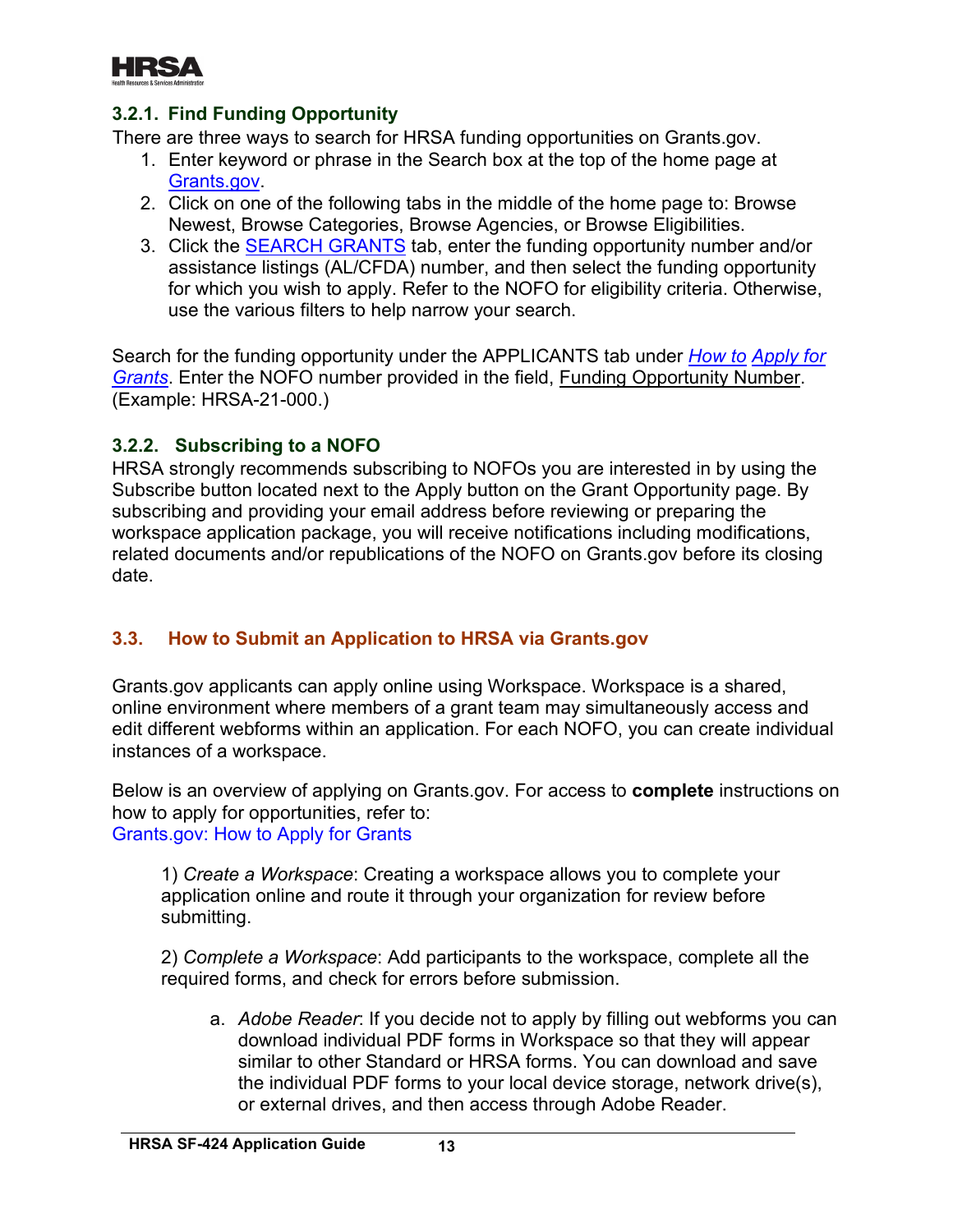#### 3.2.1. Find Funding Opportunity

There are three ways to search for HRSA funding opportunities on Grants.gov.

1. Enter keyword or phrase in the Search box at the top of the home page at [Grants.gov](Grants.gov).
2. Click on one of the following tabs in the middle of the home page to: Browse Newest, Browse Categories, Browse Agencies, or Browse Eligibilities.
3. Click the SEARCH GRANTS tab, enter the funding opportunity number and/or assistance listings (AL/CFDA) number, and then select the funding opportunity for which you wish to apply. Refer to the NOFO for eligibility criteria. Otherwise, use the various filters to help narrow your search.

Search for the funding opportunity under the APPLICANTS tab under *How to Apply for Grants*. Enter the NOFO number provided in the field, Funding Opportunity Number. (Example: HRSA-21-000.)

#### 3.2.2. Subscribing to a NOFO

HRSA strongly recommends subscribing to NOFOs you are interested in by using the Subscribe button located next to the Apply button on the Grant Opportunity page. By subscribing and providing your email address before reviewing or preparing the workspace application package, you will receive notifications including modifications, related documents and/or republications of the NOFO on Grants.gov before its closing date.

### 3.3. How to Submit an Application to HRSA via Grants.gov

Grants.gov applicants can apply online using Workspace. Workspace is a shared, online environment where members of a grant team may simultaneously access and edit different webforms within an application. For each NOFO, you can create individual instances of a workspace.

Below is an overview of applying on Grants.gov. For access to **complete** instructions on how to apply for opportunities, refer to:
Grants.gov: How to Apply for Grants

1) *Create a Workspace*: Creating a workspace allows you to complete your application online and route it through your organization for review before submitting.

2) *Complete a Workspace*: Add participants to the workspace, complete all the required forms, and check for errors before submission.

   a. *Adobe Reader*: If you decide not to apply by filling out webforms you can download individual PDF forms in Workspace so that they will appear similar to other Standard or HRSA forms. You can download and save the individual PDF forms to your local device storage, network drive(s), or external drives, and then access through Adobe Reader.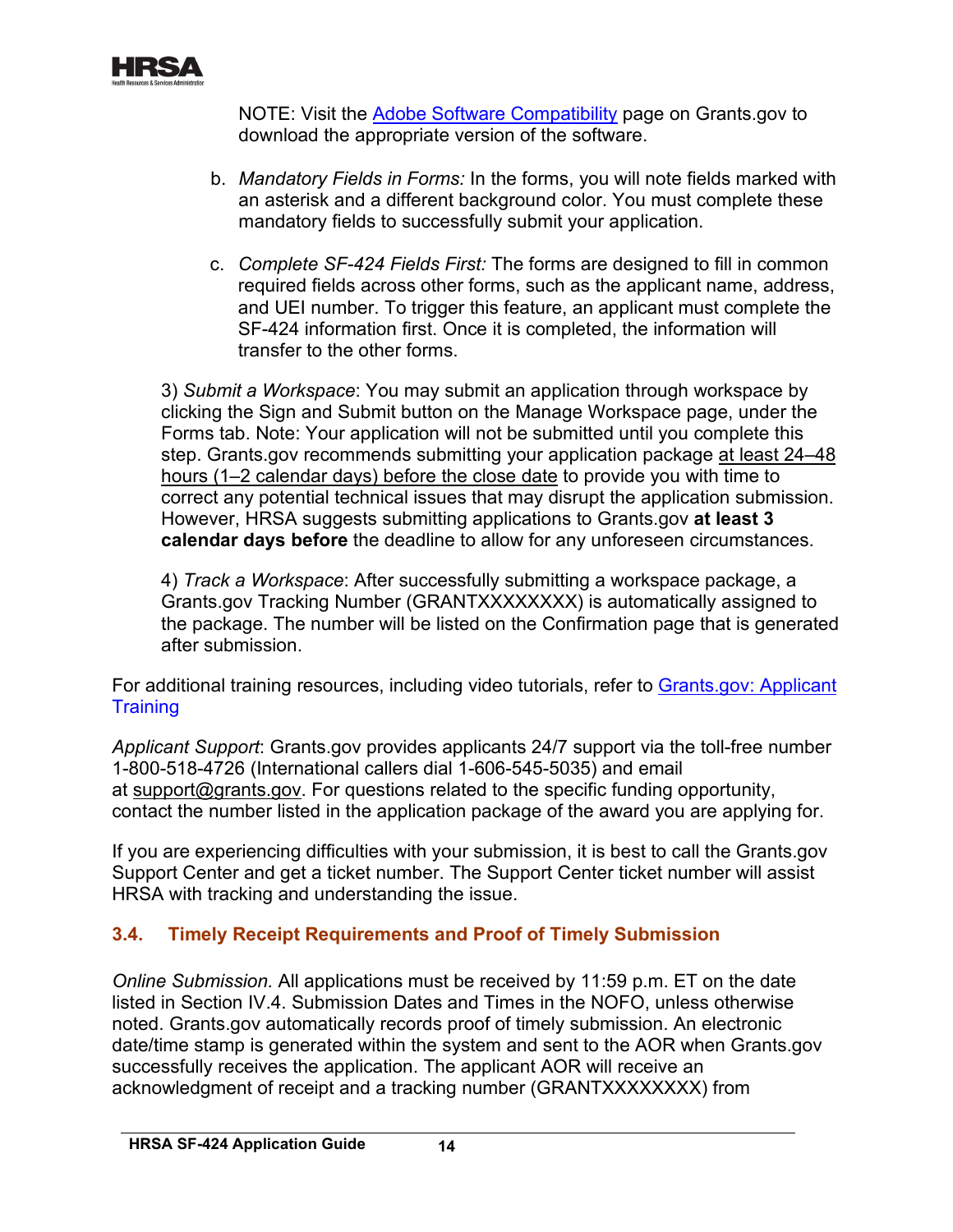NOTE: Visit the [Adobe Software Compatibility](#) page on Grants.gov to download the appropriate version of the software.

b. *Mandatory Fields in Forms:* In the forms, you will note fields marked with an asterisk and a different background color. You must complete these mandatory fields to successfully submit your application.

c. *Complete SF-424 Fields First:* The forms are designed to fill in common required fields across other forms, such as the applicant name, address, and UEI number. To trigger this feature, an applicant must complete the SF-424 information first. Once it is completed, the information will transfer to the other forms.

3) *Submit a Workspace*: You may submit an application through workspace by clicking the Sign and Submit button on the Manage Workspace page, under the Forms tab. Note: Your application will not be submitted until you complete this step. Grants.gov recommends submitting your application package at least 24–48 hours (1–2 calendar days) before the close date to provide you with time to correct any potential technical issues that may disrupt the application submission. However, HRSA suggests submitting applications to Grants.gov **at least 3 calendar days before** the deadline to allow for any unforeseen circumstances.

4) *Track a Workspace*: After successfully submitting a workspace package, a Grants.gov Tracking Number (GRANTXXXXXXXX) is automatically assigned to the package. The number will be listed on the Confirmation page that is generated after submission.

For additional training resources, including video tutorials, refer to [Grants.gov: Applicant Training](#)

*Applicant Support*: Grants.gov provides applicants 24/7 support via the toll-free number 1-800-518-4726 (International callers dial 1-606-545-5035) and email at support@grants.gov. For questions related to the specific funding opportunity, contact the number listed in the application package of the award you are applying for.

If you are experiencing difficulties with your submission, it is best to call the Grants.gov Support Center and get a ticket number. The Support Center ticket number will assist HRSA with tracking and understanding the issue.

### 3.4. Timely Receipt Requirements and Proof of Timely Submission

*Online Submission.* All applications must be received by 11:59 p.m. ET on the date listed in Section IV.4. Submission Dates and Times in the NOFO, unless otherwise noted. Grants.gov automatically records proof of timely submission. An electronic date/time stamp is generated within the system and sent to the AOR when Grants.gov successfully receives the application. The applicant AOR will receive an acknowledgment of receipt and a tracking number (GRANTXXXXXXXX) from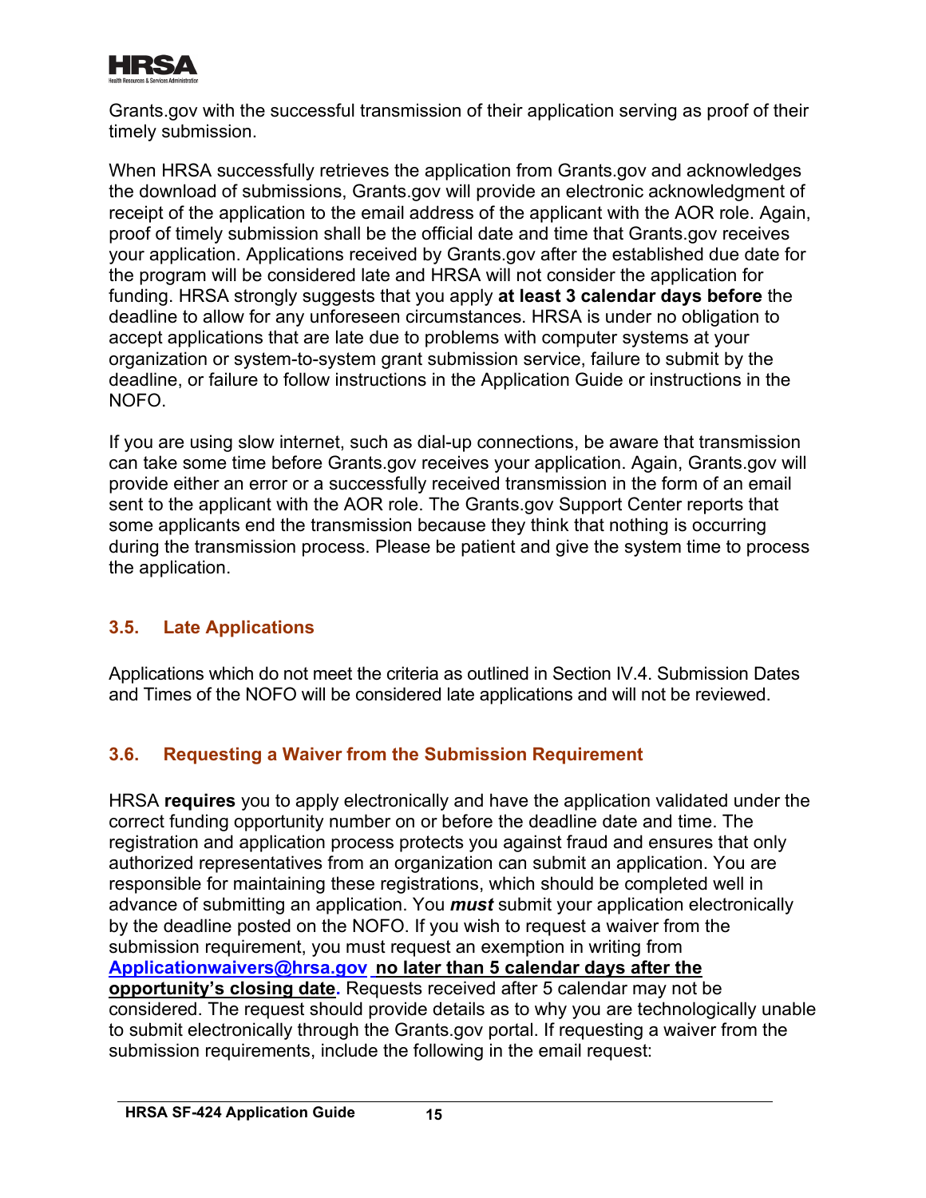Grants.gov with the successful transmission of their application serving as proof of their timely submission.

When HRSA successfully retrieves the application from Grants.gov and acknowledges the download of submissions, Grants.gov will provide an electronic acknowledgment of receipt of the application to the email address of the applicant with the AOR role. Again, proof of timely submission shall be the official date and time that Grants.gov receives your application. Applications received by Grants.gov after the established due date for the program will be considered late and HRSA will not consider the application for funding. HRSA strongly suggests that you apply **at least 3 calendar days before** the deadline to allow for any unforeseen circumstances. HRSA is under no obligation to accept applications that are late due to problems with computer systems at your organization or system-to-system grant submission service, failure to submit by the deadline, or failure to follow instructions in the Application Guide or instructions in the NOFO.

If you are using slow internet, such as dial-up connections, be aware that transmission can take some time before Grants.gov receives your application. Again, Grants.gov will provide either an error or a successfully received transmission in the form of an email sent to the applicant with the AOR role. The Grants.gov Support Center reports that some applicants end the transmission because they think that nothing is occurring during the transmission process. Please be patient and give the system time to process the application.

### 3.5. Late Applications

Applications which do not meet the criteria as outlined in Section IV.4. Submission Dates and Times of the NOFO will be considered late applications and will not be reviewed.

### 3.6. Requesting a Waiver from the Submission Requirement

HRSA **requires** you to apply electronically and have the application validated under the correct funding opportunity number on or before the deadline date and time. The registration and application process protects you against fraud and ensures that only authorized representatives from an organization can submit an application. You are responsible for maintaining these registrations, which should be completed well in advance of submitting an application. You ***must*** submit your application electronically by the deadline posted on the NOFO. If you wish to request a waiver from the submission requirement, you must request an exemption in writing from Applicationwaivers@hrsa.gov **no later than 5 calendar days after the opportunity's closing date.** Requests received after 5 calendar may not be considered. The request should provide details as to why you are technologically unable to submit electronically through the Grants.gov portal. If requesting a waiver from the submission requirements, include the following in the email request: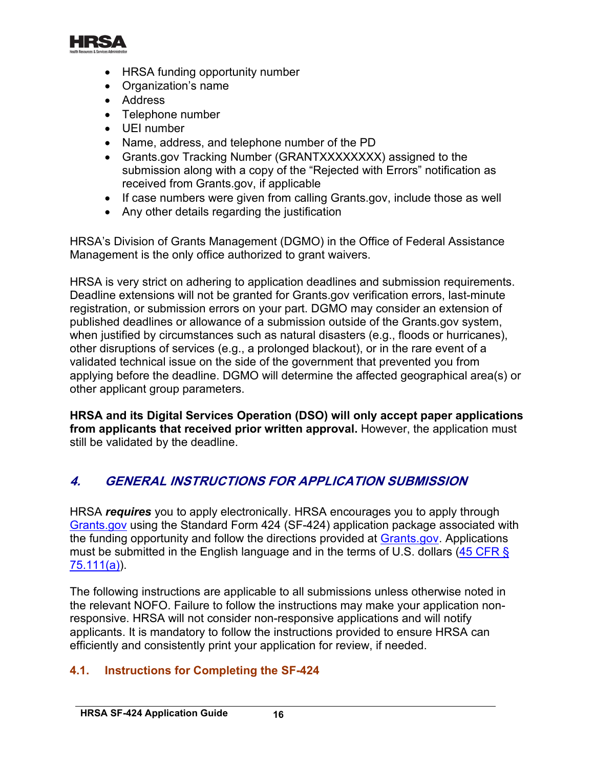- HRSA funding opportunity number
- Organization's name
- Address
- Telephone number
- UEI number
- Name, address, and telephone number of the PD
- Grants.gov Tracking Number (GRANTXXXXXXXX) assigned to the submission along with a copy of the "Rejected with Errors" notification as received from Grants.gov, if applicable
- If case numbers were given from calling Grants.gov, include those as well
- Any other details regarding the justification

HRSA's Division of Grants Management (DGMO) in the Office of Federal Assistance Management is the only office authorized to grant waivers.

HRSA is very strict on adhering to application deadlines and submission requirements. Deadline extensions will not be granted for Grants.gov verification errors, last-minute registration, or submission errors on your part. DGMO may consider an extension of published deadlines or allowance of a submission outside of the Grants.gov system, when justified by circumstances such as natural disasters (e.g., floods or hurricanes), other disruptions of services (e.g., a prolonged blackout), or in the rare event of a validated technical issue on the side of the government that prevented you from applying before the deadline. DGMO will determine the affected geographical area(s) or other applicant group parameters.

**HRSA and its Digital Services Operation (DSO) will only accept paper applications from applicants that received prior written approval.** However, the application must still be validated by the deadline.

## *4. GENERAL INSTRUCTIONS FOR APPLICATION SUBMISSION*

HRSA ***requires*** you to apply electronically. HRSA encourages you to apply through Grants.gov using the Standard Form 424 (SF-424) application package associated with the funding opportunity and follow the directions provided at Grants.gov. Applications must be submitted in the English language and in the terms of U.S. dollars (45 CFR § 75.111(a)).

The following instructions are applicable to all submissions unless otherwise noted in the relevant NOFO. Failure to follow the instructions may make your application non-responsive. HRSA will not consider non-responsive applications and will notify applicants. It is mandatory to follow the instructions provided to ensure HRSA can efficiently and consistently print your application for review, if needed.

### 4.1. Instructions for Completing the SF-424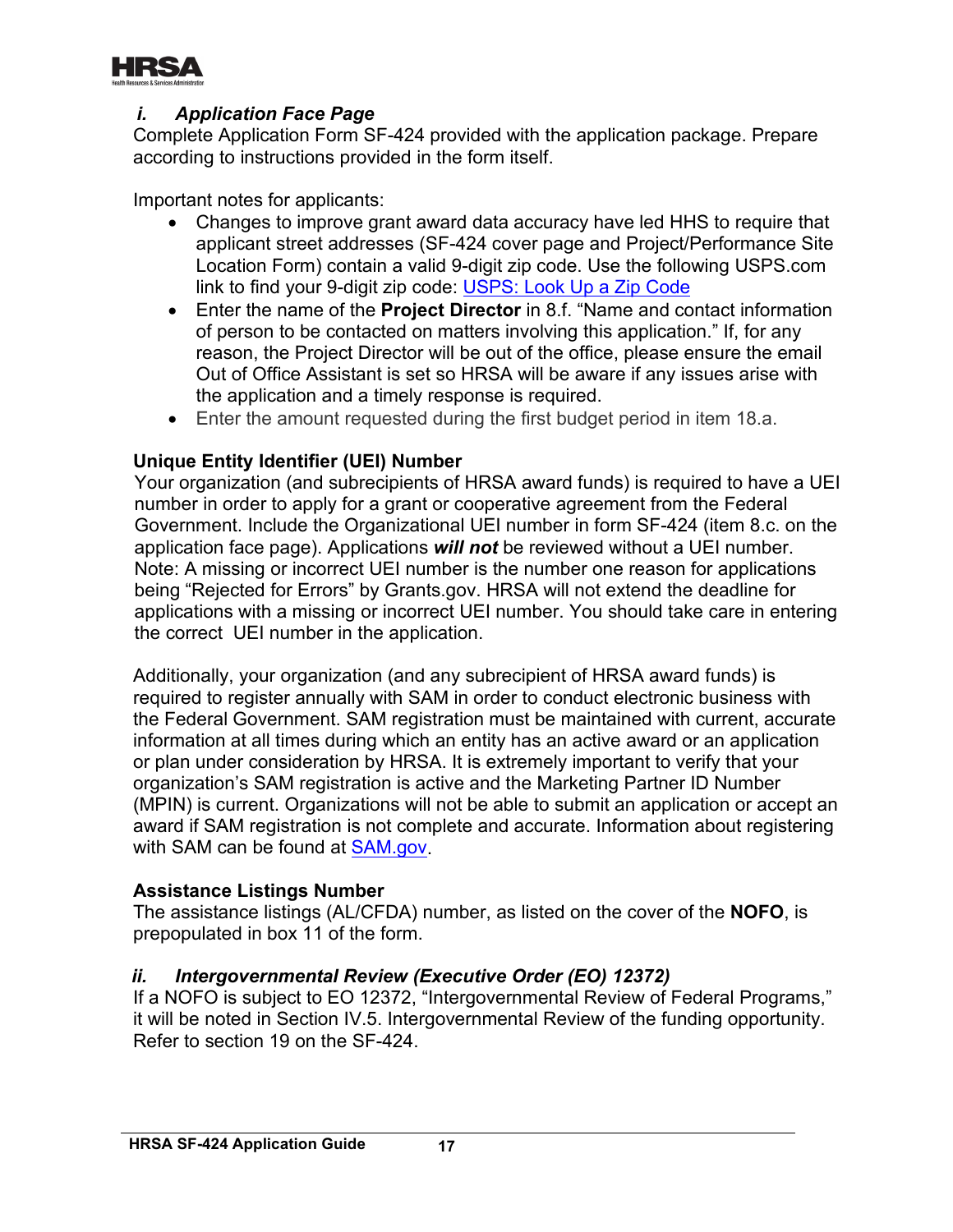### *i. Application Face Page*

Complete Application Form SF-424 provided with the application package. Prepare according to instructions provided in the form itself.

Important notes for applicants:

- Changes to improve grant award data accuracy have led HHS to require that applicant street addresses (SF-424 cover page and Project/Performance Site Location Form) contain a valid 9-digit zip code. Use the following USPS.com link to find your 9-digit zip code: [USPS: Look Up a Zip Code]
- Enter the name of the **Project Director** in 8.f. "Name and contact information of person to be contacted on matters involving this application." If, for any reason, the Project Director will be out of the office, please ensure the email Out of Office Assistant is set so HRSA will be aware if any issues arise with the application and a timely response is required.
- Enter the amount requested during the first budget period in item 18.a.

**Unique Entity Identifier (UEI) Number**

Your organization (and subrecipients of HRSA award funds) is required to have a UEI number in order to apply for a grant or cooperative agreement from the Federal Government. Include the Organizational UEI number in form SF-424 (item 8.c. on the application face page). Applications ***will not*** be reviewed without a UEI number. Note: A missing or incorrect UEI number is the number one reason for applications being "Rejected for Errors" by Grants.gov. HRSA will not extend the deadline for applications with a missing or incorrect UEI number. You should take care in entering the correct UEI number in the application.

Additionally, your organization (and any subrecipient of HRSA award funds) is required to register annually with SAM in order to conduct electronic business with the Federal Government. SAM registration must be maintained with current, accurate information at all times during which an entity has an active award or an application or plan under consideration by HRSA. It is extremely important to verify that your organization's SAM registration is active and the Marketing Partner ID Number (MPIN) is current. Organizations will not be able to submit an application or accept an award if SAM registration is not complete and accurate. Information about registering with SAM can be found at SAM.gov.

**Assistance Listings Number**

The assistance listings (AL/CFDA) number, as listed on the cover of the **NOFO**, is prepopulated in box 11 of the form.

### *ii. Intergovernmental Review (Executive Order (EO) 12372)*

If a NOFO is subject to EO 12372, "Intergovernmental Review of Federal Programs," it will be noted in Section IV.5. Intergovernmental Review of the funding opportunity. Refer to section 19 on the SF-424.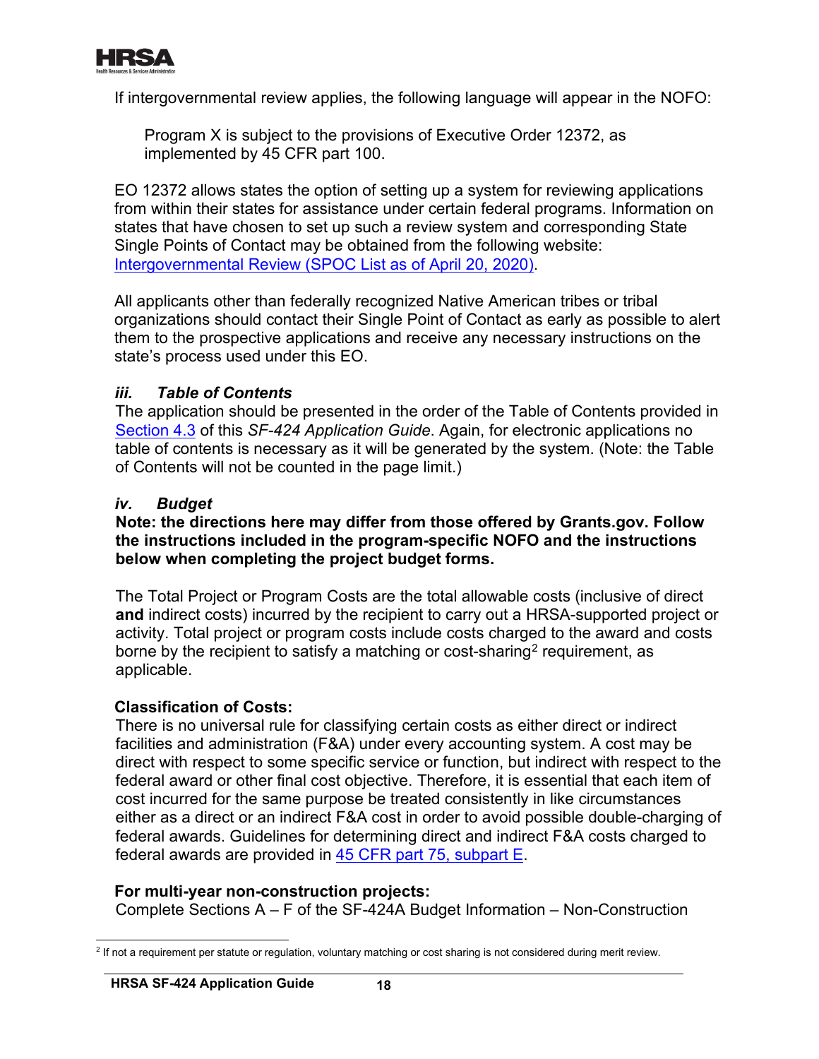If intergovernmental review applies, the following language will appear in the NOFO:

> Program X is subject to the provisions of Executive Order 12372, as implemented by 45 CFR part 100.

EO 12372 allows states the option of setting up a system for reviewing applications from within their states for assistance under certain federal programs. Information on states that have chosen to set up such a review system and corresponding State Single Points of Contact may be obtained from the following website: Intergovernmental Review (SPOC List as of April 20, 2020).

All applicants other than federally recognized Native American tribes or tribal organizations should contact their Single Point of Contact as early as possible to alert them to the prospective applications and receive any necessary instructions on the state's process used under this EO.

### *iii. Table of Contents*

The application should be presented in the order of the Table of Contents provided in Section 4.3 of this *SF-424 Application Guide*. Again, for electronic applications no table of contents is necessary as it will be generated by the system. (Note: the Table of Contents will not be counted in the page limit.)

### *iv. Budget*

**Note: the directions here may differ from those offered by Grants.gov. Follow the instructions included in the program-specific NOFO and the instructions below when completing the project budget forms.**

The Total Project or Program Costs are the total allowable costs (inclusive of direct **and** indirect costs) incurred by the recipient to carry out a HRSA-supported project or activity. Total project or program costs include costs charged to the award and costs borne by the recipient to satisfy a matching or cost-sharing[2] requirement, as applicable.

**Classification of Costs:**

There is no universal rule for classifying certain costs as either direct or indirect facilities and administration (F&A) under every accounting system. A cost may be direct with respect to some specific service or function, but indirect with respect to the federal award or other final cost objective. Therefore, it is essential that each item of cost incurred for the same purpose be treated consistently in like circumstances either as a direct or an indirect F&A cost in order to avoid possible double-charging of federal awards. Guidelines for determining direct and indirect F&A costs charged to federal awards are provided in 45 CFR part 75, subpart E.

**For multi-year non-construction projects:**

Complete Sections A – F of the SF-424A Budget Information – Non-Construction

[2] If not a requirement per statute or regulation, voluntary matching or cost sharing is not considered during merit review.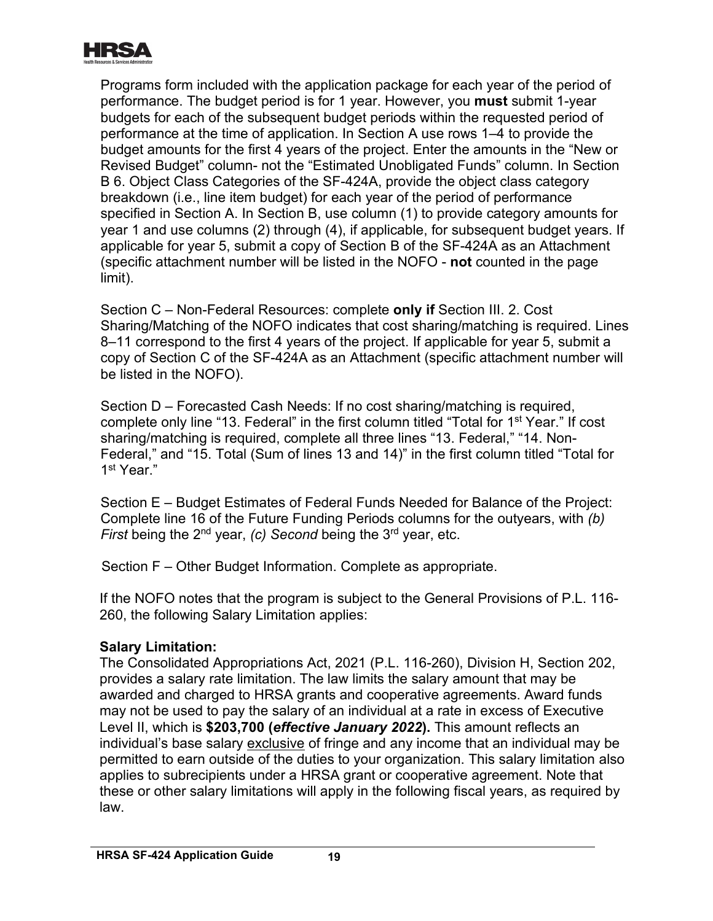Programs form included with the application package for each year of the period of performance. The budget period is for 1 year. However, you **must** submit 1-year budgets for each of the subsequent budget periods within the requested period of performance at the time of application. In Section A use rows 1–4 to provide the budget amounts for the first 4 years of the project. Enter the amounts in the "New or Revised Budget" column- not the "Estimated Unobligated Funds" column. In Section B 6. Object Class Categories of the SF-424A, provide the object class category breakdown (i.e., line item budget) for each year of the period of performance specified in Section A. In Section B, use column (1) to provide category amounts for year 1 and use columns (2) through (4), if applicable, for subsequent budget years. If applicable for year 5, submit a copy of Section B of the SF-424A as an Attachment (specific attachment number will be listed in the NOFO - **not** counted in the page limit).

Section C – Non-Federal Resources: complete **only if** Section III. 2. Cost Sharing/Matching of the NOFO indicates that cost sharing/matching is required. Lines 8–11 correspond to the first 4 years of the project. If applicable for year 5, submit a copy of Section C of the SF-424A as an Attachment (specific attachment number will be listed in the NOFO).

Section D – Forecasted Cash Needs: If no cost sharing/matching is required, complete only line "13. Federal" in the first column titled "Total for 1st Year." If cost sharing/matching is required, complete all three lines "13. Federal," "14. Non-Federal," and "15. Total (Sum of lines 13 and 14)" in the first column titled "Total for 1st Year."

Section E – Budget Estimates of Federal Funds Needed for Balance of the Project: Complete line 16 of the Future Funding Periods columns for the outyears, with *(b) First* being the 2nd year, *(c) Second* being the 3rd year, etc.

Section F – Other Budget Information. Complete as appropriate.

If the NOFO notes that the program is subject to the General Provisions of P.L. 116-260, the following Salary Limitation applies:

**Salary Limitation:**
The Consolidated Appropriations Act, 2021 (P.L. 116-260), Division H, Section 202, provides a salary rate limitation. The law limits the salary amount that may be awarded and charged to HRSA grants and cooperative agreements. Award funds may not be used to pay the salary of an individual at a rate in excess of Executive Level II, which is **$203,700 (*effective January 2022*).** This amount reflects an individual's base salary exclusive of fringe and any income that an individual may be permitted to earn outside of the duties to your organization. This salary limitation also applies to subrecipients under a HRSA grant or cooperative agreement. Note that these or other salary limitations will apply in the following fiscal years, as required by law.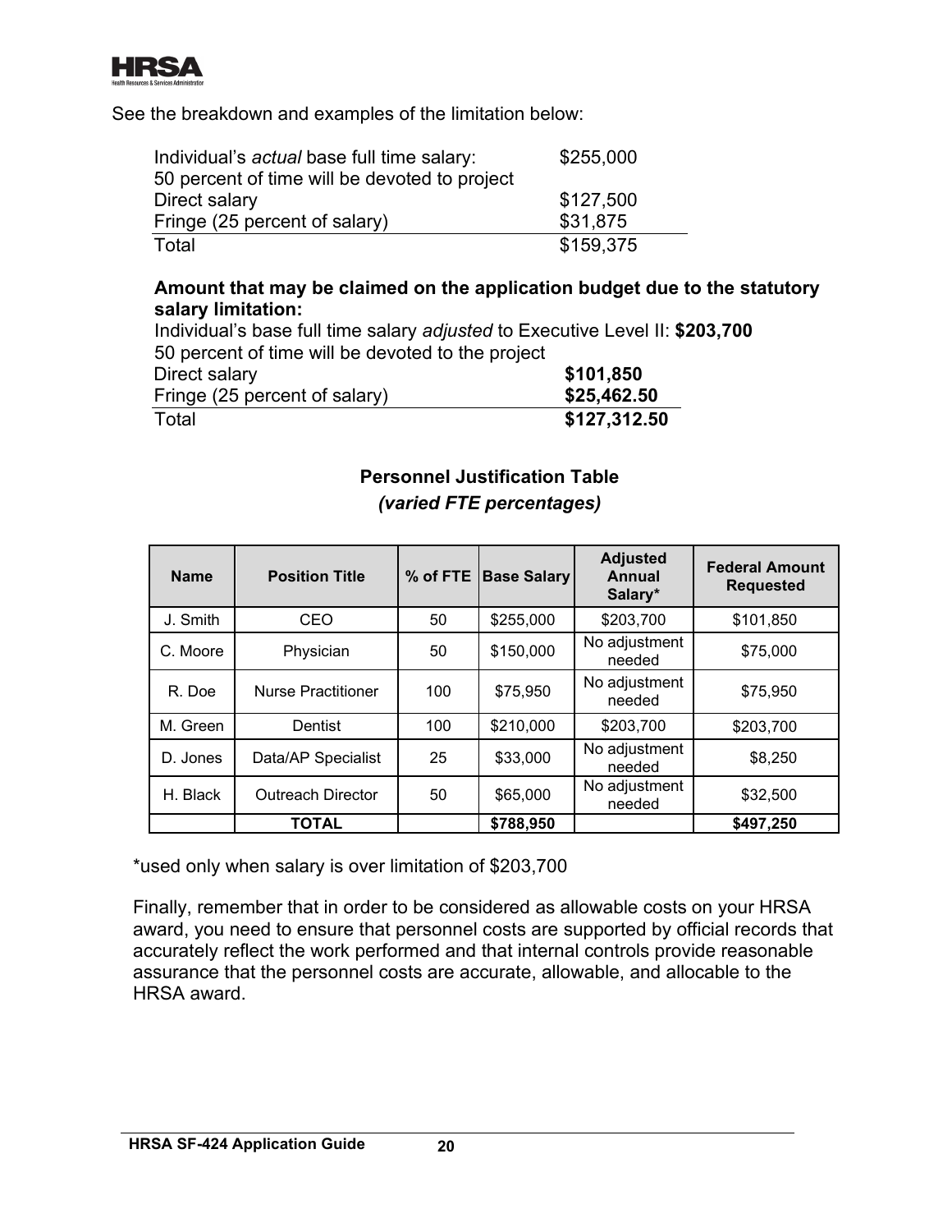See the breakdown and examples of the limitation below:

| | |
|---|---|
| Individual's *actual* base full time salary: | $255,000 |
| 50 percent of time will be devoted to project | |
| Direct salary | $127,500 |
| Fringe (25 percent of salary) | $31,875 |
| Total | $159,375 |

**Amount that may be claimed on the application budget due to the statutory salary limitation:**

Individual's base full time salary *adjusted* to Executive Level II: **$203,700**

| | |
|---|---|
| 50 percent of time will be devoted to the project | |
| Direct salary | **$101,850** |
| Fringe (25 percent of salary) | **$25,462.50** |
| Total | **$127,312.50** |

**Personnel Justification Table**

***(varied FTE percentages)***

| Name | Position Title | % of FTE | Base Salary | Adjusted Annual Salary* | Federal Amount Requested |
|---|---|---|---|---|---|
| J. Smith | CEO | 50 | $255,000 | $203,700 | $101,850 |
| C. Moore | Physician | 50 | $150,000 | No adjustment needed | $75,000 |
| R. Doe | Nurse Practitioner | 100 | $75,950 | No adjustment needed | $75,950 |
| M. Green | Dentist | 100 | $210,000 | $203,700 | $203,700 |
| D. Jones | Data/AP Specialist | 25 | $33,000 | No adjustment needed | $8,250 |
| H. Black | Outreach Director | 50 | $65,000 | No adjustment needed | $32,500 |
| | **TOTAL** | | **$788,950** | | **$497,250** |

*used only when salary is over limitation of $203,700

Finally, remember that in order to be considered as allowable costs on your HRSA award, you need to ensure that personnel costs are supported by official records that accurately reflect the work performed and that internal controls provide reasonable assurance that the personnel costs are accurate, allowable, and allocable to the HRSA award.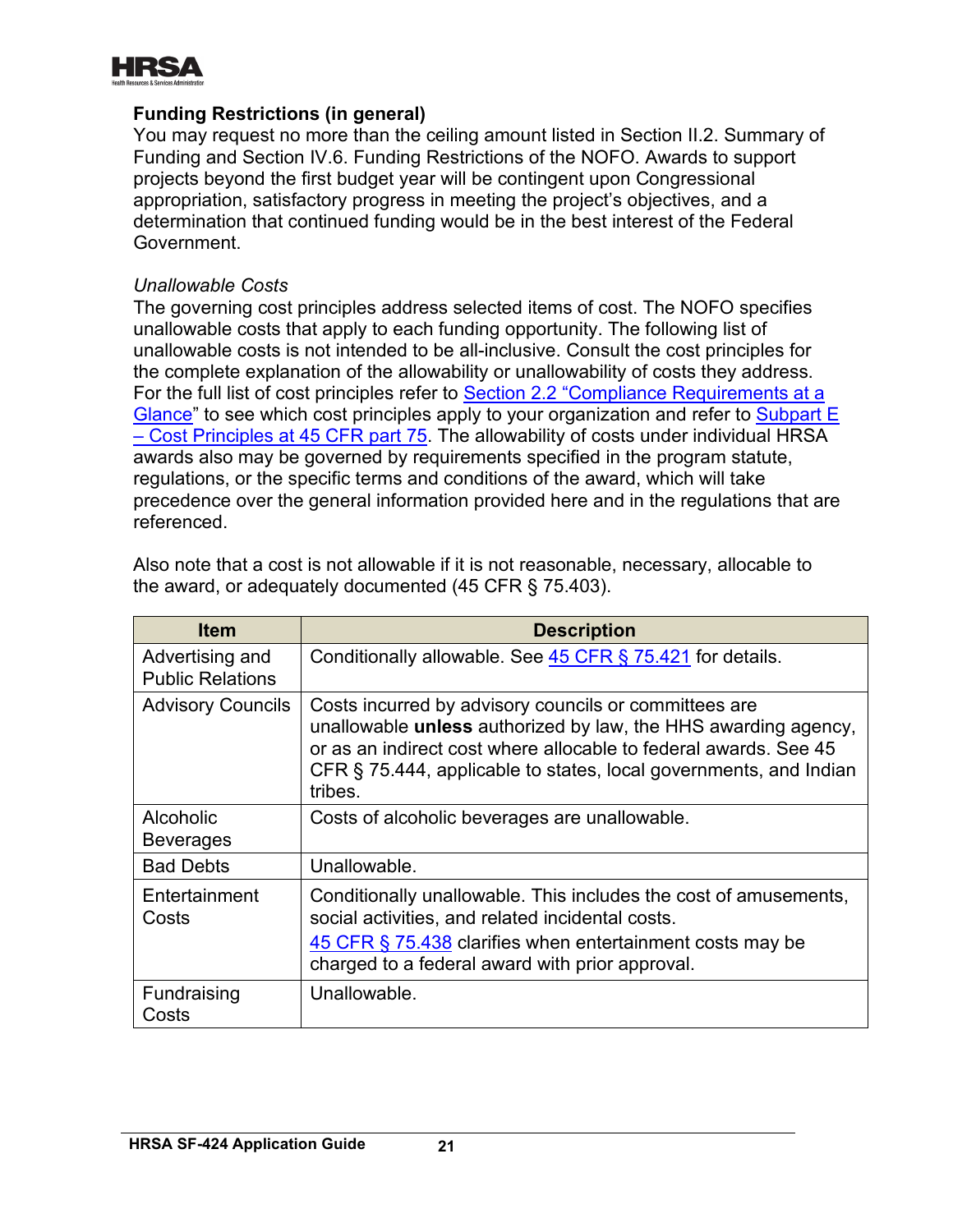### Funding Restrictions (in general)

You may request no more than the ceiling amount listed in Section II.2. Summary of Funding and Section IV.6. Funding Restrictions of the NOFO. Awards to support projects beyond the first budget year will be contingent upon Congressional appropriation, satisfactory progress in meeting the project's objectives, and a determination that continued funding would be in the best interest of the Federal Government.

*Unallowable Costs*

The governing cost principles address selected items of cost. The NOFO specifies unallowable costs that apply to each funding opportunity. The following list of unallowable costs is not intended to be all-inclusive. Consult the cost principles for the complete explanation of the allowability or unallowability of costs they address. For the full list of cost principles refer to Section 2.2 "Compliance Requirements at a Glance" to see which cost principles apply to your organization and refer to Subpart E – Cost Principles at 45 CFR part 75. The allowability of costs under individual HRSA awards also may be governed by requirements specified in the program statute, regulations, or the specific terms and conditions of the award, which will take precedence over the general information provided here and in the regulations that are referenced.

Also note that a cost is not allowable if it is not reasonable, necessary, allocable to the award, or adequately documented (45 CFR § 75.403).

| Item | Description |
|---|---|
| Advertising and Public Relations | Conditionally allowable. See 45 CFR § 75.421 for details. |
| Advisory Councils | Costs incurred by advisory councils or committees are unallowable **unless** authorized by law, the HHS awarding agency, or as an indirect cost where allocable to federal awards. See 45 CFR § 75.444, applicable to states, local governments, and Indian tribes. |
| Alcoholic Beverages | Costs of alcoholic beverages are unallowable. |
| Bad Debts | Unallowable. |
| Entertainment Costs | Conditionally unallowable. This includes the cost of amusements, social activities, and related incidental costs. 45 CFR § 75.438 clarifies when entertainment costs may be charged to a federal award with prior approval. |
| Fundraising Costs | Unallowable. |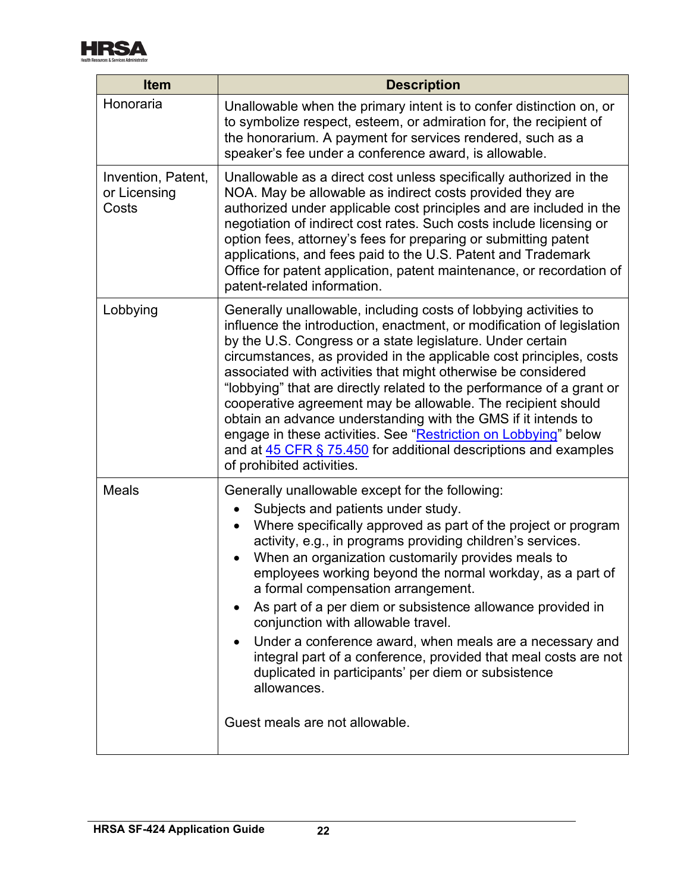| Item | Description |
|---|---|
| Honoraria | Unallowable when the primary intent is to confer distinction on, or to symbolize respect, esteem, or admiration for, the recipient of the honorarium. A payment for services rendered, such as a speaker's fee under a conference award, is allowable. |
| Invention, Patent, or Licensing Costs | Unallowable as a direct cost unless specifically authorized in the NOA. May be allowable as indirect costs provided they are authorized under applicable cost principles and are included in the negotiation of indirect cost rates. Such costs include licensing or option fees, attorney's fees for preparing or submitting patent applications, and fees paid to the U.S. Patent and Trademark Office for patent application, patent maintenance, or recordation of patent-related information. |
| Lobbying | Generally unallowable, including costs of lobbying activities to influence the introduction, enactment, or modification of legislation by the U.S. Congress or a state legislature. Under certain circumstances, as provided in the applicable cost principles, costs associated with activities that might otherwise be considered "lobbying" that are directly related to the performance of a grant or cooperative agreement may be allowable. The recipient should obtain an advance understanding with the GMS if it intends to engage in these activities. See "Restriction on Lobbying" below and at 45 CFR § 75.450 for additional descriptions and examples of prohibited activities. |
| Meals | Generally unallowable except for the following:<br>• Subjects and patients under study.<br>• Where specifically approved as part of the project or program activity, e.g., in programs providing children's services.<br>• When an organization customarily provides meals to employees working beyond the normal workday, as a part of a formal compensation arrangement.<br>• As part of a per diem or subsistence allowance provided in conjunction with allowable travel.<br>• Under a conference award, when meals are a necessary and integral part of a conference, provided that meal costs are not duplicated in participants' per diem or subsistence allowances.<br><br>Guest meals are not allowable. |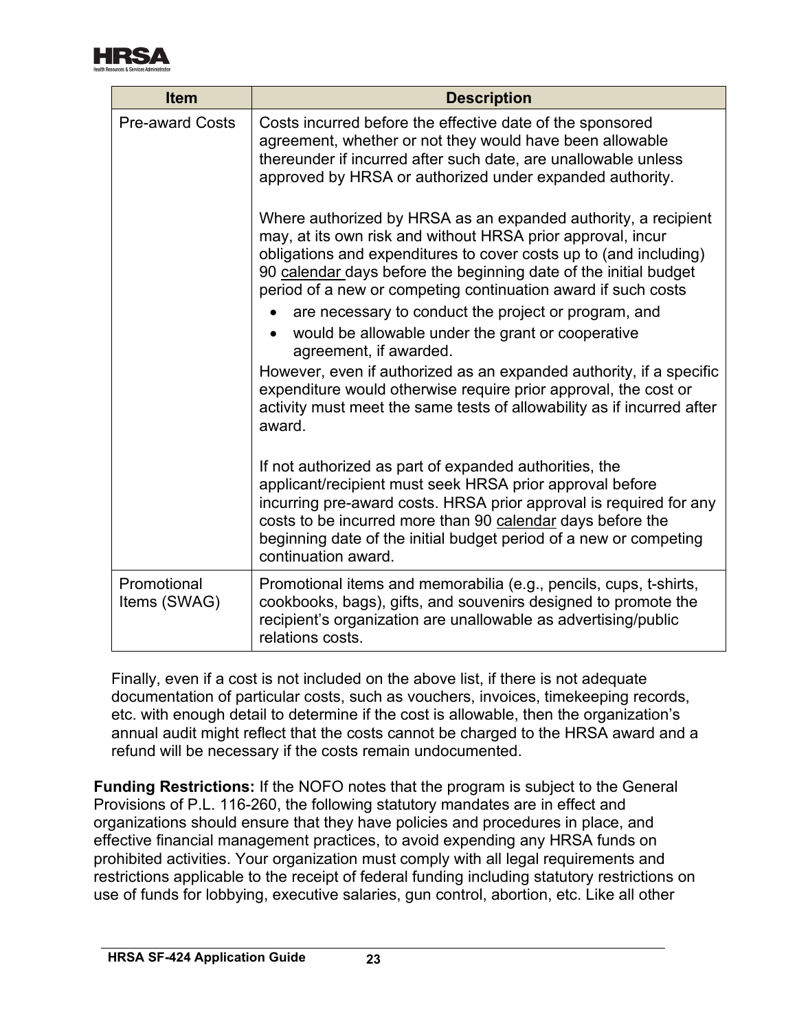| Item | Description |
| --- | --- |
| Pre-award Costs | Costs incurred before the effective date of the sponsored agreement, whether or not they would have been allowable thereunder if incurred after such date, are unallowable unless approved by HRSA or authorized under expanded authority.<br><br>Where authorized by HRSA as an expanded authority, a recipient may, at its own risk and without HRSA prior approval, incur obligations and expenditures to cover costs up to (and including) 90 calendar days before the beginning date of the initial budget period of a new or competing continuation award if such costs<br>• are necessary to conduct the project or program, and<br>• would be allowable under the grant or cooperative agreement, if awarded.<br>However, even if authorized as an expanded authority, if a specific expenditure would otherwise require prior approval, the cost or activity must meet the same tests of allowability as if incurred after award.<br><br>If not authorized as part of expanded authorities, the applicant/recipient must seek HRSA prior approval before incurring pre-award costs. HRSA prior approval is required for any costs to be incurred more than 90 calendar days before the beginning date of the initial budget period of a new or competing continuation award. |
| Promotional Items (SWAG) | Promotional items and memorabilia (e.g., pencils, cups, t-shirts, cookbooks, bags), gifts, and souvenirs designed to promote the recipient's organization are unallowable as advertising/public relations costs. |

Finally, even if a cost is not included on the above list, if there is not adequate documentation of particular costs, such as vouchers, invoices, timekeeping records, etc. with enough detail to determine if the cost is allowable, then the organization's annual audit might reflect that the costs cannot be charged to the HRSA award and a refund will be necessary if the costs remain undocumented.

**Funding Restrictions:** If the NOFO notes that the program is subject to the General Provisions of P.L. 116-260, the following statutory mandates are in effect and organizations should ensure that they have policies and procedures in place, and effective financial management practices, to avoid expending any HRSA funds on prohibited activities. Your organization must comply with all legal requirements and restrictions applicable to the receipt of federal funding including statutory restrictions on use of funds for lobbying, executive salaries, gun control, abortion, etc. Like all other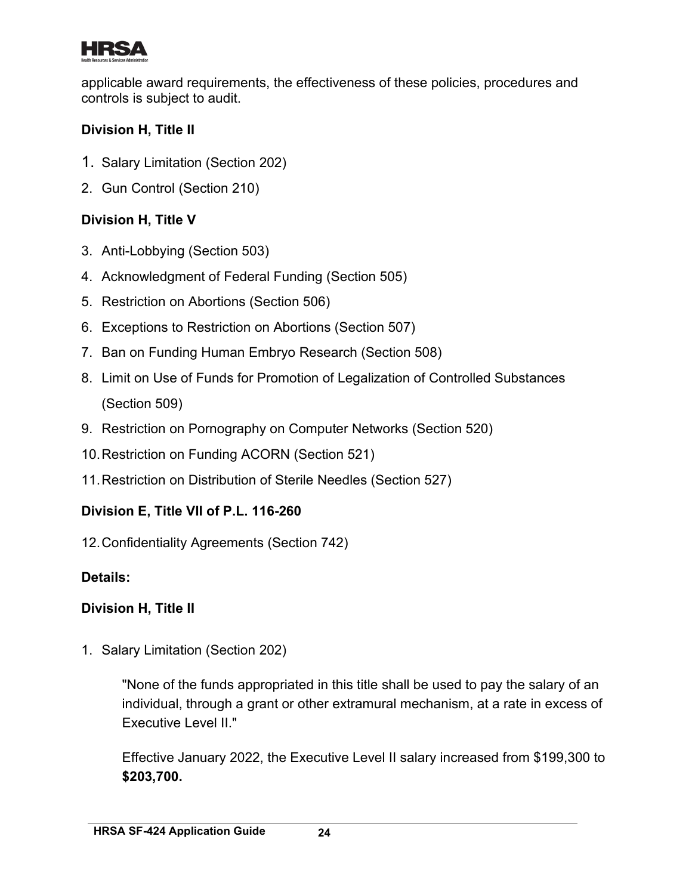applicable award requirements, the effectiveness of these policies, procedures and controls is subject to audit.

**Division H, Title II**

1. Salary Limitation (Section 202)
2. Gun Control (Section 210)

**Division H, Title V**

3. Anti-Lobbying (Section 503)
4. Acknowledgment of Federal Funding (Section 505)
5. Restriction on Abortions (Section 506)
6. Exceptions to Restriction on Abortions (Section 507)
7. Ban on Funding Human Embryo Research (Section 508)
8. Limit on Use of Funds for Promotion of Legalization of Controlled Substances (Section 509)
9. Restriction on Pornography on Computer Networks (Section 520)
10. Restriction on Funding ACORN (Section 521)
11. Restriction on Distribution of Sterile Needles (Section 527)

**Division E, Title VII of P.L. 116-260**

12. Confidentiality Agreements (Section 742)

**Details:**

**Division H, Title II**

1. Salary Limitation (Section 202)

    "None of the funds appropriated in this title shall be used to pay the salary of an individual, through a grant or other extramural mechanism, at a rate in excess of Executive Level II."

    Effective January 2022, the Executive Level II salary increased from $199,300 to **$203,700.**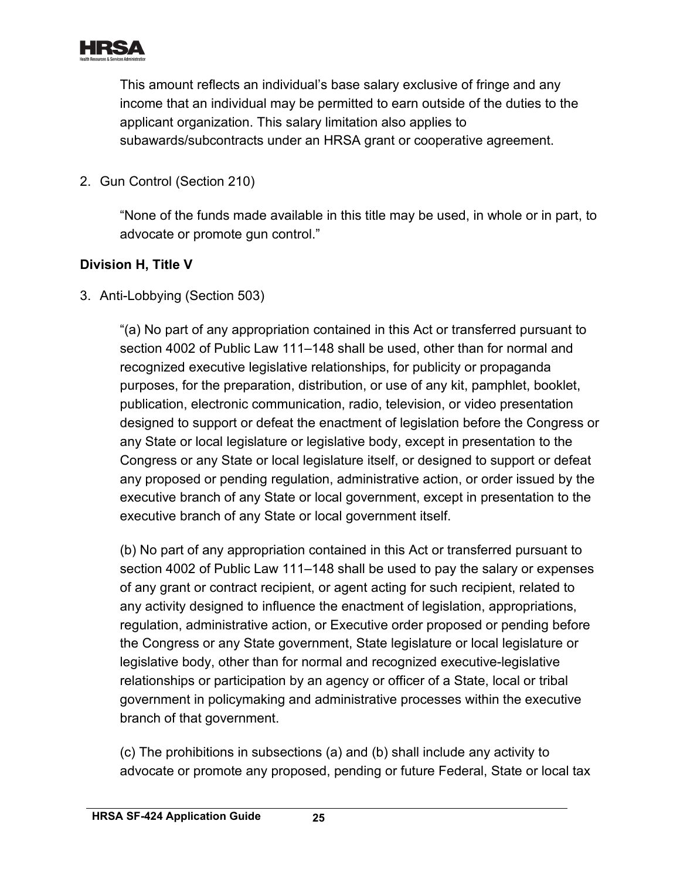This amount reflects an individual's base salary exclusive of fringe and any income that an individual may be permitted to earn outside of the duties to the applicant organization. This salary limitation also applies to subawards/subcontracts under an HRSA grant or cooperative agreement.

2. Gun Control (Section 210)

   "None of the funds made available in this title may be used, in whole or in part, to advocate or promote gun control."

**Division H, Title V**

3. Anti-Lobbying (Section 503)

   "(a) No part of any appropriation contained in this Act or transferred pursuant to section 4002 of Public Law 111–148 shall be used, other than for normal and recognized executive legislative relationships, for publicity or propaganda purposes, for the preparation, distribution, or use of any kit, pamphlet, booklet, publication, electronic communication, radio, television, or video presentation designed to support or defeat the enactment of legislation before the Congress or any State or local legislature or legislative body, except in presentation to the Congress or any State or local legislature itself, or designed to support or defeat any proposed or pending regulation, administrative action, or order issued by the executive branch of any State or local government, except in presentation to the executive branch of any State or local government itself.

   (b) No part of any appropriation contained in this Act or transferred pursuant to section 4002 of Public Law 111–148 shall be used to pay the salary or expenses of any grant or contract recipient, or agent acting for such recipient, related to any activity designed to influence the enactment of legislation, appropriations, regulation, administrative action, or Executive order proposed or pending before the Congress or any State government, State legislature or local legislature or legislative body, other than for normal and recognized executive-legislative relationships or participation by an agency or officer of a State, local or tribal government in policymaking and administrative processes within the executive branch of that government.

   (c) The prohibitions in subsections (a) and (b) shall include any activity to advocate or promote any proposed, pending or future Federal, State or local tax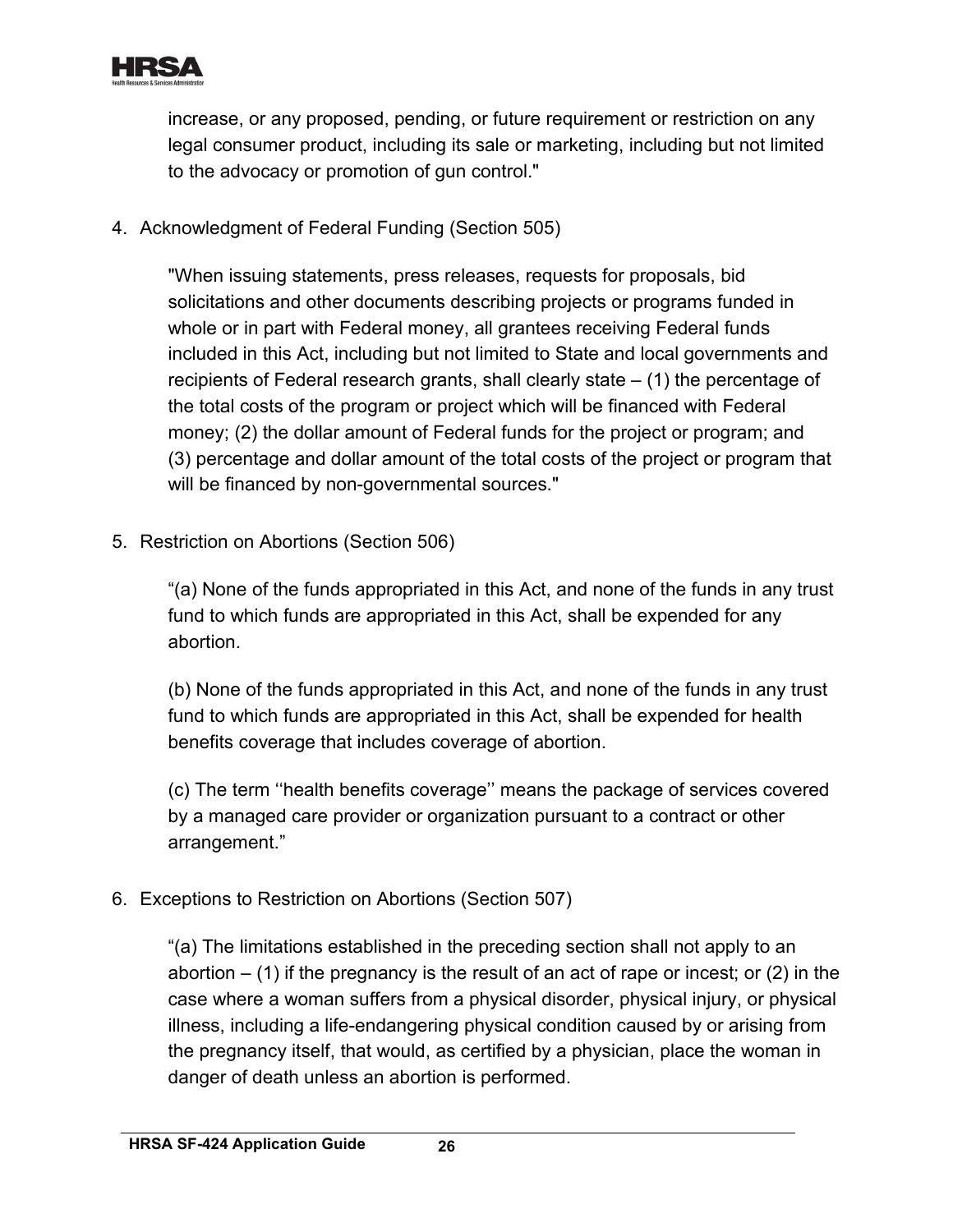increase, or any proposed, pending, or future requirement or restriction on any legal consumer product, including its sale or marketing, including but not limited to the advocacy or promotion of gun control."

4. Acknowledgment of Federal Funding (Section 505)

   "When issuing statements, press releases, requests for proposals, bid solicitations and other documents describing projects or programs funded in whole or in part with Federal money, all grantees receiving Federal funds included in this Act, including but not limited to State and local governments and recipients of Federal research grants, shall clearly state – (1) the percentage of the total costs of the program or project which will be financed with Federal money; (2) the dollar amount of Federal funds for the project or program; and (3) percentage and dollar amount of the total costs of the project or program that will be financed by non-governmental sources."

5. Restriction on Abortions (Section 506)

   "(a) None of the funds appropriated in this Act, and none of the funds in any trust fund to which funds are appropriated in this Act, shall be expended for any abortion.

   (b) None of the funds appropriated in this Act, and none of the funds in any trust fund to which funds are appropriated in this Act, shall be expended for health benefits coverage that includes coverage of abortion.

   (c) The term ''health benefits coverage'' means the package of services covered by a managed care provider or organization pursuant to a contract or other arrangement."

6. Exceptions to Restriction on Abortions (Section 507)

   "(a) The limitations established in the preceding section shall not apply to an abortion – (1) if the pregnancy is the result of an act of rape or incest; or (2) in the case where a woman suffers from a physical disorder, physical injury, or physical illness, including a life-endangering physical condition caused by or arising from the pregnancy itself, that would, as certified by a physician, place the woman in danger of death unless an abortion is performed.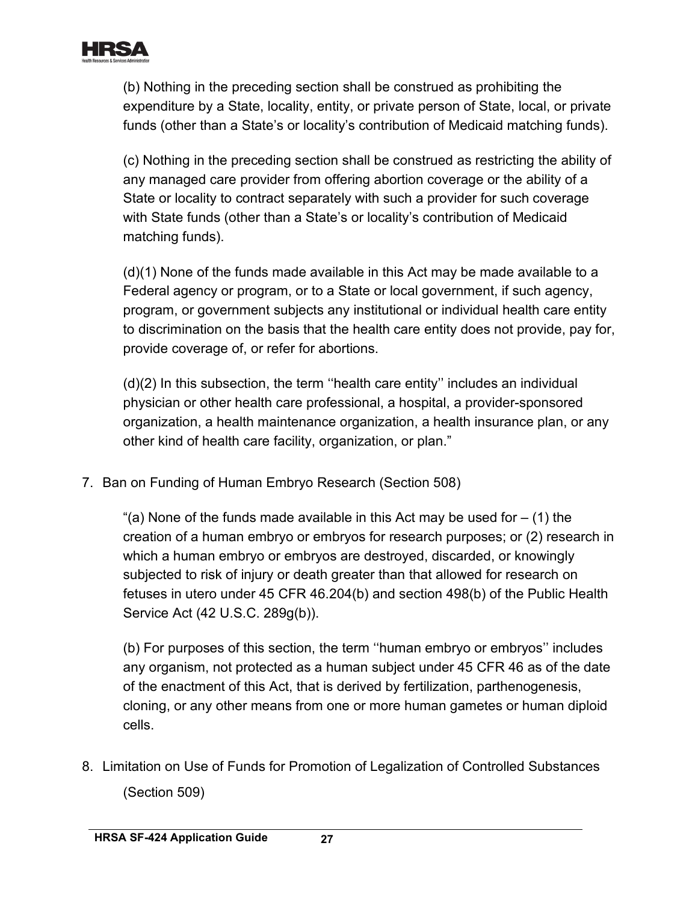(b) Nothing in the preceding section shall be construed as prohibiting the expenditure by a State, locality, entity, or private person of State, local, or private funds (other than a State's or locality's contribution of Medicaid matching funds).

(c) Nothing in the preceding section shall be construed as restricting the ability of any managed care provider from offering abortion coverage or the ability of a State or locality to contract separately with such a provider for such coverage with State funds (other than a State's or locality's contribution of Medicaid matching funds).

(d)(1) None of the funds made available in this Act may be made available to a Federal agency or program, or to a State or local government, if such agency, program, or government subjects any institutional or individual health care entity to discrimination on the basis that the health care entity does not provide, pay for, provide coverage of, or refer for abortions.

(d)(2) In this subsection, the term ''health care entity'' includes an individual physician or other health care professional, a hospital, a provider-sponsored organization, a health maintenance organization, a health insurance plan, or any other kind of health care facility, organization, or plan."

7. Ban on Funding of Human Embryo Research (Section 508)

   "(a) None of the funds made available in this Act may be used for – (1) the creation of a human embryo or embryos for research purposes; or (2) research in which a human embryo or embryos are destroyed, discarded, or knowingly subjected to risk of injury or death greater than that allowed for research on fetuses in utero under 45 CFR 46.204(b) and section 498(b) of the Public Health Service Act (42 U.S.C. 289g(b)).

   (b) For purposes of this section, the term ''human embryo or embryos'' includes any organism, not protected as a human subject under 45 CFR 46 as of the date of the enactment of this Act, that is derived by fertilization, parthenogenesis, cloning, or any other means from one or more human gametes or human diploid cells.

8. Limitation on Use of Funds for Promotion of Legalization of Controlled Substances (Section 509)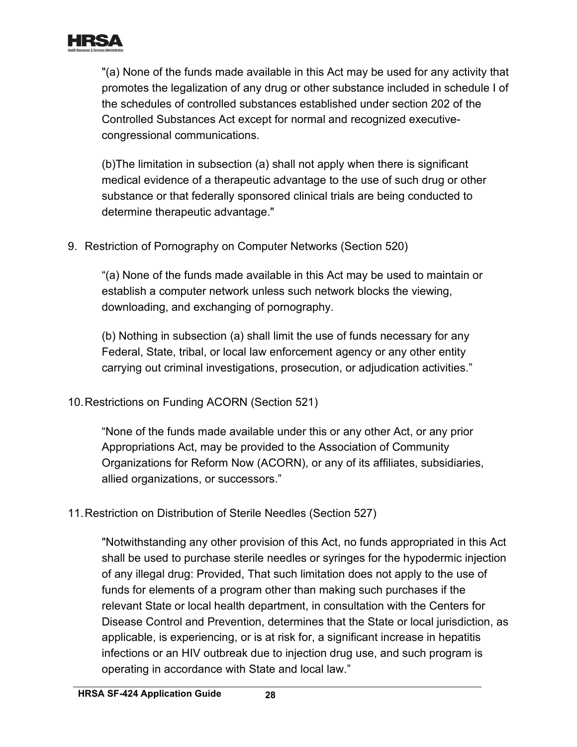"(a) None of the funds made available in this Act may be used for any activity that promotes the legalization of any drug or other substance included in schedule I of the schedules of controlled substances established under section 202 of the Controlled Substances Act except for normal and recognized executive-congressional communications.

(b)The limitation in subsection (a) shall not apply when there is significant medical evidence of a therapeutic advantage to the use of such drug or other substance or that federally sponsored clinical trials are being conducted to determine therapeutic advantage."

9. Restriction of Pornography on Computer Networks (Section 520)

   “(a) None of the funds made available in this Act may be used to maintain or establish a computer network unless such network blocks the viewing, downloading, and exchanging of pornography.

   (b) Nothing in subsection (a) shall limit the use of funds necessary for any Federal, State, tribal, or local law enforcement agency or any other entity carrying out criminal investigations, prosecution, or adjudication activities.”

10. Restrictions on Funding ACORN (Section 521)

    “None of the funds made available under this or any other Act, or any prior Appropriations Act, may be provided to the Association of Community Organizations for Reform Now (ACORN), or any of its affiliates, subsidiaries, allied organizations, or successors.”

11. Restriction on Distribution of Sterile Needles (Section 527)

    "Notwithstanding any other provision of this Act, no funds appropriated in this Act shall be used to purchase sterile needles or syringes for the hypodermic injection of any illegal drug: Provided, That such limitation does not apply to the use of funds for elements of a program other than making such purchases if the relevant State or local health department, in consultation with the Centers for Disease Control and Prevention, determines that the State or local jurisdiction, as applicable, is experiencing, or is at risk for, a significant increase in hepatitis infections or an HIV outbreak due to injection drug use, and such program is operating in accordance with State and local law.”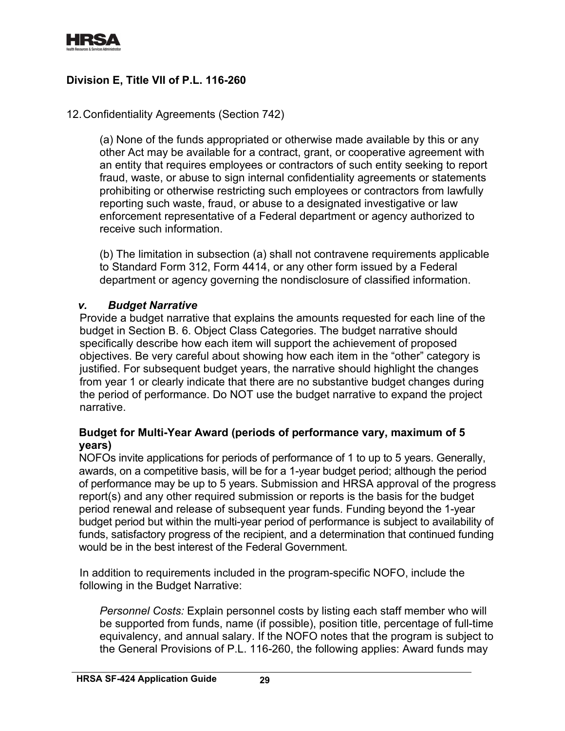**Division E, Title VII of P.L. 116-260**

12. Confidentiality Agreements (Section 742)

(a) None of the funds appropriated or otherwise made available by this or any other Act may be available for a contract, grant, or cooperative agreement with an entity that requires employees or contractors of such entity seeking to report fraud, waste, or abuse to sign internal confidentiality agreements or statements prohibiting or otherwise restricting such employees or contractors from lawfully reporting such waste, fraud, or abuse to a designated investigative or law enforcement representative of a Federal department or agency authorized to receive such information.

(b) The limitation in subsection (a) shall not contravene requirements applicable to Standard Form 312, Form 4414, or any other form issued by a Federal department or agency governing the nondisclosure of classified information.

### *v. Budget Narrative*

Provide a budget narrative that explains the amounts requested for each line of the budget in Section B. 6. Object Class Categories. The budget narrative should specifically describe how each item will support the achievement of proposed objectives. Be very careful about showing how each item in the "other" category is justified. For subsequent budget years, the narrative should highlight the changes from year 1 or clearly indicate that there are no substantive budget changes during the period of performance. Do NOT use the budget narrative to expand the project narrative.

**Budget for Multi-Year Award (periods of performance vary, maximum of 5 years)**

NOFOs invite applications for periods of performance of 1 to up to 5 years. Generally, awards, on a competitive basis, will be for a 1-year budget period; although the period of performance may be up to 5 years. Submission and HRSA approval of the progress report(s) and any other required submission or reports is the basis for the budget period renewal and release of subsequent year funds. Funding beyond the 1-year budget period but within the multi-year period of performance is subject to availability of funds, satisfactory progress of the recipient, and a determination that continued funding would be in the best interest of the Federal Government.

In addition to requirements included in the program-specific NOFO, include the following in the Budget Narrative:

*Personnel Costs:* Explain personnel costs by listing each staff member who will be supported from funds, name (if possible), position title, percentage of full-time equivalency, and annual salary. If the NOFO notes that the program is subject to the General Provisions of P.L. 116-260, the following applies: Award funds may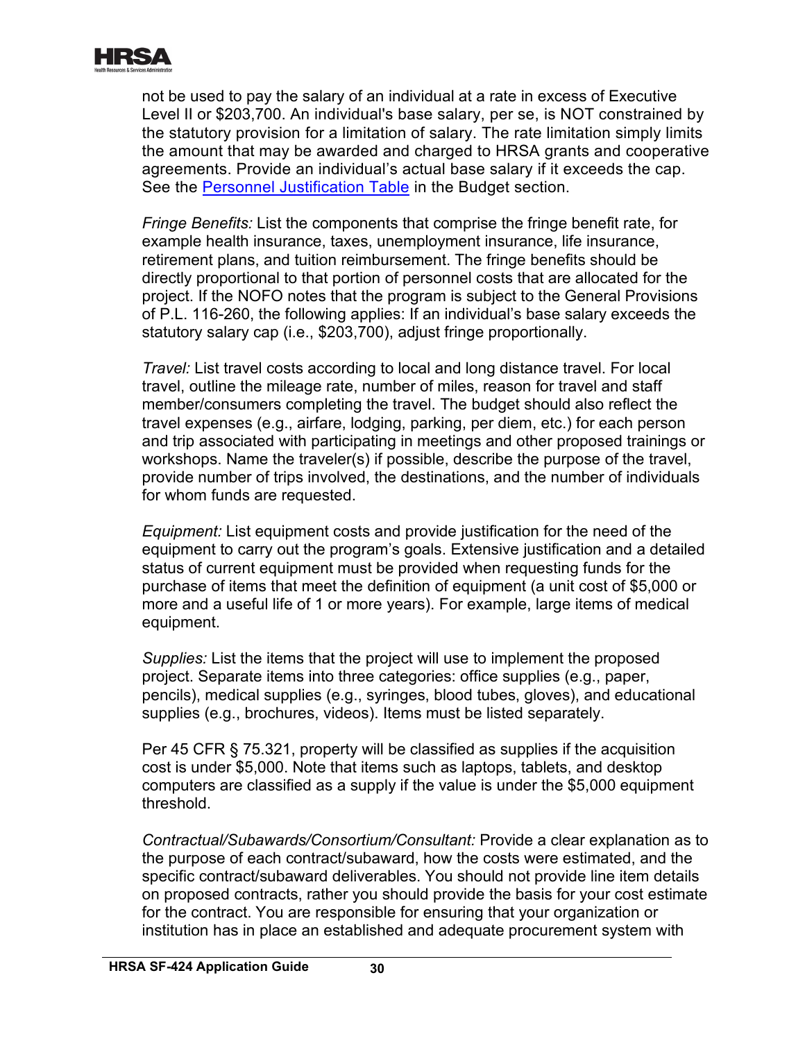not be used to pay the salary of an individual at a rate in excess of Executive Level II or $203,700. An individual's base salary, per se, is NOT constrained by the statutory provision for a limitation of salary. The rate limitation simply limits the amount that may be awarded and charged to HRSA grants and cooperative agreements. Provide an individual's actual base salary if it exceeds the cap. See the [Personnel Justification Table] in the Budget section.

*Fringe Benefits:* List the components that comprise the fringe benefit rate, for example health insurance, taxes, unemployment insurance, life insurance, retirement plans, and tuition reimbursement. The fringe benefits should be directly proportional to that portion of personnel costs that are allocated for the project. If the NOFO notes that the program is subject to the General Provisions of P.L. 116-260, the following applies: If an individual's base salary exceeds the statutory salary cap (i.e., $203,700), adjust fringe proportionally.

*Travel:* List travel costs according to local and long distance travel. For local travel, outline the mileage rate, number of miles, reason for travel and staff member/consumers completing the travel. The budget should also reflect the travel expenses (e.g., airfare, lodging, parking, per diem, etc.) for each person and trip associated with participating in meetings and other proposed trainings or workshops. Name the traveler(s) if possible, describe the purpose of the travel, provide number of trips involved, the destinations, and the number of individuals for whom funds are requested.

*Equipment:* List equipment costs and provide justification for the need of the equipment to carry out the program's goals. Extensive justification and a detailed status of current equipment must be provided when requesting funds for the purchase of items that meet the definition of equipment (a unit cost of $5,000 or more and a useful life of 1 or more years). For example, large items of medical equipment.

*Supplies:* List the items that the project will use to implement the proposed project. Separate items into three categories: office supplies (e.g., paper, pencils), medical supplies (e.g., syringes, blood tubes, gloves), and educational supplies (e.g., brochures, videos). Items must be listed separately.

Per 45 CFR § 75.321, property will be classified as supplies if the acquisition cost is under $5,000. Note that items such as laptops, tablets, and desktop computers are classified as a supply if the value is under the $5,000 equipment threshold.

*Contractual/Subawards/Consortium/Consultant:* Provide a clear explanation as to the purpose of each contract/subaward, how the costs were estimated, and the specific contract/subaward deliverables. You should not provide line item details on proposed contracts, rather you should provide the basis for your cost estimate for the contract. You are responsible for ensuring that your organization or institution has in place an established and adequate procurement system with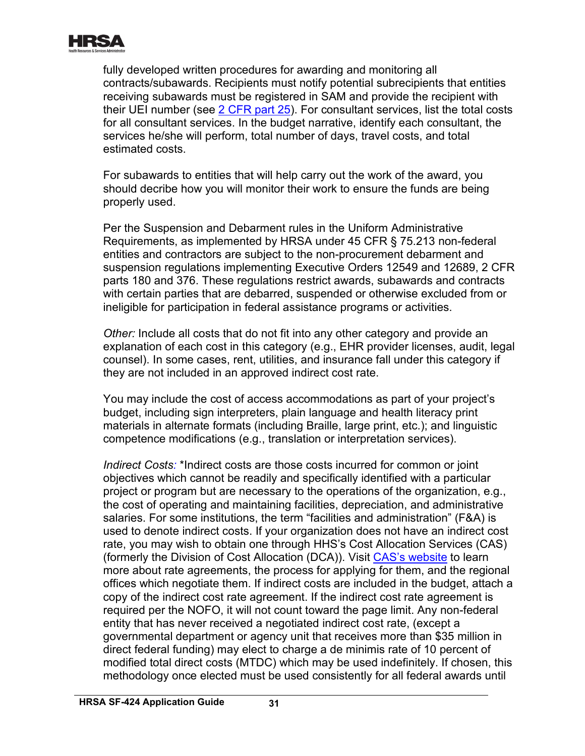fully developed written procedures for awarding and monitoring all contracts/subawards. Recipients must notify potential subrecipients that entities receiving subawards must be registered in SAM and provide the recipient with their UEI number (see [2 CFR part 25](#)). For consultant services, list the total costs for all consultant services. In the budget narrative, identify each consultant, the services he/she will perform, total number of days, travel costs, and total estimated costs.

For subawards to entities that will help carry out the work of the award, you should decribe how you will monitor their work to ensure the funds are being properly used.

Per the Suspension and Debarment rules in the Uniform Administrative Requirements, as implemented by HRSA under 45 CFR § 75.213 non-federal entities and contractors are subject to the non-procurement debarment and suspension regulations implementing Executive Orders 12549 and 12689, 2 CFR parts 180 and 376. These regulations restrict awards, subawards and contracts with certain parties that are debarred, suspended or otherwise excluded from or ineligible for participation in federal assistance programs or activities.

*Other:* Include all costs that do not fit into any other category and provide an explanation of each cost in this category (e.g., EHR provider licenses, audit, legal counsel). In some cases, rent, utilities, and insurance fall under this category if they are not included in an approved indirect cost rate.

You may include the cost of access accommodations as part of your project's budget, including sign interpreters, plain language and health literacy print materials in alternate formats (including Braille, large print, etc.); and linguistic competence modifications (e.g., translation or interpretation services).

*Indirect Costs:* *Indirect costs are those costs incurred for common or joint objectives which cannot be readily and specifically identified with a particular project or program but are necessary to the operations of the organization, e.g., the cost of operating and maintaining facilities, depreciation, and administrative salaries. For some institutions, the term "facilities and administration" (F&A) is used to denote indirect costs. If your organization does not have an indirect cost rate, you may wish to obtain one through HHS's Cost Allocation Services (CAS) (formerly the Division of Cost Allocation (DCA)). Visit [CAS's website](#) to learn more about rate agreements, the process for applying for them, and the regional offices which negotiate them. If indirect costs are included in the budget, attach a copy of the indirect cost rate agreement. If the indirect cost rate agreement is required per the NOFO, it will not count toward the page limit. Any non-federal entity that has never received a negotiated indirect cost rate, (except a governmental department or agency unit that receives more than $35 million in direct federal funding) may elect to charge a de minimis rate of 10 percent of modified total direct costs (MTDC) which may be used indefinitely. If chosen, this methodology once elected must be used consistently for all federal awards until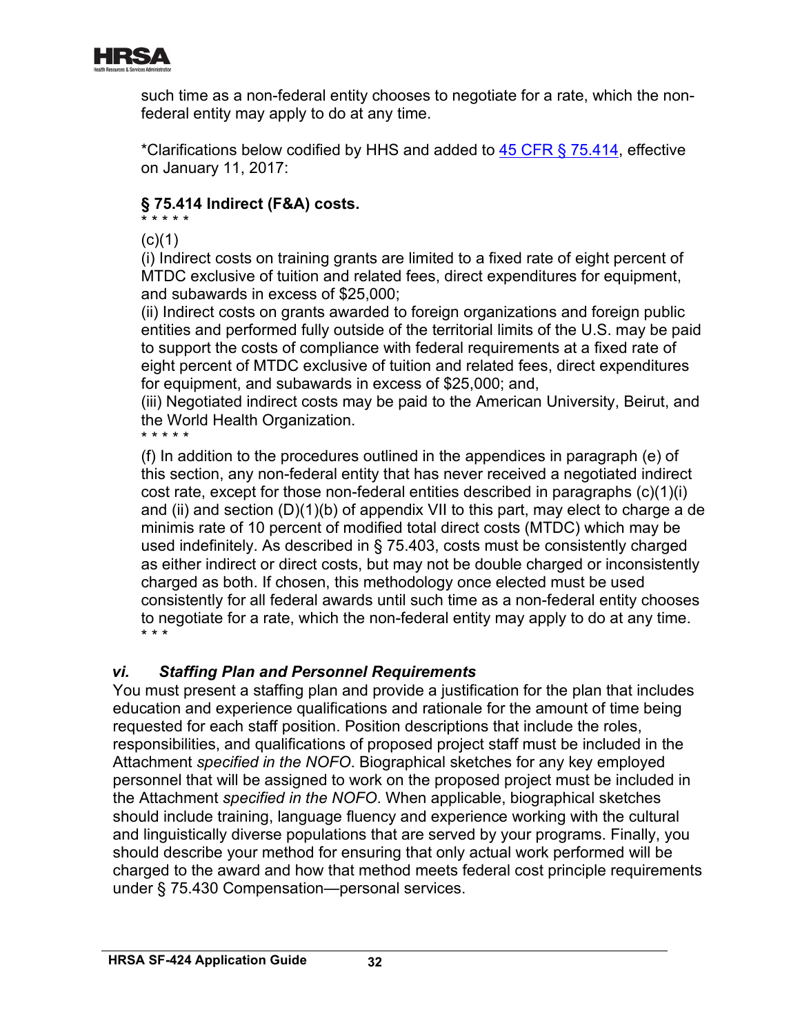such time as a non-federal entity chooses to negotiate for a rate, which the non-federal entity may apply to do at any time.

*Clarifications below codified by HHS and added to 45 CFR § 75.414, effective on January 11, 2017:

**§ 75.414 Indirect (F&A) costs.**

\* \* \* \* \*

(c)(1)

(i) Indirect costs on training grants are limited to a fixed rate of eight percent of MTDC exclusive of tuition and related fees, direct expenditures for equipment, and subawards in excess of $25,000;

(ii) Indirect costs on grants awarded to foreign organizations and foreign public entities and performed fully outside of the territorial limits of the U.S. may be paid to support the costs of compliance with federal requirements at a fixed rate of eight percent of MTDC exclusive of tuition and related fees, direct expenditures for equipment, and subawards in excess of $25,000; and,

(iii) Negotiated indirect costs may be paid to the American University, Beirut, and the World Health Organization.

\* \* \* \* \*

(f) In addition to the procedures outlined in the appendices in paragraph (e) of this section, any non-federal entity that has never received a negotiated indirect cost rate, except for those non-federal entities described in paragraphs (c)(1)(i) and (ii) and section (D)(1)(b) of appendix VII to this part, may elect to charge a de minimis rate of 10 percent of modified total direct costs (MTDC) which may be used indefinitely. As described in § 75.403, costs must be consistently charged as either indirect or direct costs, but may not be double charged or inconsistently charged as both. If chosen, this methodology once elected must be used consistently for all federal awards until such time as a non-federal entity chooses to negotiate for a rate, which the non-federal entity may apply to do at any time.

\* \* \*

### *vi. Staffing Plan and Personnel Requirements*

You must present a staffing plan and provide a justification for the plan that includes education and experience qualifications and rationale for the amount of time being requested for each staff position. Position descriptions that include the roles, responsibilities, and qualifications of proposed project staff must be included in the Attachment *specified in the NOFO*. Biographical sketches for any key employed personnel that will be assigned to work on the proposed project must be included in the Attachment *specified in the NOFO*. When applicable, biographical sketches should include training, language fluency and experience working with the cultural and linguistically diverse populations that are served by your programs. Finally, you should describe your method for ensuring that only actual work performed will be charged to the award and how that method meets federal cost principle requirements under § 75.430 Compensation—personal services.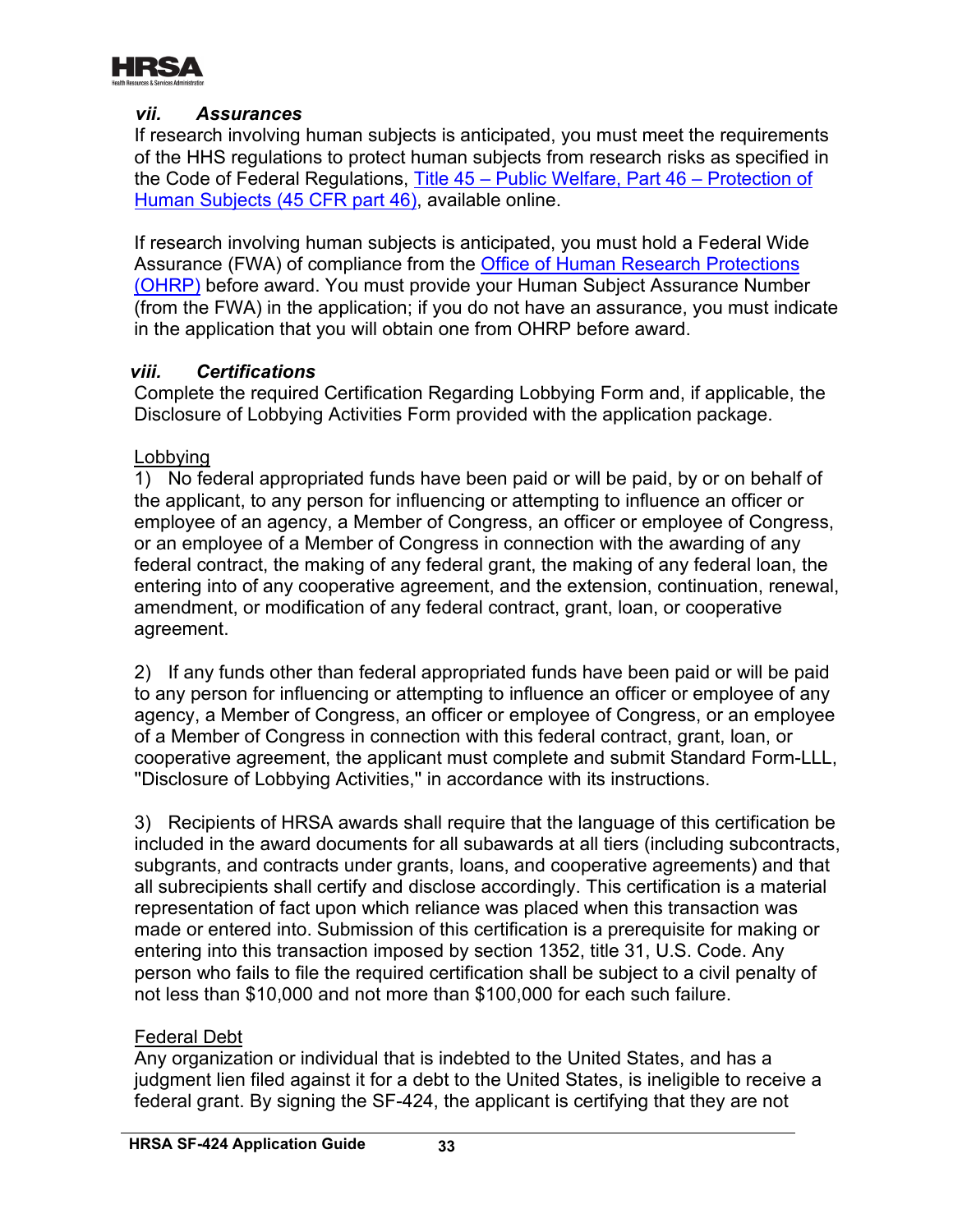### *vii. Assurances*

If research involving human subjects is anticipated, you must meet the requirements of the HHS regulations to protect human subjects from research risks as specified in the Code of Federal Regulations, [Title 45 – Public Welfare, Part 46 – Protection of Human Subjects (45 CFR part 46)](), available online.

If research involving human subjects is anticipated, you must hold a Federal Wide Assurance (FWA) of compliance from the [Office of Human Research Protections (OHRP)]() before award. You must provide your Human Subject Assurance Number (from the FWA) in the application; if you do not have an assurance, you must indicate in the application that you will obtain one from OHRP before award.

### *viii. Certifications*

Complete the required Certification Regarding Lobbying Form and, if applicable, the Disclosure of Lobbying Activities Form provided with the application package.

Lobbying

1) No federal appropriated funds have been paid or will be paid, by or on behalf of the applicant, to any person for influencing or attempting to influence an officer or employee of an agency, a Member of Congress, an officer or employee of Congress, or an employee of a Member of Congress in connection with the awarding of any federal contract, the making of any federal grant, the making of any federal loan, the entering into of any cooperative agreement, and the extension, continuation, renewal, amendment, or modification of any federal contract, grant, loan, or cooperative agreement.

2) If any funds other than federal appropriated funds have been paid or will be paid to any person for influencing or attempting to influence an officer or employee of any agency, a Member of Congress, an officer or employee of Congress, or an employee of a Member of Congress in connection with this federal contract, grant, loan, or cooperative agreement, the applicant must complete and submit Standard Form-LLL, "Disclosure of Lobbying Activities," in accordance with its instructions.

3) Recipients of HRSA awards shall require that the language of this certification be included in the award documents for all subawards at all tiers (including subcontracts, subgrants, and contracts under grants, loans, and cooperative agreements) and that all subrecipients shall certify and disclose accordingly. This certification is a material representation of fact upon which reliance was placed when this transaction was made or entered into. Submission of this certification is a prerequisite for making or entering into this transaction imposed by section 1352, title 31, U.S. Code. Any person who fails to file the required certification shall be subject to a civil penalty of not less than $10,000 and not more than $100,000 for each such failure.

Federal Debt

Any organization or individual that is indebted to the United States, and has a judgment lien filed against it for a debt to the United States, is ineligible to receive a federal grant. By signing the SF-424, the applicant is certifying that they are not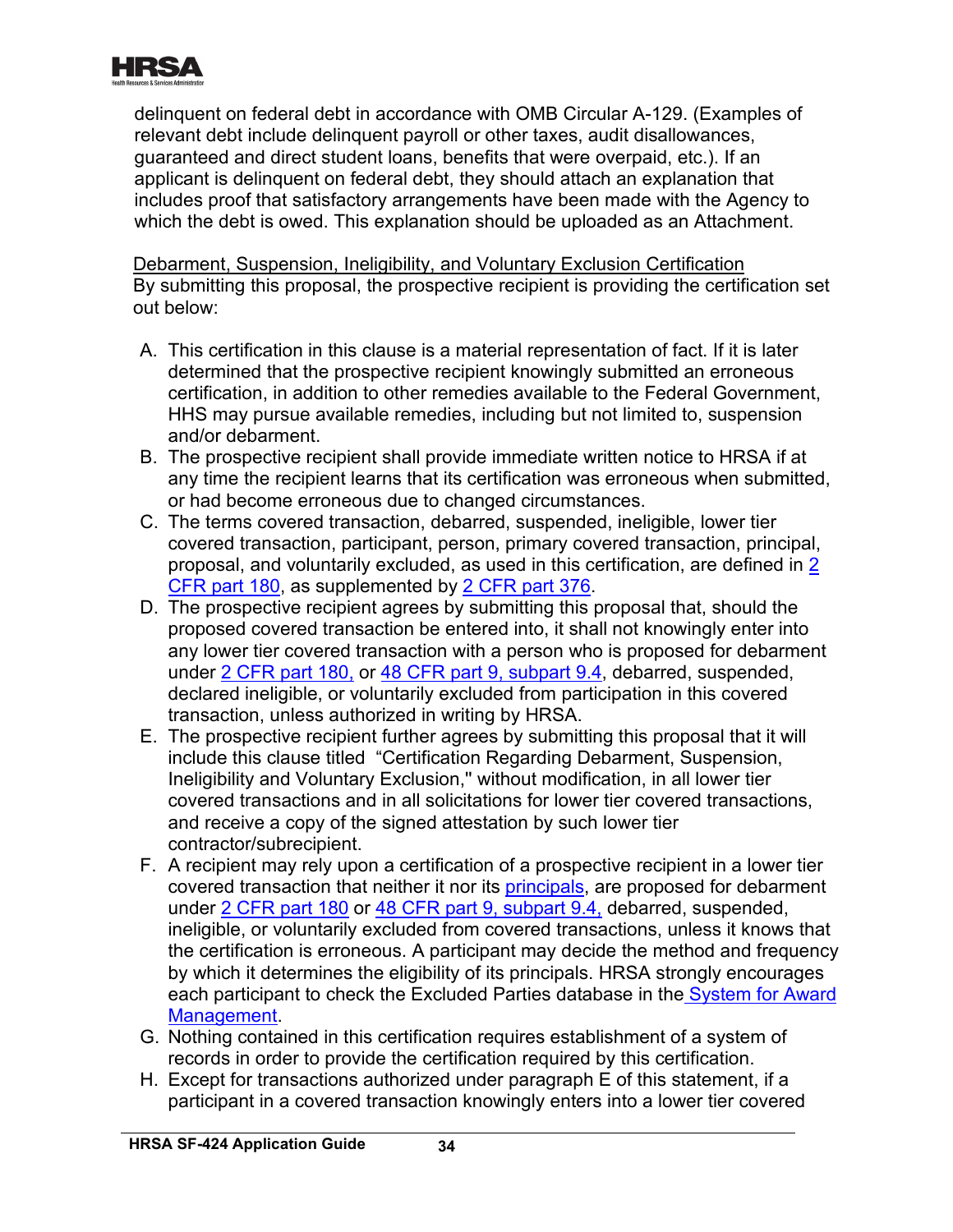delinquent on federal debt in accordance with OMB Circular A-129. (Examples of relevant debt include delinquent payroll or other taxes, audit disallowances, guaranteed and direct student loans, benefits that were overpaid, etc.). If an applicant is delinquent on federal debt, they should attach an explanation that includes proof that satisfactory arrangements have been made with the Agency to which the debt is owed. This explanation should be uploaded as an Attachment.

Debarment, Suspension, Ineligibility, and Voluntary Exclusion Certification

By submitting this proposal, the prospective recipient is providing the certification set out below:

A. This certification in this clause is a material representation of fact. If it is later determined that the prospective recipient knowingly submitted an erroneous certification, in addition to other remedies available to the Federal Government, HHS may pursue available remedies, including but not limited to, suspension and/or debarment.
B. The prospective recipient shall provide immediate written notice to HRSA if at any time the recipient learns that its certification was erroneous when submitted, or had become erroneous due to changed circumstances.
C. The terms covered transaction, debarred, suspended, ineligible, lower tier covered transaction, participant, person, primary covered transaction, principal, proposal, and voluntarily excluded, as used in this certification, are defined in 2 CFR part 180, as supplemented by 2 CFR part 376.
D. The prospective recipient agrees by submitting this proposal that, should the proposed covered transaction be entered into, it shall not knowingly enter into any lower tier covered transaction with a person who is proposed for debarment under 2 CFR part 180, or 48 CFR part 9, subpart 9.4, debarred, suspended, declared ineligible, or voluntarily excluded from participation in this covered transaction, unless authorized in writing by HRSA.
E. The prospective recipient further agrees by submitting this proposal that it will include this clause titled "Certification Regarding Debarment, Suspension, Ineligibility and Voluntary Exclusion," without modification, in all lower tier covered transactions and in all solicitations for lower tier covered transactions, and receive a copy of the signed attestation by such lower tier contractor/subrecipient.
F. A recipient may rely upon a certification of a prospective recipient in a lower tier covered transaction that neither it nor its principals, are proposed for debarment under 2 CFR part 180 or 48 CFR part 9, subpart 9.4, debarred, suspended, ineligible, or voluntarily excluded from covered transactions, unless it knows that the certification is erroneous. A participant may decide the method and frequency by which it determines the eligibility of its principals. HRSA strongly encourages each participant to check the Excluded Parties database in the System for Award Management.
G. Nothing contained in this certification requires establishment of a system of records in order to provide the certification required by this certification.
H. Except for transactions authorized under paragraph E of this statement, if a participant in a covered transaction knowingly enters into a lower tier covered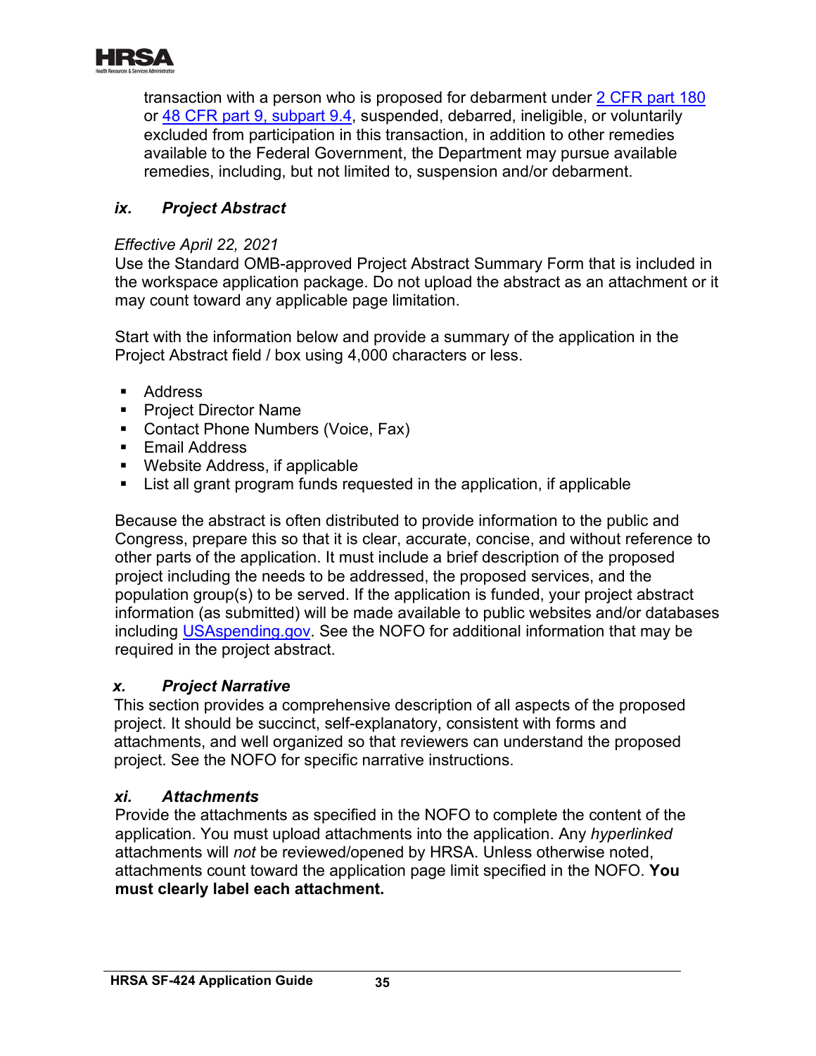transaction with a person who is proposed for debarment under 2 CFR part 180 or 48 CFR part 9, subpart 9.4, suspended, debarred, ineligible, or voluntarily excluded from participation in this transaction, in addition to other remedies available to the Federal Government, the Department may pursue available remedies, including, but not limited to, suspension and/or debarment.

### *ix. Project Abstract*

*Effective April 22, 2021*

Use the Standard OMB-approved Project Abstract Summary Form that is included in the workspace application package. Do not upload the abstract as an attachment or it may count toward any applicable page limitation.

Start with the information below and provide a summary of the application in the Project Abstract field / box using 4,000 characters or less.

- Address
- Project Director Name
- Contact Phone Numbers (Voice, Fax)
- Email Address
- Website Address, if applicable
- List all grant program funds requested in the application, if applicable

Because the abstract is often distributed to provide information to the public and Congress, prepare this so that it is clear, accurate, concise, and without reference to other parts of the application. It must include a brief description of the proposed project including the needs to be addressed, the proposed services, and the population group(s) to be served. If the application is funded, your project abstract information (as submitted) will be made available to public websites and/or databases including USAspending.gov. See the NOFO for additional information that may be required in the project abstract.

### *x. Project Narrative*

This section provides a comprehensive description of all aspects of the proposed project. It should be succinct, self-explanatory, consistent with forms and attachments, and well organized so that reviewers can understand the proposed project. See the NOFO for specific narrative instructions.

### *xi. Attachments*

Provide the attachments as specified in the NOFO to complete the content of the application. You must upload attachments into the application. Any *hyperlinked* attachments will *not* be reviewed/opened by HRSA. Unless otherwise noted, attachments count toward the application page limit specified in the NOFO. **You must clearly label each attachment.**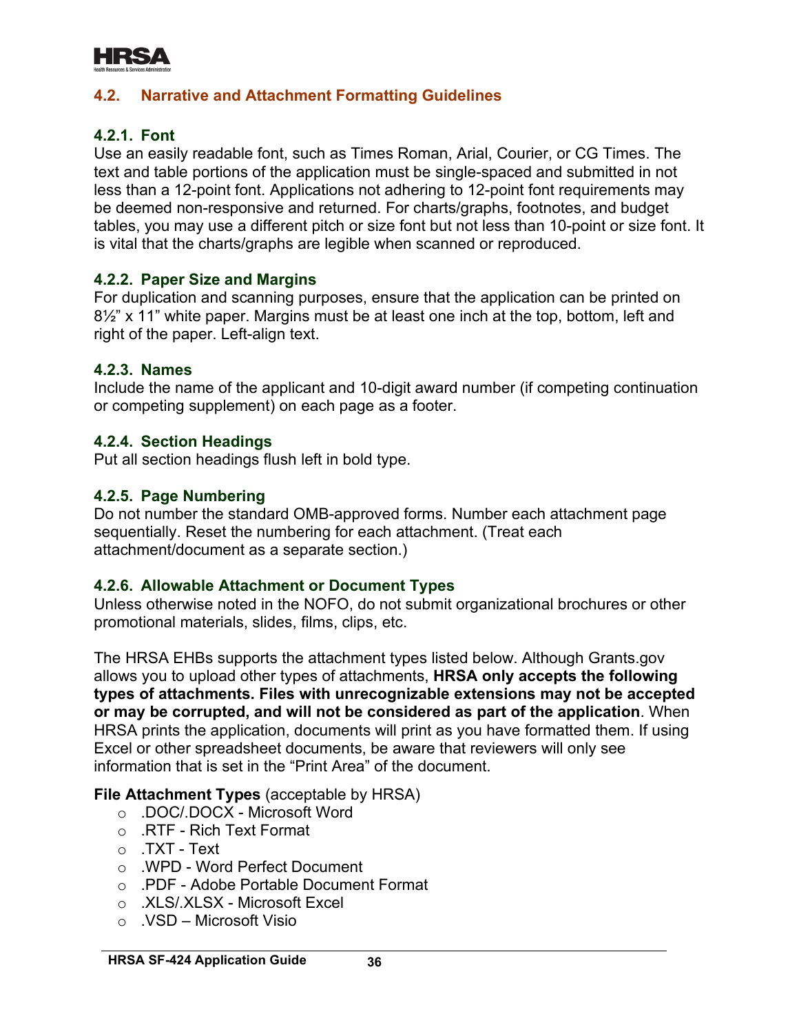## 4.2. Narrative and Attachment Formatting Guidelines

### 4.2.1. Font

Use an easily readable font, such as Times Roman, Arial, Courier, or CG Times. The text and table portions of the application must be single-spaced and submitted in not less than a 12-point font. Applications not adhering to 12-point font requirements may be deemed non-responsive and returned. For charts/graphs, footnotes, and budget tables, you may use a different pitch or size font but not less than 10-point or size font. It is vital that the charts/graphs are legible when scanned or reproduced.

### 4.2.2. Paper Size and Margins

For duplication and scanning purposes, ensure that the application can be printed on 8½" x 11" white paper. Margins must be at least one inch at the top, bottom, left and right of the paper. Left-align text.

### 4.2.3. Names

Include the name of the applicant and 10-digit award number (if competing continuation or competing supplement) on each page as a footer.

### 4.2.4. Section Headings

Put all section headings flush left in bold type.

### 4.2.5. Page Numbering

Do not number the standard OMB-approved forms. Number each attachment page sequentially. Reset the numbering for each attachment. (Treat each attachment/document as a separate section.)

### 4.2.6. Allowable Attachment or Document Types

Unless otherwise noted in the NOFO, do not submit organizational brochures or other promotional materials, slides, films, clips, etc.

The HRSA EHBs supports the attachment types listed below. Although Grants.gov allows you to upload other types of attachments, **HRSA only accepts the following types of attachments. Files with unrecognizable extensions may not be accepted or may be corrupted, and will not be considered as part of the application**. When HRSA prints the application, documents will print as you have formatted them. If using Excel or other spreadsheet documents, be aware that reviewers will only see information that is set in the "Print Area" of the document.

**File Attachment Types** (acceptable by HRSA)

- .DOC/.DOCX - Microsoft Word
- .RTF - Rich Text Format
- .TXT - Text
- .WPD - Word Perfect Document
- .PDF - Adobe Portable Document Format
- .XLS/.XLSX - Microsoft Excel
- .VSD – Microsoft Visio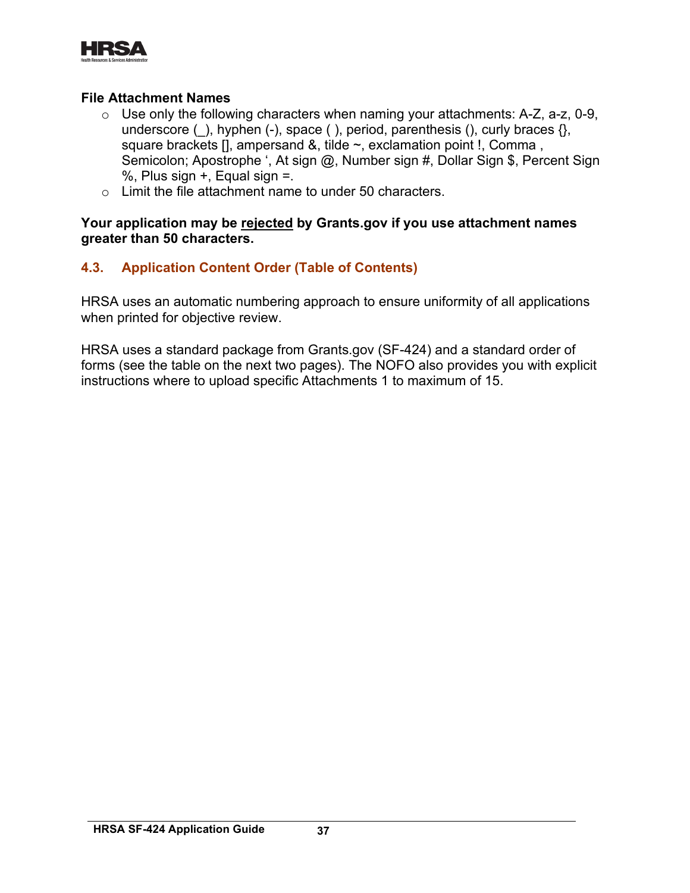**File Attachment Names**

- Use only the following characters when naming your attachments: A-Z, a-z, 0-9, underscore (_), hyphen (-), space ( ), period, parenthesis (), curly braces {}, square brackets [], ampersand &, tilde ~, exclamation point !, Comma , Semicolon; Apostrophe ‘, At sign @, Number sign #, Dollar Sign $, Percent Sign %, Plus sign +, Equal sign =.
- Limit the file attachment name to under 50 characters.

**Your application may be <u>rejected</u> by Grants.gov if you use attachment names greater than 50 characters.**

### 4.3. Application Content Order (Table of Contents)

HRSA uses an automatic numbering approach to ensure uniformity of all applications when printed for objective review.

HRSA uses a standard package from Grants.gov (SF-424) and a standard order of forms (see the table on the next two pages). The NOFO also provides you with explicit instructions where to upload specific Attachments 1 to maximum of 15.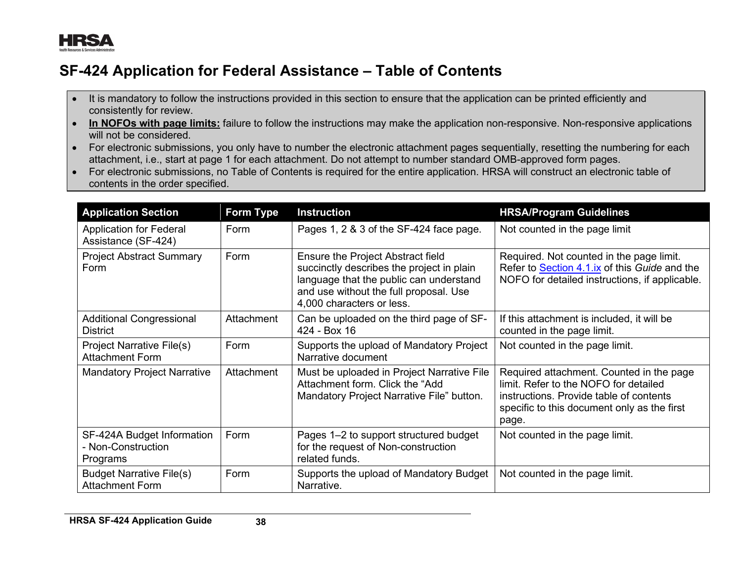# SF-424 Application for Federal Assistance – Table of Contents

- It is mandatory to follow the instructions provided in this section to ensure that the application can be printed efficiently and consistently for review.
- **In NOFOs with page limits:** failure to follow the instructions may make the application non-responsive. Non-responsive applications will not be considered.
- For electronic submissions, you only have to number the electronic attachment pages sequentially, resetting the numbering for each attachment, i.e., start at page 1 for each attachment. Do not attempt to number standard OMB-approved form pages.
- For electronic submissions, no Table of Contents is required for the entire application. HRSA will construct an electronic table of contents in the order specified.

| Application Section | Form Type | Instruction | HRSA/Program Guidelines |
|---|---|---|---|
| Application for Federal Assistance (SF-424) | Form | Pages 1, 2 & 3 of the SF-424 face page. | Not counted in the page limit |
| Project Abstract Summary Form | Form | Ensure the Project Abstract field succinctly describes the project in plain language that the public can understand and use without the full proposal. Use 4,000 characters or less. | Required. Not counted in the page limit. Refer to Section 4.1.ix of this *Guide* and the NOFO for detailed instructions, if applicable. |
| Additional Congressional District | Attachment | Can be uploaded on the third page of SF-424 - Box 16 | If this attachment is included, it will be counted in the page limit. |
| Project Narrative File(s) Attachment Form | Form | Supports the upload of Mandatory Project Narrative document | Not counted in the page limit. |
| Mandatory Project Narrative | Attachment | Must be uploaded in Project Narrative File Attachment form. Click the "Add Mandatory Project Narrative File" button. | Required attachment. Counted in the page limit. Refer to the NOFO for detailed instructions. Provide table of contents specific to this document only as the first page. |
| SF-424A Budget Information - Non-Construction Programs | Form | Pages 1–2 to support structured budget for the request of Non-construction related funds. | Not counted in the page limit. |
| Budget Narrative File(s) Attachment Form | Form | Supports the upload of Mandatory Budget Narrative. | Not counted in the page limit. |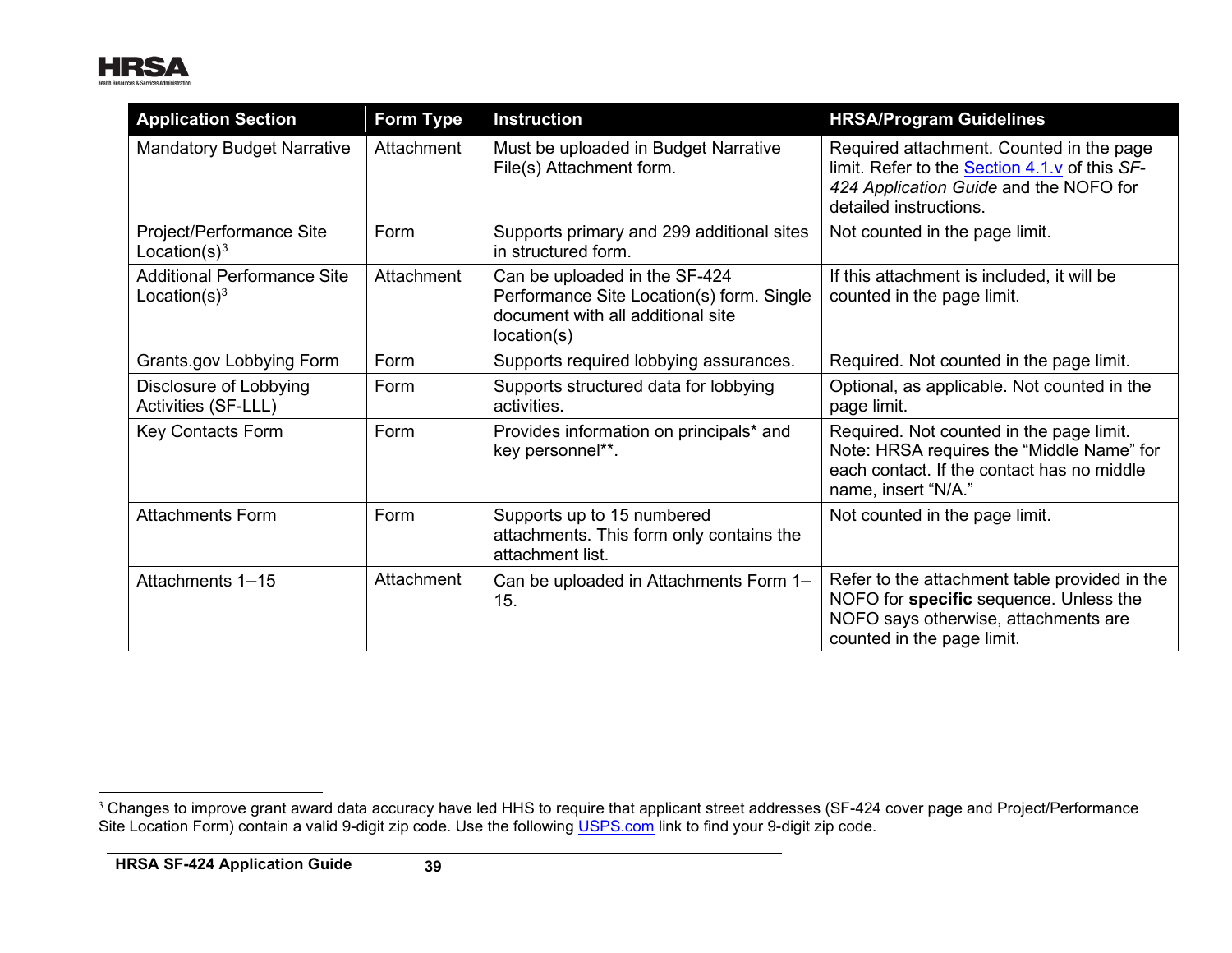| Application Section | Form Type | Instruction | HRSA/Program Guidelines |
|---|---|---|---|
| Mandatory Budget Narrative | Attachment | Must be uploaded in Budget Narrative File(s) Attachment form. | Required attachment. Counted in the page limit. Refer to the Section 4.1.v of this *SF-424 Application Guide* and the NOFO for detailed instructions. |
| Project/Performance Site Location(s)[3] | Form | Supports primary and 299 additional sites in structured form. | Not counted in the page limit. |
| Additional Performance Site Location(s)[3] | Attachment | Can be uploaded in the SF-424 Performance Site Location(s) form. Single document with all additional site location(s) | If this attachment is included, it will be counted in the page limit. |
| Grants.gov Lobbying Form | Form | Supports required lobbying assurances. | Required. Not counted in the page limit. |
| Disclosure of Lobbying Activities (SF-LLL) | Form | Supports structured data for lobbying activities. | Optional, as applicable. Not counted in the page limit. |
| Key Contacts Form | Form | Provides information on principals* and key personnel**. | Required. Not counted in the page limit. Note: HRSA requires the "Middle Name" for each contact. If the contact has no middle name, insert "N/A." |
| Attachments Form | Form | Supports up to 15 numbered attachments. This form only contains the attachment list. | Not counted in the page limit. |
| Attachments 1–15 | Attachment | Can be uploaded in Attachments Form 1–15. | Refer to the attachment table provided in the NOFO for **specific** sequence. Unless the NOFO says otherwise, attachments are counted in the page limit. |

[3] Changes to improve grant award data accuracy have led HHS to require that applicant street addresses (SF-424 cover page and Project/Performance Site Location Form) contain a valid 9-digit zip code. Use the following USPS.com link to find your 9-digit zip code.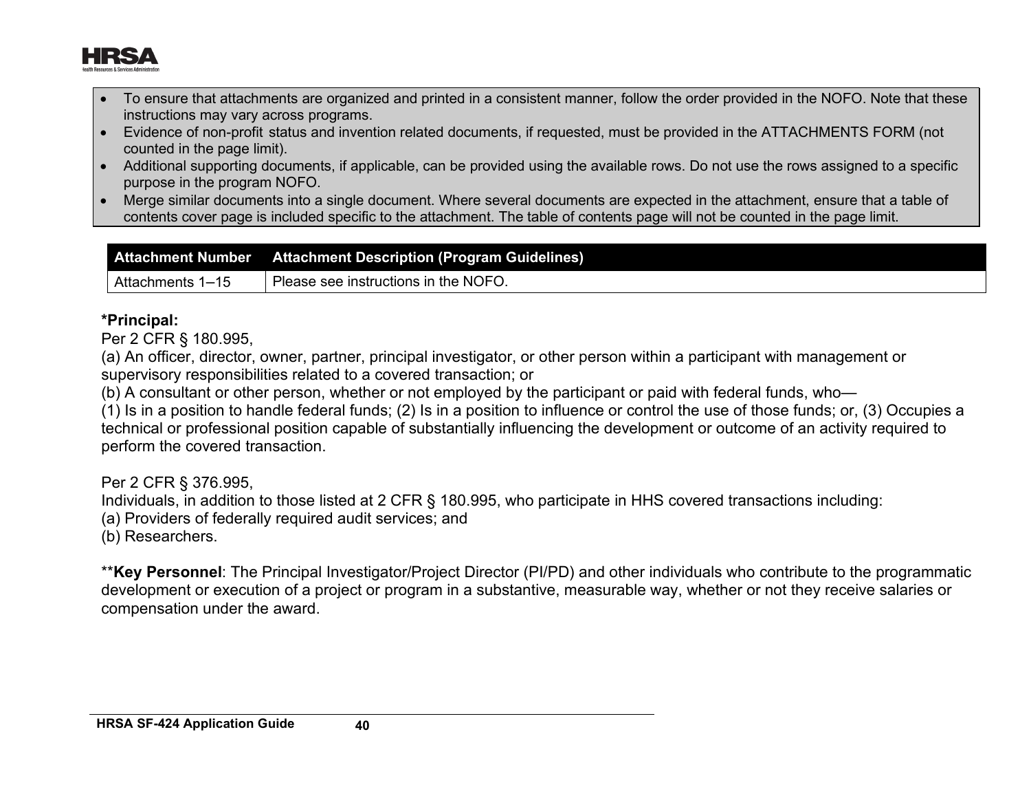- To ensure that attachments are organized and printed in a consistent manner, follow the order provided in the NOFO. Note that these instructions may vary across programs.
- Evidence of non-profit status and invention related documents, if requested, must be provided in the ATTACHMENTS FORM (not counted in the page limit).
- Additional supporting documents, if applicable, can be provided using the available rows. Do not use the rows assigned to a specific purpose in the program NOFO.
- Merge similar documents into a single document. Where several documents are expected in the attachment, ensure that a table of contents cover page is included specific to the attachment. The table of contents page will not be counted in the page limit.

| Attachment Number | Attachment Description (Program Guidelines) |
|---|---|
| Attachments 1–15 | Please see instructions in the NOFO. |

**\*Principal:**
Per 2 CFR § 180.995,
(a) An officer, director, owner, partner, principal investigator, or other person within a participant with management or supervisory responsibilities related to a covered transaction; or
(b) A consultant or other person, whether or not employed by the participant or paid with federal funds, who—
(1) Is in a position to handle federal funds; (2) Is in a position to influence or control the use of those funds; or, (3) Occupies a technical or professional position capable of substantially influencing the development or outcome of an activity required to perform the covered transaction.

Per 2 CFR § 376.995,
Individuals, in addition to those listed at 2 CFR § 180.995, who participate in HHS covered transactions including:
(a) Providers of federally required audit services; and
(b) Researchers.

\*\***Key Personnel**: The Principal Investigator/Project Director (PI/PD) and other individuals who contribute to the programmatic development or execution of a project or program in a substantive, measurable way, whether or not they receive salaries or compensation under the award.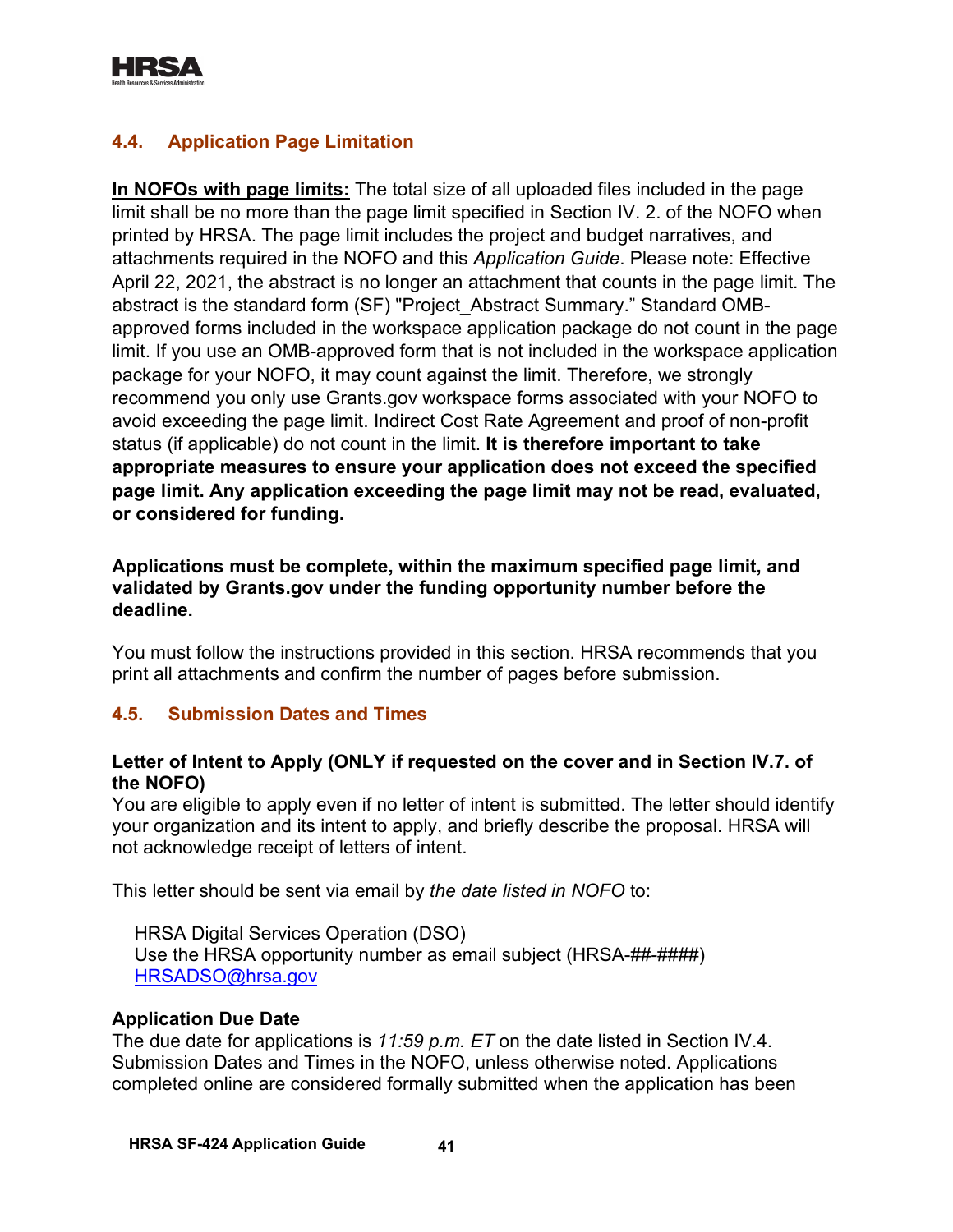## 4.4. Application Page Limitation

**<u>In NOFOs with page limits:</u>** The total size of all uploaded files included in the page limit shall be no more than the page limit specified in Section IV. 2. of the NOFO when printed by HRSA. The page limit includes the project and budget narratives, and attachments required in the NOFO and this *Application Guide*. Please note: Effective April 22, 2021, the abstract is no longer an attachment that counts in the page limit. The abstract is the standard form (SF) "Project_Abstract Summary." Standard OMB-approved forms included in the workspace application package do not count in the page limit. If you use an OMB-approved form that is not included in the workspace application package for your NOFO, it may count against the limit. Therefore, we strongly recommend you only use Grants.gov workspace forms associated with your NOFO to avoid exceeding the page limit. Indirect Cost Rate Agreement and proof of non-profit status (if applicable) do not count in the limit. **It is therefore important to take appropriate measures to ensure your application does not exceed the specified page limit. Any application exceeding the page limit may not be read, evaluated, or considered for funding.**

**Applications must be complete, within the maximum specified page limit, and validated by Grants.gov under the funding opportunity number before the deadline.**

You must follow the instructions provided in this section. HRSA recommends that you print all attachments and confirm the number of pages before submission.

## 4.5. Submission Dates and Times

**Letter of Intent to Apply (ONLY if requested on the cover and in Section IV.7. of the NOFO)**
You are eligible to apply even if no letter of intent is submitted. The letter should identify your organization and its intent to apply, and briefly describe the proposal. HRSA will not acknowledge receipt of letters of intent.

This letter should be sent via email by *the date listed in NOFO* to:

HRSA Digital Services Operation (DSO)
Use the HRSA opportunity number as email subject (HRSA-##-####)
HRSADSO@hrsa.gov

**Application Due Date**
The due date for applications is *11:59 p.m. ET* on the date listed in Section IV.4. Submission Dates and Times in the NOFO, unless otherwise noted. Applications completed online are considered formally submitted when the application has been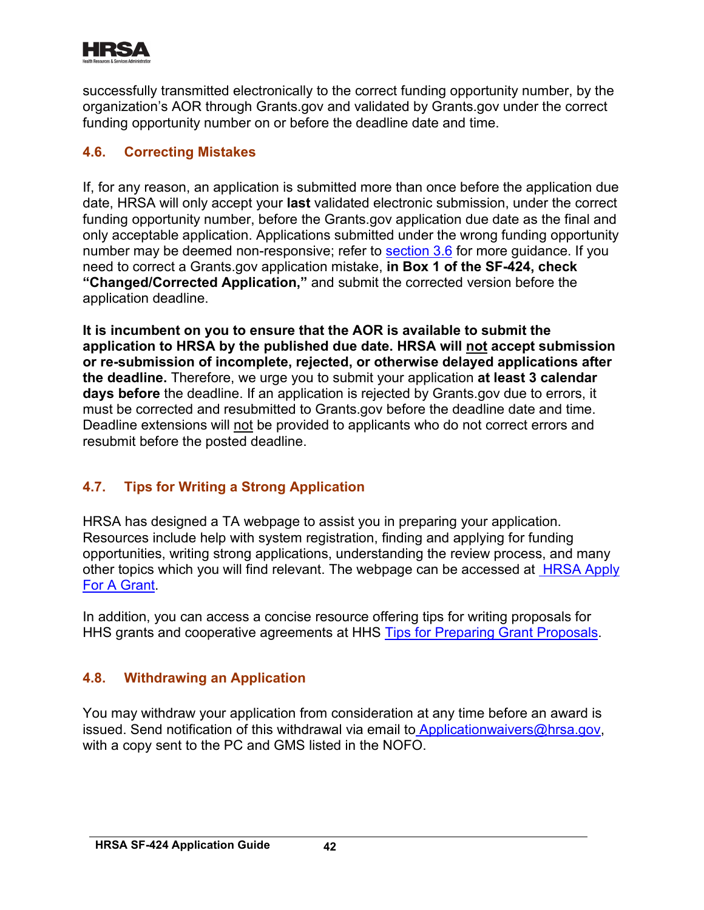successfully transmitted electronically to the correct funding opportunity number, by the organization's AOR through Grants.gov and validated by Grants.gov under the correct funding opportunity number on or before the deadline date and time.

### 4.6. Correcting Mistakes

If, for any reason, an application is submitted more than once before the application due date, HRSA will only accept your **last** validated electronic submission, under the correct funding opportunity number, before the Grants.gov application due date as the final and only acceptable application. Applications submitted under the wrong funding opportunity number may be deemed non-responsive; refer to section 3.6 for more guidance. If you need to correct a Grants.gov application mistake, **in Box 1 of the SF-424, check "Changed/Corrected Application,"** and submit the corrected version before the application deadline.

**It is incumbent on you to ensure that the AOR is available to submit the application to HRSA by the published due date. HRSA will not accept submission or re-submission of incomplete, rejected, or otherwise delayed applications after the deadline.** Therefore, we urge you to submit your application **at least 3 calendar days before** the deadline. If an application is rejected by Grants.gov due to errors, it must be corrected and resubmitted to Grants.gov before the deadline date and time. Deadline extensions will not be provided to applicants who do not correct errors and resubmit before the posted deadline.

### 4.7. Tips for Writing a Strong Application

HRSA has designed a TA webpage to assist you in preparing your application. Resources include help with system registration, finding and applying for funding opportunities, writing strong applications, understanding the review process, and many other topics which you will find relevant. The webpage can be accessed at HRSA Apply For A Grant.

In addition, you can access a concise resource offering tips for writing proposals for HHS grants and cooperative agreements at HHS Tips for Preparing Grant Proposals.

### 4.8. Withdrawing an Application

You may withdraw your application from consideration at any time before an award is issued. Send notification of this withdrawal via email to Applicationwaivers@hrsa.gov, with a copy sent to the PC and GMS listed in the NOFO.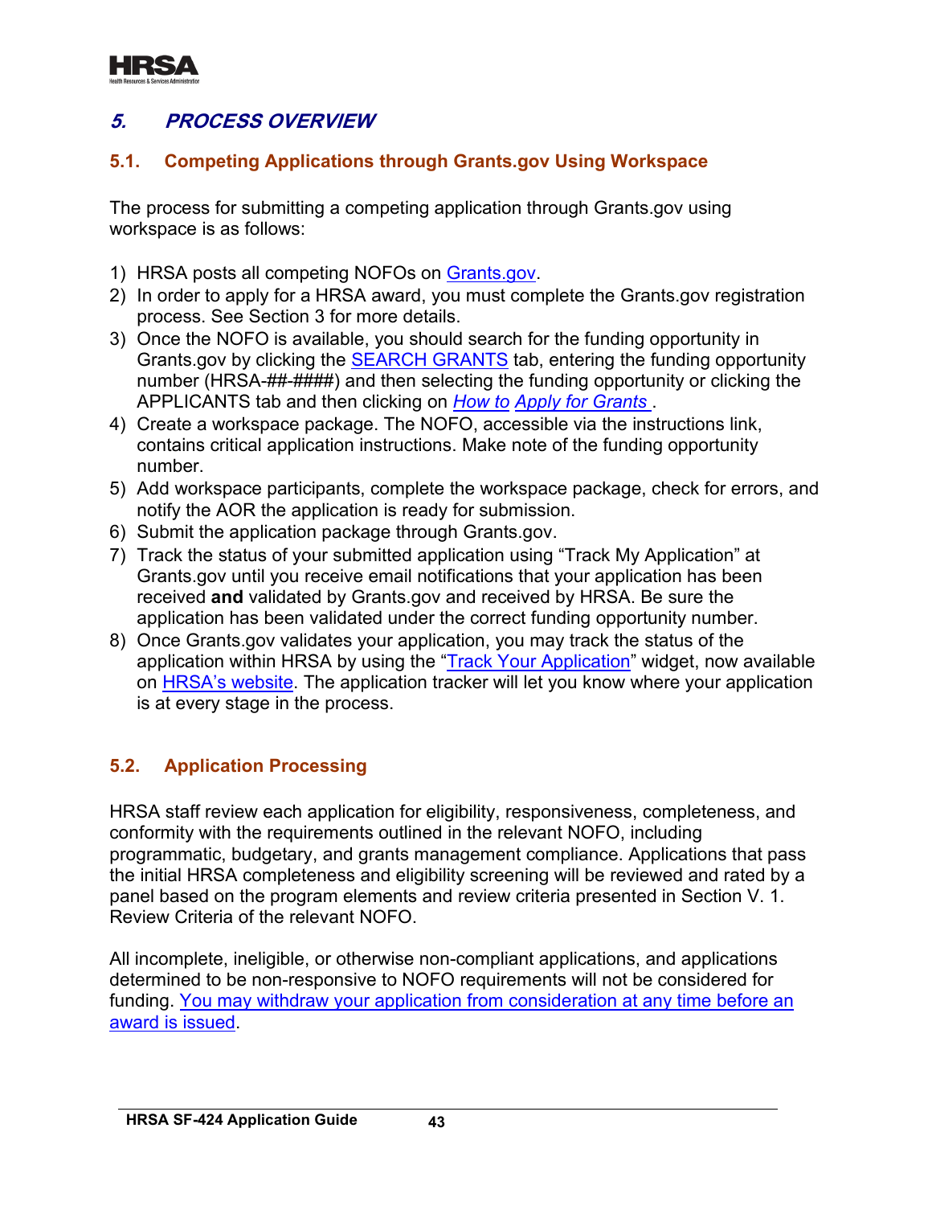# *5. PROCESS OVERVIEW*

## 5.1. Competing Applications through Grants.gov Using Workspace

The process for submitting a competing application through Grants.gov using workspace is as follows:

1) HRSA posts all competing NOFOs on Grants.gov.
2) In order to apply for a HRSA award, you must complete the Grants.gov registration process. See Section 3 for more details.
3) Once the NOFO is available, you should search for the funding opportunity in Grants.gov by clicking the SEARCH GRANTS tab, entering the funding opportunity number (HRSA-##-####) and then selecting the funding opportunity or clicking the APPLICANTS tab and then clicking on *How to Apply for Grants*.
4) Create a workspace package. The NOFO, accessible via the instructions link, contains critical application instructions. Make note of the funding opportunity number.
5) Add workspace participants, complete the workspace package, check for errors, and notify the AOR the application is ready for submission.
6) Submit the application package through Grants.gov.
7) Track the status of your submitted application using "Track My Application" at Grants.gov until you receive email notifications that your application has been received **and** validated by Grants.gov and received by HRSA. Be sure the application has been validated under the correct funding opportunity number.
8) Once Grants.gov validates your application, you may track the status of the application within HRSA by using the "Track Your Application" widget, now available on HRSA's website. The application tracker will let you know where your application is at every stage in the process.

## 5.2. Application Processing

HRSA staff review each application for eligibility, responsiveness, completeness, and conformity with the requirements outlined in the relevant NOFO, including programmatic, budgetary, and grants management compliance. Applications that pass the initial HRSA completeness and eligibility screening will be reviewed and rated by a panel based on the program elements and review criteria presented in Section V. 1. Review Criteria of the relevant NOFO.

All incomplete, ineligible, or otherwise non-compliant applications, and applications determined to be non-responsive to NOFO requirements will not be considered for funding. You may withdraw your application from consideration at any time before an award is issued.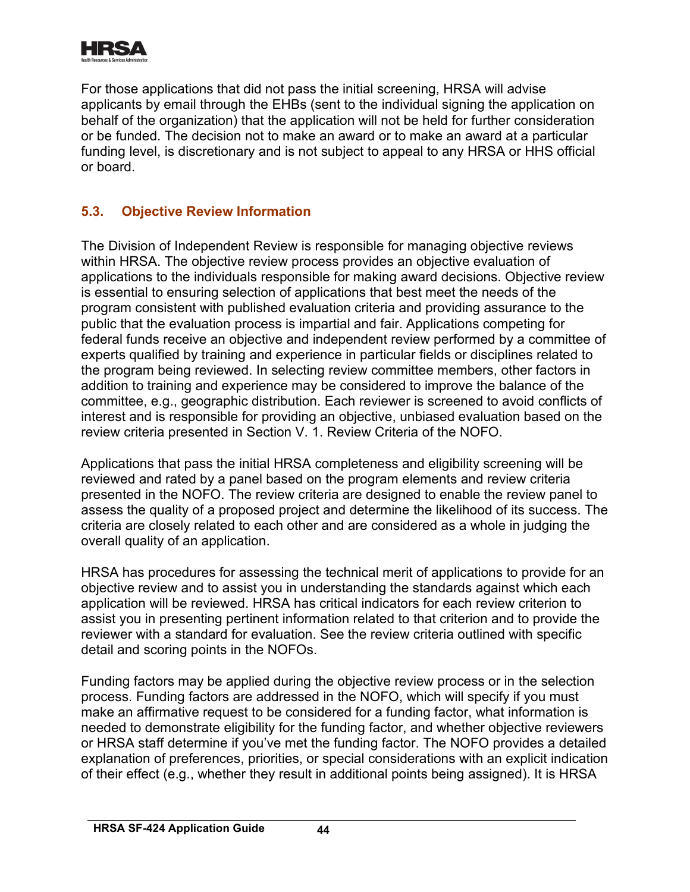For those applications that did not pass the initial screening, HRSA will advise applicants by email through the EHBs (sent to the individual signing the application on behalf of the organization) that the application will not be held for further consideration or be funded. The decision not to make an award or to make an award at a particular funding level, is discretionary and is not subject to appeal to any HRSA or HHS official or board.

### 5.3. Objective Review Information

The Division of Independent Review is responsible for managing objective reviews within HRSA. The objective review process provides an objective evaluation of applications to the individuals responsible for making award decisions. Objective review is essential to ensuring selection of applications that best meet the needs of the program consistent with published evaluation criteria and providing assurance to the public that the evaluation process is impartial and fair. Applications competing for federal funds receive an objective and independent review performed by a committee of experts qualified by training and experience in particular fields or disciplines related to the program being reviewed. In selecting review committee members, other factors in addition to training and experience may be considered to improve the balance of the committee, e.g., geographic distribution. Each reviewer is screened to avoid conflicts of interest and is responsible for providing an objective, unbiased evaluation based on the review criteria presented in Section V. 1. Review Criteria of the NOFO.

Applications that pass the initial HRSA completeness and eligibility screening will be reviewed and rated by a panel based on the program elements and review criteria presented in the NOFO. The review criteria are designed to enable the review panel to assess the quality of a proposed project and determine the likelihood of its success. The criteria are closely related to each other and are considered as a whole in judging the overall quality of an application.

HRSA has procedures for assessing the technical merit of applications to provide for an objective review and to assist you in understanding the standards against which each application will be reviewed. HRSA has critical indicators for each review criterion to assist you in presenting pertinent information related to that criterion and to provide the reviewer with a standard for evaluation. See the review criteria outlined with specific detail and scoring points in the NOFOs.

Funding factors may be applied during the objective review process or in the selection process. Funding factors are addressed in the NOFO, which will specify if you must make an affirmative request to be considered for a funding factor, what information is needed to demonstrate eligibility for the funding factor, and whether objective reviewers or HRSA staff determine if you've met the funding factor. The NOFO provides a detailed explanation of preferences, priorities, or special considerations with an explicit indication of their effect (e.g., whether they result in additional points being assigned). It is HRSA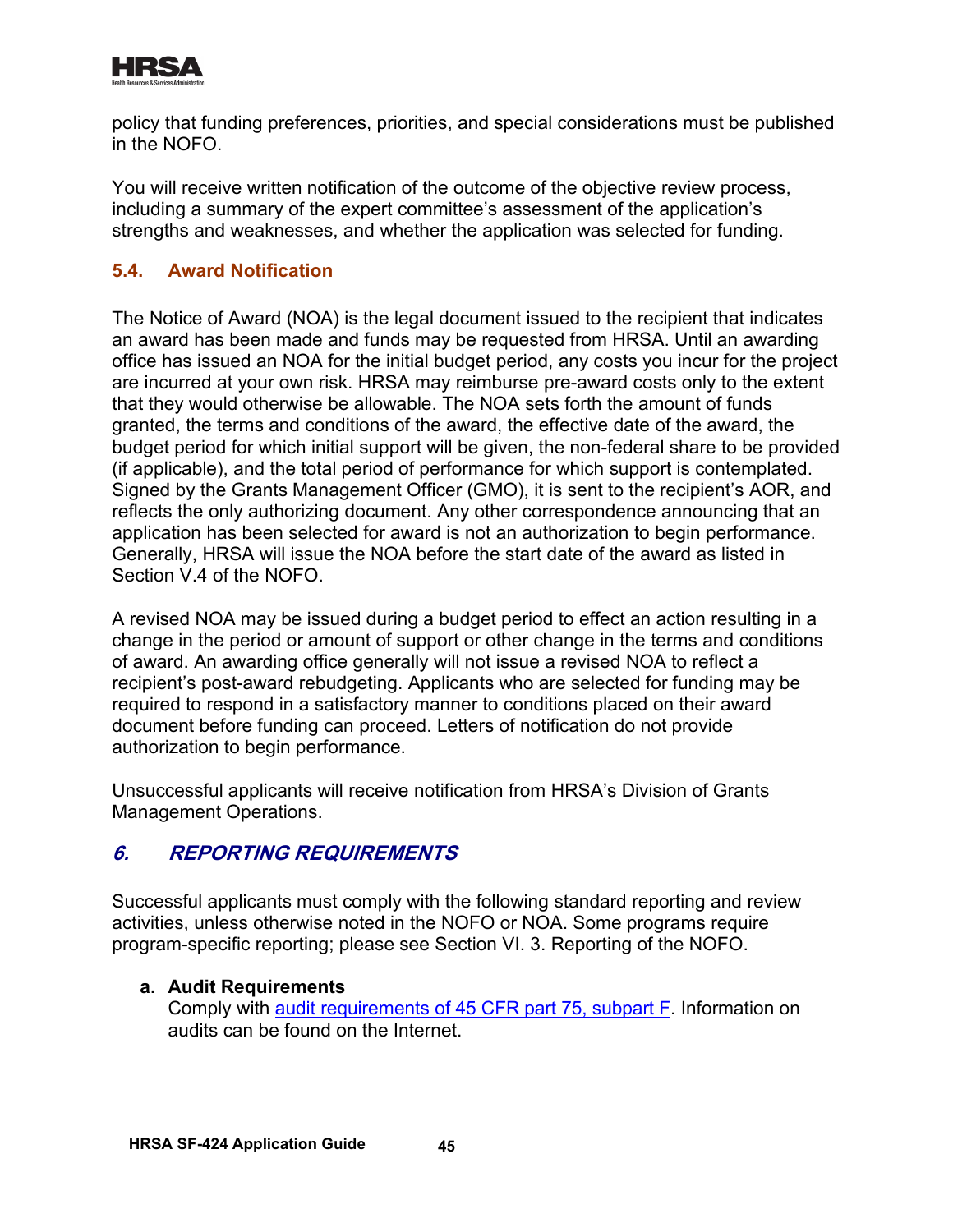policy that funding preferences, priorities, and special considerations must be published in the NOFO.

You will receive written notification of the outcome of the objective review process, including a summary of the expert committee's assessment of the application's strengths and weaknesses, and whether the application was selected for funding.

### 5.4. Award Notification

The Notice of Award (NOA) is the legal document issued to the recipient that indicates an award has been made and funds may be requested from HRSA. Until an awarding office has issued an NOA for the initial budget period, any costs you incur for the project are incurred at your own risk. HRSA may reimburse pre-award costs only to the extent that they would otherwise be allowable. The NOA sets forth the amount of funds granted, the terms and conditions of the award, the effective date of the award, the budget period for which initial support will be given, the non-federal share to be provided (if applicable), and the total period of performance for which support is contemplated. Signed by the Grants Management Officer (GMO), it is sent to the recipient's AOR, and reflects the only authorizing document. Any other correspondence announcing that an application has been selected for award is not an authorization to begin performance. Generally, HRSA will issue the NOA before the start date of the award as listed in Section V.4 of the NOFO.

A revised NOA may be issued during a budget period to effect an action resulting in a change in the period or amount of support or other change in the terms and conditions of award. An awarding office generally will not issue a revised NOA to reflect a recipient's post-award rebudgeting. Applicants who are selected for funding may be required to respond in a satisfactory manner to conditions placed on their award document before funding can proceed. Letters of notification do not provide authorization to begin performance.

Unsuccessful applicants will receive notification from HRSA's Division of Grants Management Operations.

## *6. REPORTING REQUIREMENTS*

Successful applicants must comply with the following standard reporting and review activities, unless otherwise noted in the NOFO or NOA. Some programs require program-specific reporting; please see Section VI. 3. Reporting of the NOFO.

a. **Audit Requirements**
   Comply with [audit requirements of 45 CFR part 75, subpart F](). Information on audits can be found on the Internet.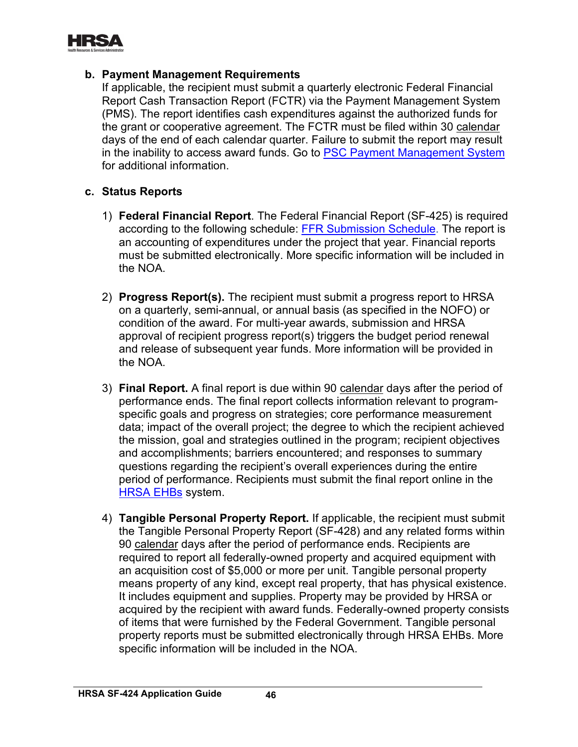**b. Payment Management Requirements**

If applicable, the recipient must submit a quarterly electronic Federal Financial Report Cash Transaction Report (FCTR) via the Payment Management System (PMS). The report identifies cash expenditures against the authorized funds for the grant or cooperative agreement. The FCTR must be filed within 30 calendar days of the end of each calendar quarter. Failure to submit the report may result in the inability to access award funds. Go to PSC Payment Management System for additional information.

**c. Status Reports**

1) **Federal Financial Report**. The Federal Financial Report (SF-425) is required according to the following schedule: FFR Submission Schedule. The report is an accounting of expenditures under the project that year. Financial reports must be submitted electronically. More specific information will be included in the NOA.

2) **Progress Report(s).** The recipient must submit a progress report to HRSA on a quarterly, semi-annual, or annual basis (as specified in the NOFO) or condition of the award. For multi-year awards, submission and HRSA approval of recipient progress report(s) triggers the budget period renewal and release of subsequent year funds. More information will be provided in the NOA.

3) **Final Report.** A final report is due within 90 calendar days after the period of performance ends. The final report collects information relevant to program-specific goals and progress on strategies; core performance measurement data; impact of the overall project; the degree to which the recipient achieved the mission, goal and strategies outlined in the program; recipient objectives and accomplishments; barriers encountered; and responses to summary questions regarding the recipient's overall experiences during the entire period of performance. Recipients must submit the final report online in the HRSA EHBs system.

4) **Tangible Personal Property Report.** If applicable, the recipient must submit the Tangible Personal Property Report (SF-428) and any related forms within 90 calendar days after the period of performance ends. Recipients are required to report all federally-owned property and acquired equipment with an acquisition cost of $5,000 or more per unit. Tangible personal property means property of any kind, except real property, that has physical existence. It includes equipment and supplies. Property may be provided by HRSA or acquired by the recipient with award funds. Federally-owned property consists of items that were furnished by the Federal Government. Tangible personal property reports must be submitted electronically through HRSA EHBs. More specific information will be included in the NOA.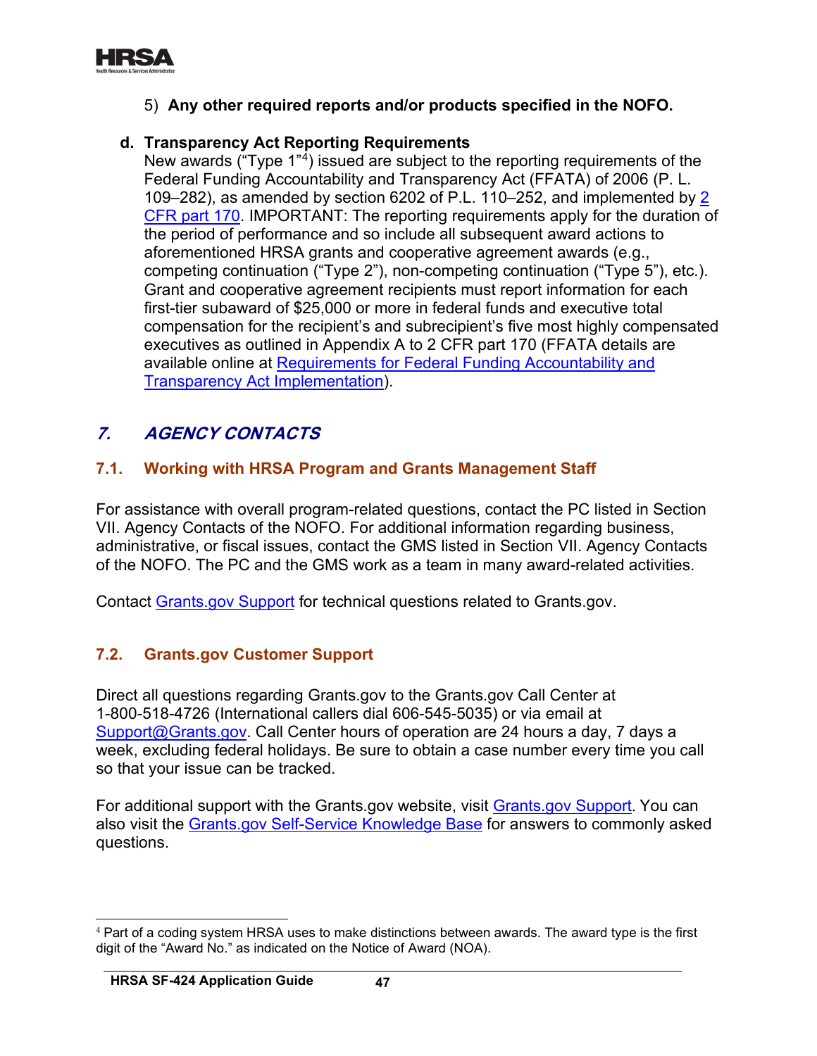5) **Any other required reports and/or products specified in the NOFO.**

**d. Transparency Act Reporting Requirements**

New awards ("Type 1"[4]) issued are subject to the reporting requirements of the Federal Funding Accountability and Transparency Act (FFATA) of 2006 (P. L. 109–282), as amended by section 6202 of P.L. 110–252, and implemented by 2 CFR part 170. IMPORTANT: The reporting requirements apply for the duration of the period of performance and so include all subsequent award actions to aforementioned HRSA grants and cooperative agreement awards (e.g., competing continuation ("Type 2"), non-competing continuation ("Type 5"), etc.). Grant and cooperative agreement recipients must report information for each first-tier subaward of $25,000 or more in federal funds and executive total compensation for the recipient's and subrecipient's five most highly compensated executives as outlined in Appendix A to 2 CFR part 170 (FFATA details are available online at Requirements for Federal Funding Accountability and Transparency Act Implementation).

## *7. AGENCY CONTACTS*

### 7.1. Working with HRSA Program and Grants Management Staff

For assistance with overall program-related questions, contact the PC listed in Section VII. Agency Contacts of the NOFO. For additional information regarding business, administrative, or fiscal issues, contact the GMS listed in Section VII. Agency Contacts of the NOFO. The PC and the GMS work as a team in many award-related activities.

Contact Grants.gov Support for technical questions related to Grants.gov.

### 7.2. Grants.gov Customer Support

Direct all questions regarding Grants.gov to the Grants.gov Call Center at 1-800-518-4726 (International callers dial 606-545-5035) or via email at Support@Grants.gov. Call Center hours of operation are 24 hours a day, 7 days a week, excluding federal holidays. Be sure to obtain a case number every time you call so that your issue can be tracked.

For additional support with the Grants.gov website, visit Grants.gov Support. You can also visit the Grants.gov Self-Service Knowledge Base for answers to commonly asked questions.

---

[4] Part of a coding system HRSA uses to make distinctions between awards. The award type is the first digit of the "Award No." as indicated on the Notice of Award (NOA).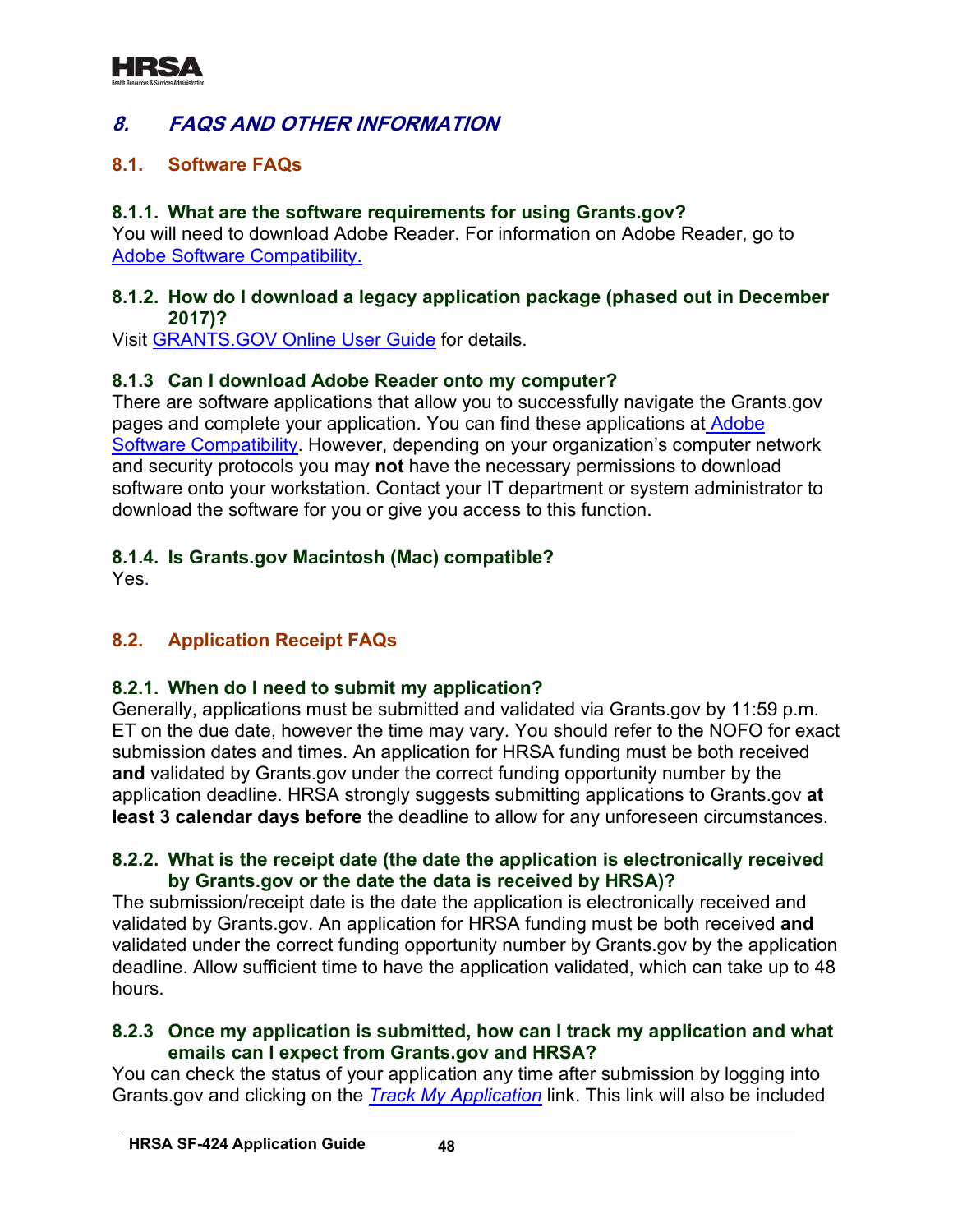# 8. FAQS AND OTHER INFORMATION

## 8.1. Software FAQs

### 8.1.1. What are the software requirements for using Grants.gov?

You will need to download Adobe Reader. For information on Adobe Reader, go to [Adobe Software Compatibility.](#)

### 8.1.2. How do I download a legacy application package (phased out in December 2017)?

Visit [GRANTS.GOV Online User Guide](#) for details.

### 8.1.3 Can I download Adobe Reader onto my computer?

There are software applications that allow you to successfully navigate the Grants.gov pages and complete your application. You can find these applications at [Adobe Software Compatibility](#). However, depending on your organization's computer network and security protocols you may **not** have the necessary permissions to download software onto your workstation. Contact your IT department or system administrator to download the software for you or give you access to this function.

### 8.1.4. Is Grants.gov Macintosh (Mac) compatible?

Yes.

## 8.2. Application Receipt FAQs

### 8.2.1. When do I need to submit my application?

Generally, applications must be submitted and validated via Grants.gov by 11:59 p.m. ET on the due date, however the time may vary. You should refer to the NOFO for exact submission dates and times. An application for HRSA funding must be both received **and** validated by Grants.gov under the correct funding opportunity number by the application deadline. HRSA strongly suggests submitting applications to Grants.gov **at least 3 calendar days before** the deadline to allow for any unforeseen circumstances.

### 8.2.2. What is the receipt date (the date the application is electronically received by Grants.gov or the date the data is received by HRSA)?

The submission/receipt date is the date the application is electronically received and validated by Grants.gov. An application for HRSA funding must be both received **and** validated under the correct funding opportunity number by Grants.gov by the application deadline. Allow sufficient time to have the application validated, which can take up to 48 hours.

### 8.2.3 Once my application is submitted, how can I track my application and what emails can I expect from Grants.gov and HRSA?

You can check the status of your application any time after submission by logging into Grants.gov and clicking on the *[Track My Application](#)* link. This link will also be included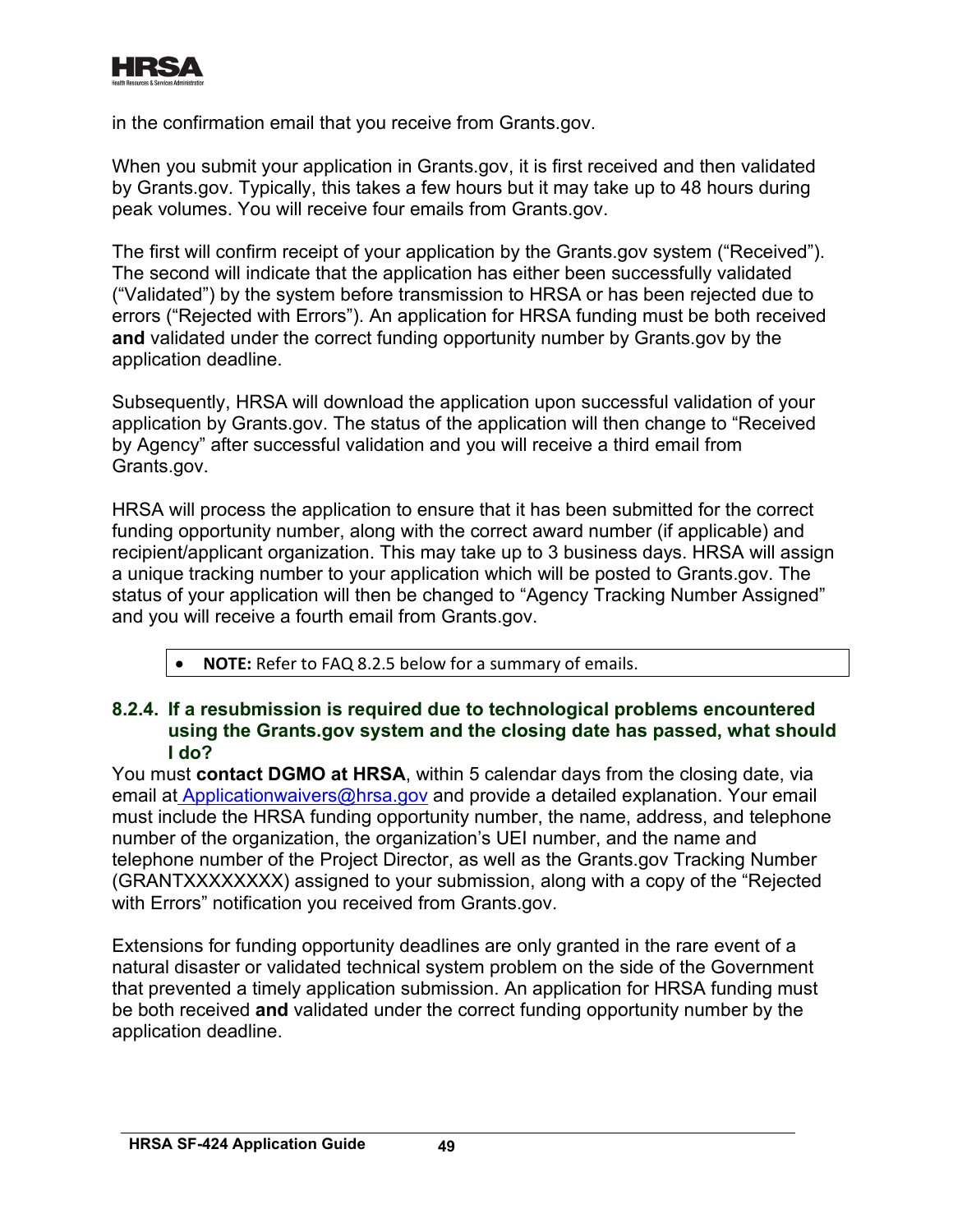in the confirmation email that you receive from Grants.gov.

When you submit your application in Grants.gov, it is first received and then validated by Grants.gov. Typically, this takes a few hours but it may take up to 48 hours during peak volumes. You will receive four emails from Grants.gov.

The first will confirm receipt of your application by the Grants.gov system ("Received"). The second will indicate that the application has either been successfully validated ("Validated") by the system before transmission to HRSA or has been rejected due to errors ("Rejected with Errors"). An application for HRSA funding must be both received **and** validated under the correct funding opportunity number by Grants.gov by the application deadline.

Subsequently, HRSA will download the application upon successful validation of your application by Grants.gov. The status of the application will then change to "Received by Agency" after successful validation and you will receive a third email from Grants.gov.

HRSA will process the application to ensure that it has been submitted for the correct funding opportunity number, along with the correct award number (if applicable) and recipient/applicant organization. This may take up to 3 business days. HRSA will assign a unique tracking number to your application which will be posted to Grants.gov. The status of your application will then be changed to "Agency Tracking Number Assigned" and you will receive a fourth email from Grants.gov.

- **NOTE:** Refer to FAQ 8.2.5 below for a summary of emails.

### 8.2.4. If a resubmission is required due to technological problems encountered using the Grants.gov system and the closing date has passed, what should I do?

You must **contact DGMO at HRSA**, within 5 calendar days from the closing date, via email at Applicationwaivers@hrsa.gov and provide a detailed explanation. Your email must include the HRSA funding opportunity number, the name, address, and telephone number of the organization, the organization's UEI number, and the name and telephone number of the Project Director, as well as the Grants.gov Tracking Number (GRANTXXXXXXXX) assigned to your submission, along with a copy of the "Rejected with Errors" notification you received from Grants.gov.

Extensions for funding opportunity deadlines are only granted in the rare event of a natural disaster or validated technical system problem on the side of the Government that prevented a timely application submission. An application for HRSA funding must be both received **and** validated under the correct funding opportunity number by the application deadline.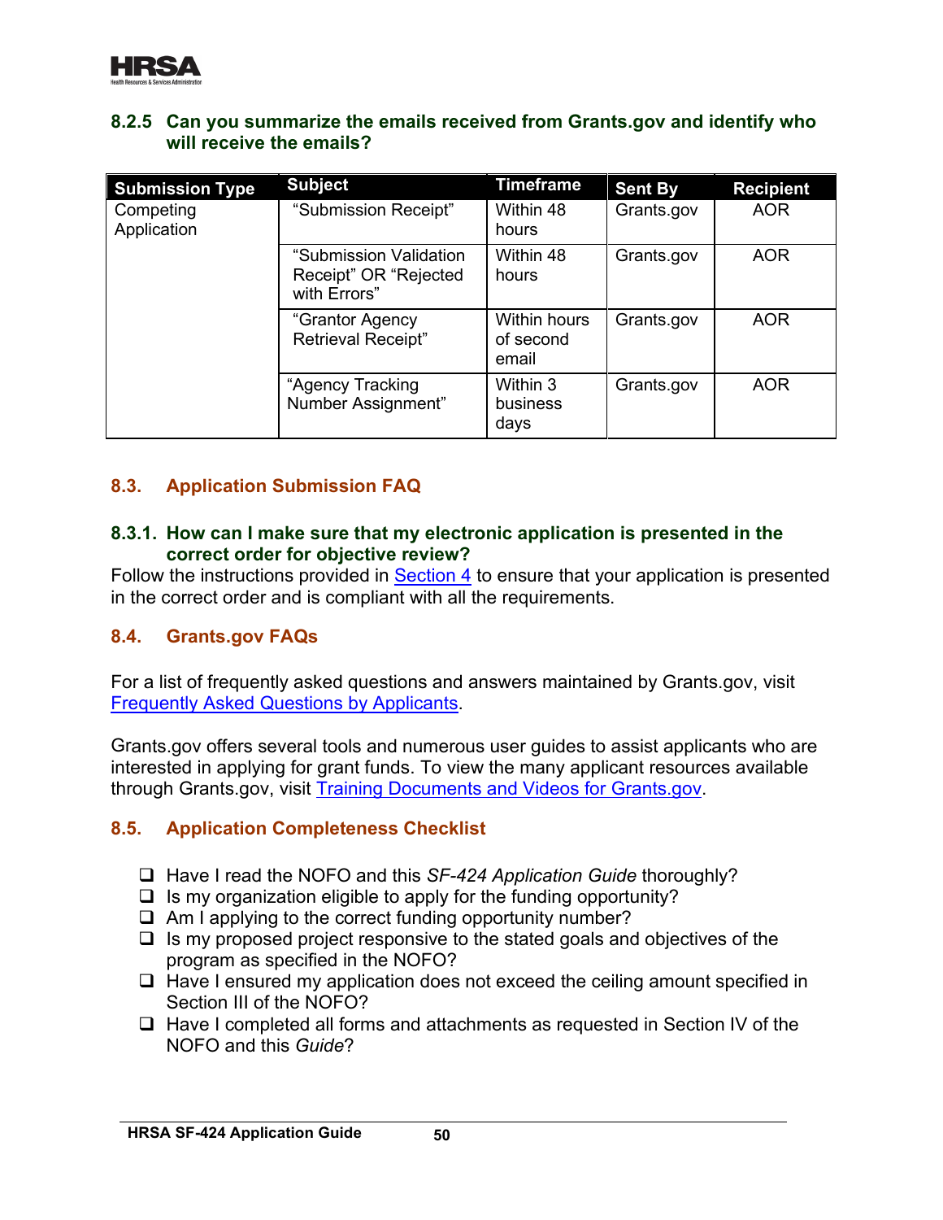### 8.2.5 Can you summarize the emails received from Grants.gov and identify who will receive the emails?

| Submission Type | Subject | Timeframe | Sent By | Recipient |
|---|---|---|---|---|
| Competing Application | "Submission Receipt" | Within 48 hours | Grants.gov | AOR |
| | "Submission Validation Receipt" OR "Rejected with Errors" | Within 48 hours | Grants.gov | AOR |
| | "Grantor Agency Retrieval Receipt" | Within hours of second email | Grants.gov | AOR |
| | "Agency Tracking Number Assignment" | Within 3 business days | Grants.gov | AOR |

## 8.3. Application Submission FAQ

### 8.3.1. How can I make sure that my electronic application is presented in the correct order for objective review?

Follow the instructions provided in Section 4 to ensure that your application is presented in the correct order and is compliant with all the requirements.

## 8.4. Grants.gov FAQs

For a list of frequently asked questions and answers maintained by Grants.gov, visit Frequently Asked Questions by Applicants.

Grants.gov offers several tools and numerous user guides to assist applicants who are interested in applying for grant funds. To view the many applicant resources available through Grants.gov, visit Training Documents and Videos for Grants.gov.

## 8.5. Application Completeness Checklist

- ❑ Have I read the NOFO and this *SF-424 Application Guide* thoroughly?
- ❑ Is my organization eligible to apply for the funding opportunity?
- ❑ Am I applying to the correct funding opportunity number?
- ❑ Is my proposed project responsive to the stated goals and objectives of the program as specified in the NOFO?
- ❑ Have I ensured my application does not exceed the ceiling amount specified in Section III of the NOFO?
- ❑ Have I completed all forms and attachments as requested in Section IV of the NOFO and this *Guide*?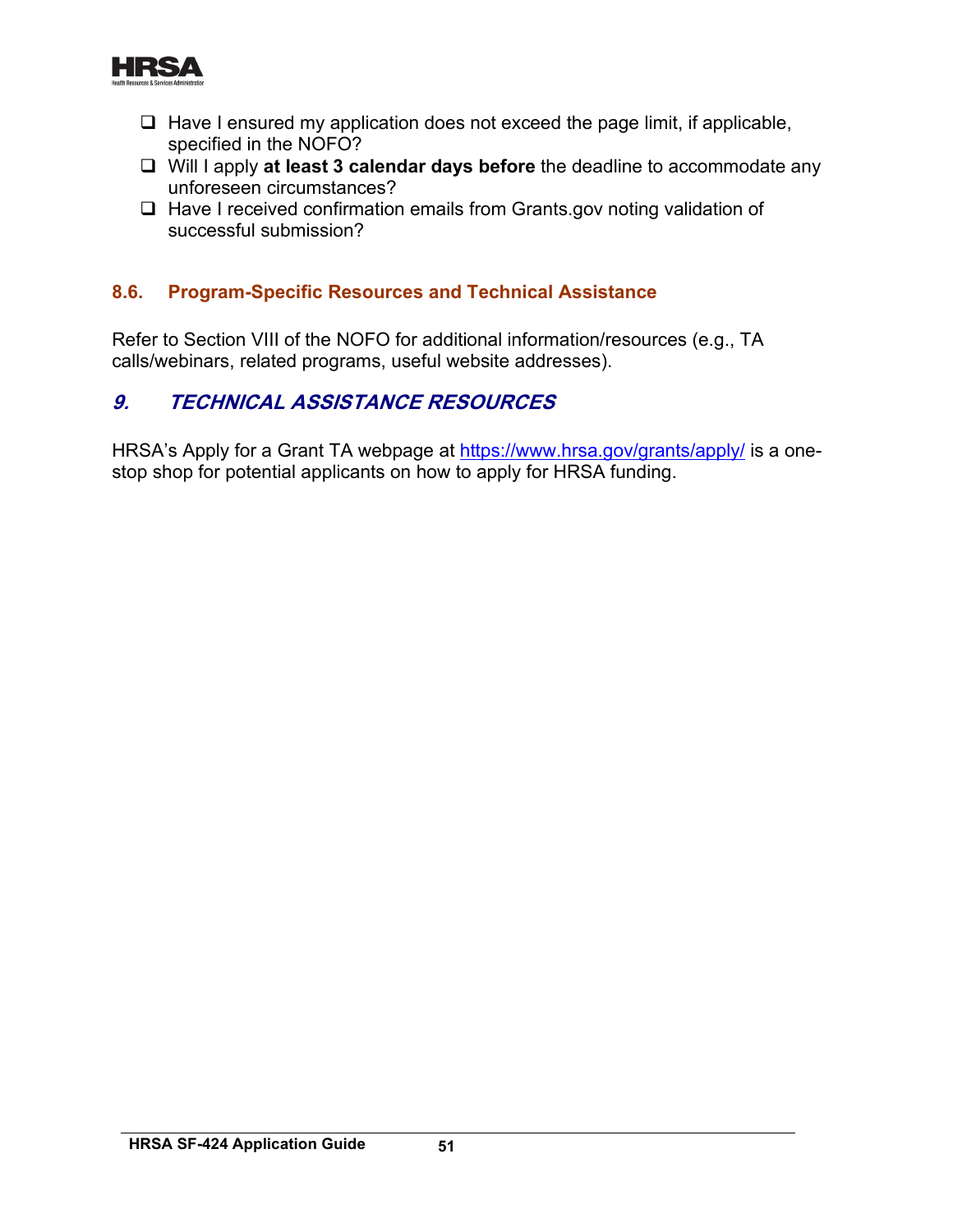- ❑ Have I ensured my application does not exceed the page limit, if applicable, specified in the NOFO?
- ❑ Will I apply **at least 3 calendar days before** the deadline to accommodate any unforeseen circumstances?
- ❑ Have I received confirmation emails from Grants.gov noting validation of successful submission?

### 8.6. Program-Specific Resources and Technical Assistance

Refer to Section VIII of the NOFO for additional information/resources (e.g., TA calls/webinars, related programs, useful website addresses).

## *9. TECHNICAL ASSISTANCE RESOURCES*

HRSA's Apply for a Grant TA webpage at [https://www.hrsa.gov/grants/apply/](https://www.hrsa.gov/grants/apply/) is a one-stop shop for potential applicants on how to apply for HRSA funding.